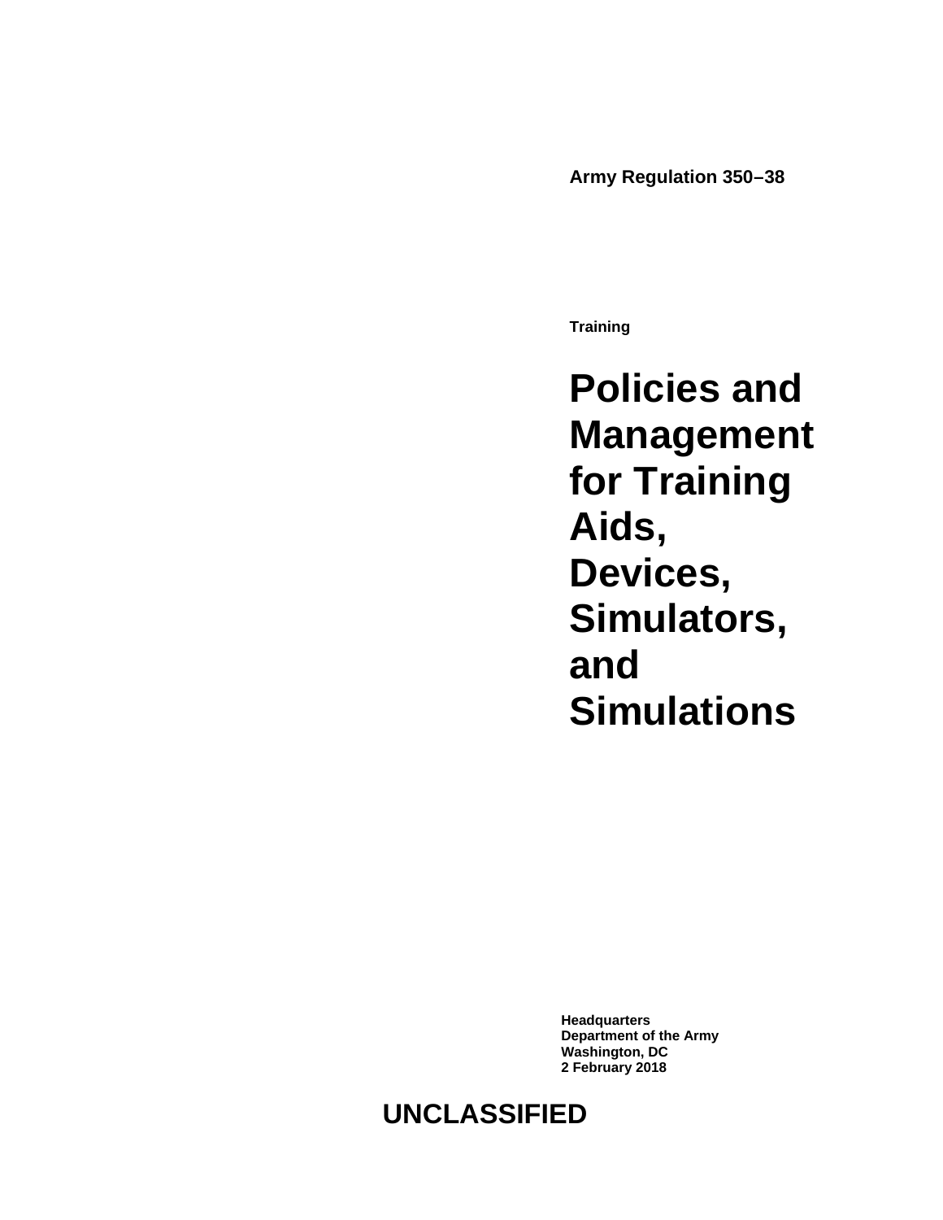**Army Regulation 350–38**

**Training**

# Policies and Management for Training Aids, Devices, Simulators, and Simulations

**Headquarters**
**Department of the Army**
**Washington, DC**
**2 February 2018**

**UNCLASSIFIED**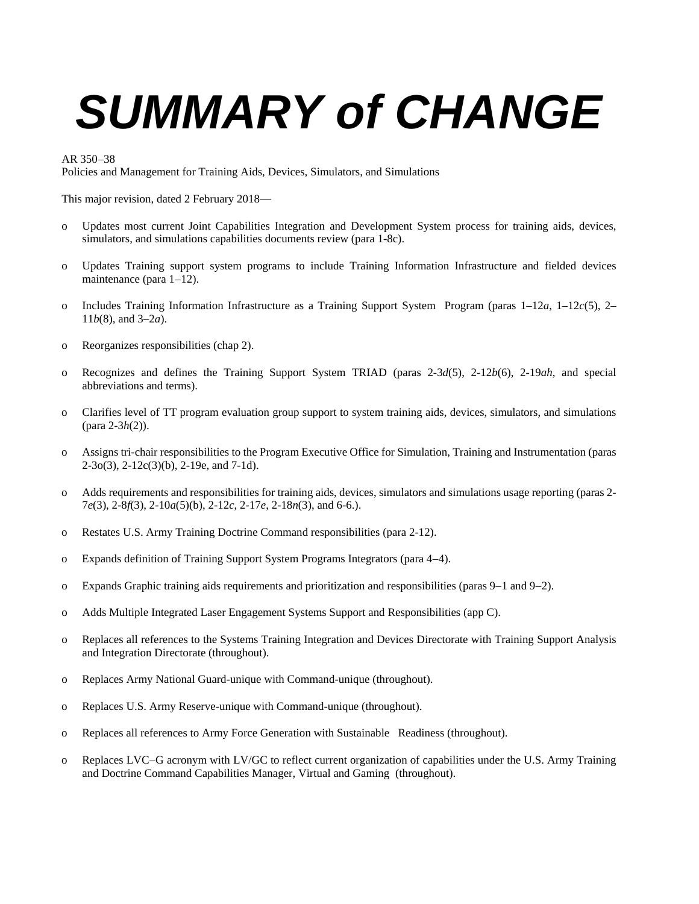# *SUMMARY of CHANGE*

AR 350–38
Policies and Management for Training Aids, Devices, Simulators, and Simulations

This major revision, dated 2 February 2018—

- o Updates most current Joint Capabilities Integration and Development System process for training aids, devices, simulators, and simulations capabilities documents review (para 1-8c).

- o Updates Training support system programs to include Training Information Infrastructure and fielded devices maintenance (para 1–12).

- o Includes Training Information Infrastructure as a Training Support System Program (paras 1–12*a*, 1–12*c*(5), 2–11*b*(8), and 3–2*a*).

- o Reorganizes responsibilities (chap 2).

- o Recognizes and defines the Training Support System TRIAD (paras 2-3*d*(5), 2-12*b*(6), 2-19*ah*, and special abbreviations and terms).

- o Clarifies level of TT program evaluation group support to system training aids, devices, simulators, and simulations (para 2-3*h*(2)).

- o Assigns tri-chair responsibilities to the Program Executive Office for Simulation, Training and Instrumentation (paras 2-3o(3), 2-12c(3)(b), 2-19e, and 7-1d).

- o Adds requirements and responsibilities for training aids, devices, simulators and simulations usage reporting (paras 2-7*e*(3), 2-8*f*(3), 2-10*a*(5)(b), 2-12*c*, 2-17*e*, 2-18*n*(3), and 6-6.).

- o Restates U.S. Army Training Doctrine Command responsibilities (para 2-12).

- o Expands definition of Training Support System Programs Integrators (para 4–4).

- o Expands Graphic training aids requirements and prioritization and responsibilities (paras 9–1 and 9–2).

- o Adds Multiple Integrated Laser Engagement Systems Support and Responsibilities (app C).

- o Replaces all references to the Systems Training Integration and Devices Directorate with Training Support Analysis and Integration Directorate (throughout).

- o Replaces Army National Guard-unique with Command-unique (throughout).

- o Replaces U.S. Army Reserve-unique with Command-unique (throughout).

- o Replaces all references to Army Force Generation with Sustainable Readiness (throughout).

- o Replaces LVC–G acronym with LV/GC to reflect current organization of capabilities under the U.S. Army Training and Doctrine Command Capabilities Manager, Virtual and Gaming (throughout).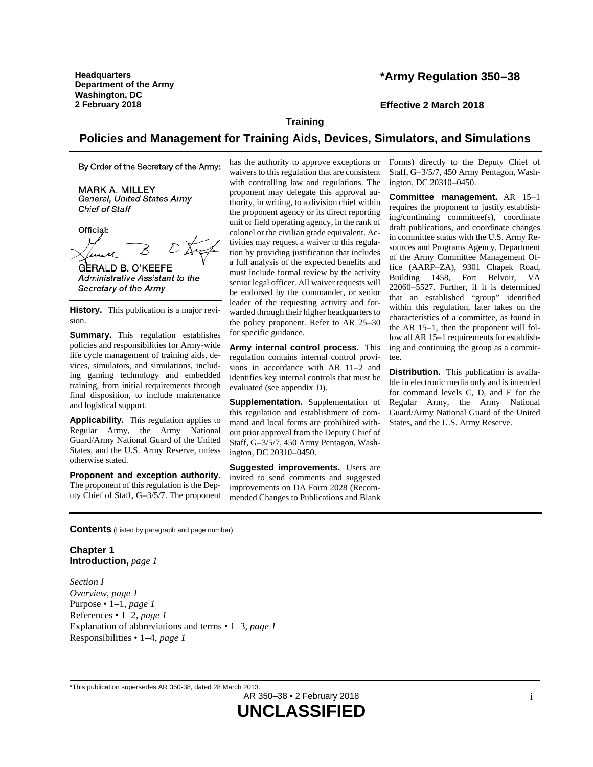Headquarters
Department of the Army
Washington, DC
2 February 2018

# *Army Regulation 350–38

**Effective 2 March 2018**

**Training**

## Policies and Management for Training Aids, Devices, Simulators, and Simulations

By Order of the Secretary of the Army:

MARK A. MILLEY
*General, United States Army*
*Chief of Staff*

Official:

GERALD B. O'KEEFE
*Administrative Assistant to the Secretary of the Army*

**History.** This publication is a major revision.

**Summary.** This regulation establishes policies and responsibilities for Army-wide life cycle management of training aids, devices, simulators, and simulations, including gaming technology and embedded training, from initial requirements through final disposition, to include maintenance and logistical support.

**Applicability.** This regulation applies to Regular Army, the Army National Guard/Army National Guard of the United States, and the U.S. Army Reserve, unless otherwise stated.

**Proponent and exception authority.** The proponent of this regulation is the Deputy Chief of Staff, G–3/5/7. The proponent has the authority to approve exceptions or waivers to this regulation that are consistent with controlling law and regulations. The proponent may delegate this approval authority, in writing, to a division chief within the proponent agency or its direct reporting unit or field operating agency, in the rank of colonel or the civilian grade equivalent. Activities may request a waiver to this regulation by providing justification that includes a full analysis of the expected benefits and must include formal review by the activity senior legal officer. All waiver requests will be endorsed by the commander, or senior leader of the requesting activity and forwarded through their higher headquarters to the policy proponent. Refer to AR 25–30 for specific guidance.

**Army internal control process.** This regulation contains internal control provisions in accordance with AR 11–2 and identifies key internal controls that must be evaluated (see appendix D).

**Supplementation.** Supplementation of this regulation and establishment of command and local forms are prohibited without prior approval from the Deputy Chief of Staff, G–3/5/7, 450 Army Pentagon, Washington, DC 20310–0450.

**Suggested improvements.** Users are invited to send comments and suggested improvements on DA Form 2028 (Recommended Changes to Publications and Blank Forms) directly to the Deputy Chief of Staff, G–3/5/7, 450 Army Pentagon, Washington, DC 20310–0450.

**Committee management.** AR 15–1 requires the proponent to justify establishing/continuing committee(s), coordinate draft publications, and coordinate changes in committee status with the U.S. Army Resources and Programs Agency, Department of the Army Committee Management Office (AARP–ZA), 9301 Chapek Road, Building 1458, Fort Belvoir, VA 22060–5527. Further, if it is determined that an established "group" identified within this regulation, later takes on the characteristics of a committee, as found in the AR 15–1, then the proponent will follow all AR 15–1 requirements for establishing and continuing the group as a committee.

**Distribution.** This publication is available in electronic media only and is intended for command levels C, D, and E for the Regular Army, the Army National Guard/Army National Guard of the United States, and the U.S. Army Reserve.

**Contents** (Listed by paragraph and page number)

**Chapter 1**
**Introduction,** *page 1*

*Section I*
*Overview, page 1*
Purpose • 1–1, *page 1*
References • 1–2, *page 1*
Explanation of abbreviations and terms • 1–3, *page 1*
Responsibilities • 1–4, *page 1*

*This publication supersedes AR 350-38, dated 28 March 2013.

UNCLASSIFIED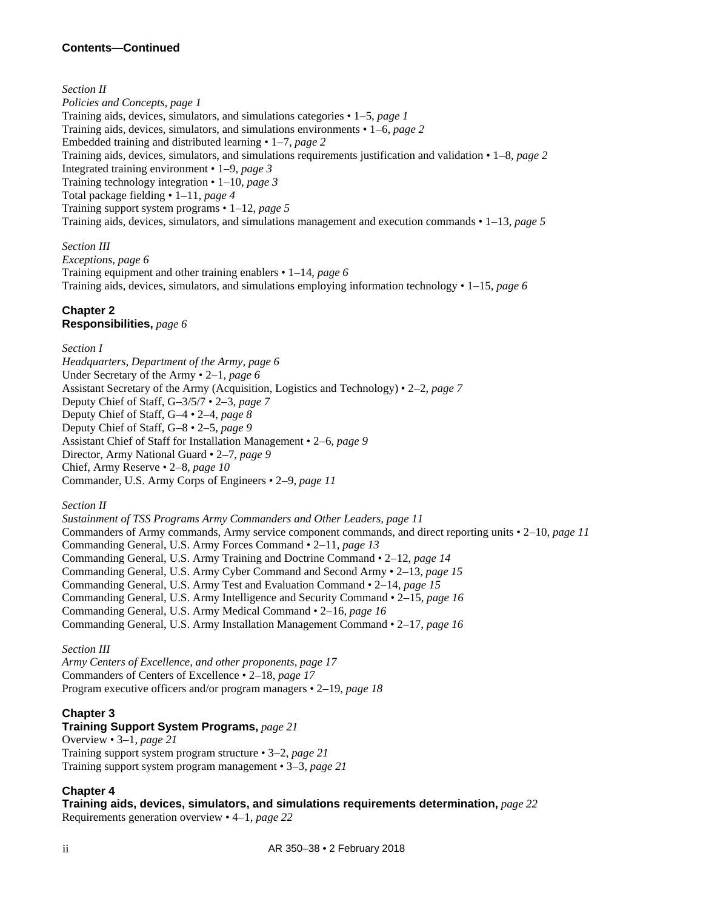**Contents—Continued**

*Section II*
*Policies and Concepts, page 1*
Training aids, devices, simulators, and simulations categories • 1–5, *page 1*
Training aids, devices, simulators, and simulations environments • 1–6, *page 2*
Embedded training and distributed learning • 1–7, *page 2*
Training aids, devices, simulators, and simulations requirements justification and validation • 1–8, *page 2*
Integrated training environment • 1–9, *page 3*
Training technology integration • 1–10, *page 3*
Total package fielding • 1–11, *page 4*
Training support system programs • 1–12, *page 5*
Training aids, devices, simulators, and simulations management and execution commands • 1–13, *page 5*

*Section III*
*Exceptions, page 6*
Training equipment and other training enablers • 1–14, *page 6*
Training aids, devices, simulators, and simulations employing information technology • 1–15, *page 6*

**Chapter 2**
**Responsibilities,** *page 6*

*Section I*
*Headquarters, Department of the Army, page 6*
Under Secretary of the Army • 2–1, *page 6*
Assistant Secretary of the Army (Acquisition, Logistics and Technology) • 2–2, *page 7*
Deputy Chief of Staff, G–3/5/7 • 2–3, *page 7*
Deputy Chief of Staff, G–4 • 2–4, *page 8*
Deputy Chief of Staff, G–8 • 2–5, *page 9*
Assistant Chief of Staff for Installation Management • 2–6, *page 9*
Director, Army National Guard • 2–7, *page 9*
Chief, Army Reserve • 2–8, *page 10*
Commander, U.S. Army Corps of Engineers • 2–9, *page 11*

*Section II*
*Sustainment of TSS Programs Army Commanders and Other Leaders, page 11*
Commanders of Army commands, Army service component commands, and direct reporting units • 2–10, *page 11*
Commanding General, U.S. Army Forces Command • 2–11, *page 13*
Commanding General, U.S. Army Training and Doctrine Command • 2–12, *page 14*
Commanding General, U.S. Army Cyber Command and Second Army • 2–13, *page 15*
Commanding General, U.S. Army Test and Evaluation Command • 2–14, *page 15*
Commanding General, U.S. Army Intelligence and Security Command • 2–15, *page 16*
Commanding General, U.S. Army Medical Command • 2–16, *page 16*
Commanding General, U.S. Army Installation Management Command • 2–17, *page 16*

*Section III*
*Army Centers of Excellence, and other proponents, page 17*
Commanders of Centers of Excellence • 2–18, *page 17*
Program executive officers and/or program managers • 2–19, *page 18*

**Chapter 3**
**Training Support System Programs,** *page 21*
Overview • 3–1, *page 21*
Training support system program structure • 3–2, *page 21*
Training support system program management • 3–3, *page 21*

**Chapter 4**
**Training aids, devices, simulators, and simulations requirements determination,** *page 22*
Requirements generation overview • 4–1, *page 22*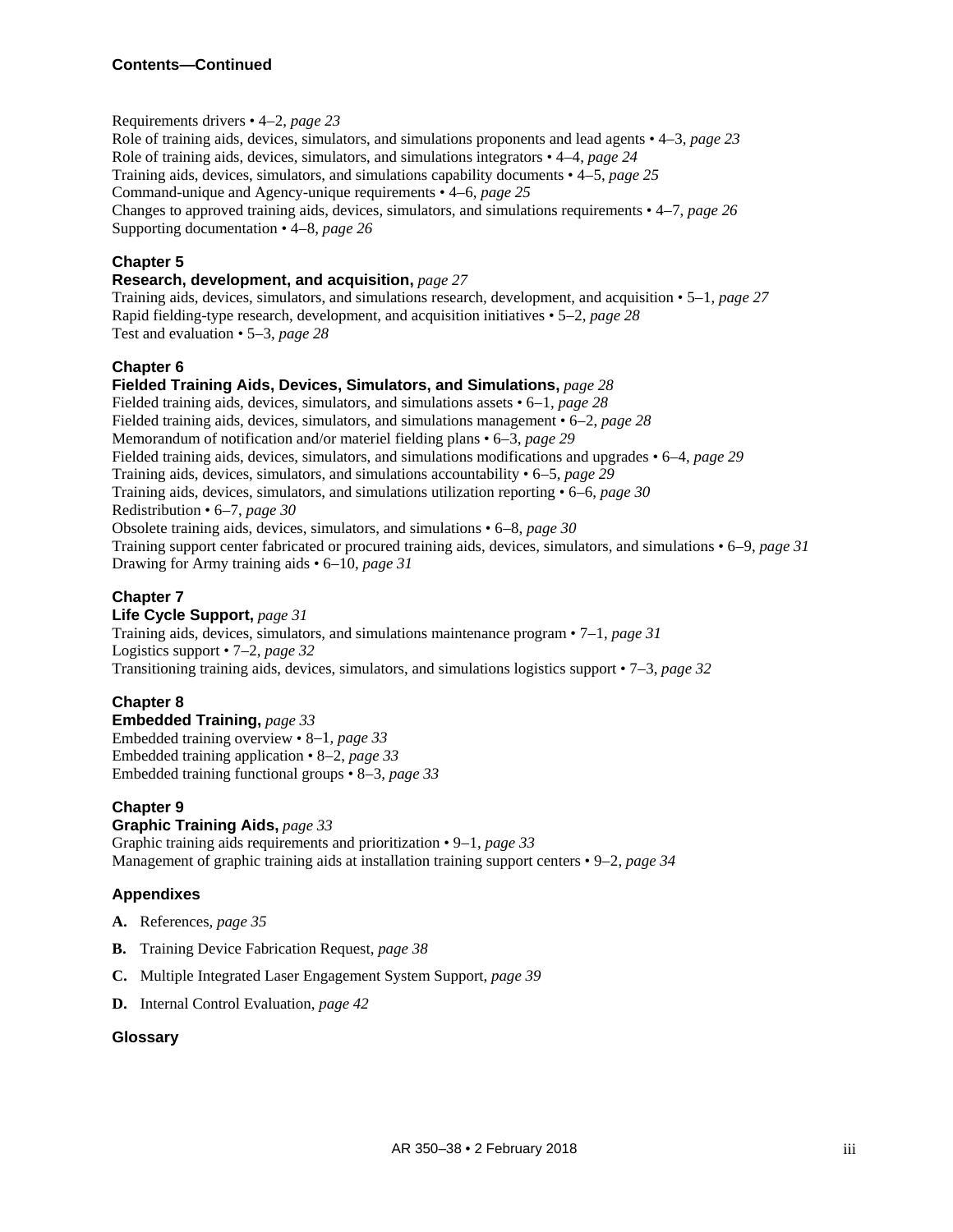**Contents—Continued**

Requirements drivers • 4–2, *page 23*
Role of training aids, devices, simulators, and simulations proponents and lead agents • 4–3, *page 23*
Role of training aids, devices, simulators, and simulations integrators • 4–4, *page 24*
Training aids, devices, simulators, and simulations capability documents • 4–5, *page 25*
Command-unique and Agency-unique requirements • 4–6, *page 25*
Changes to approved training aids, devices, simulators, and simulations requirements • 4–7, *page 26*
Supporting documentation • 4–8, *page 26*

**Chapter 5**
**Research, development, and acquisition,** *page 27*
Training aids, devices, simulators, and simulations research, development, and acquisition • 5–1, *page 27*
Rapid fielding-type research, development, and acquisition initiatives • 5–2, *page 28*
Test and evaluation • 5–3, *page 28*

**Chapter 6**
**Fielded Training Aids, Devices, Simulators, and Simulations,** *page 28*
Fielded training aids, devices, simulators, and simulations assets • 6–1, *page 28*
Fielded training aids, devices, simulators, and simulations management • 6–2, *page 28*
Memorandum of notification and/or materiel fielding plans • 6–3, *page 29*
Fielded training aids, devices, simulators, and simulations modifications and upgrades • 6–4, *page 29*
Training aids, devices, simulators, and simulations accountability • 6–5, *page 29*
Training aids, devices, simulators, and simulations utilization reporting • 6–6, *page 30*
Redistribution • 6–7, *page 30*
Obsolete training aids, devices, simulators, and simulations • 6–8, *page 30*
Training support center fabricated or procured training aids, devices, simulators, and simulations • 6–9, *page 31*
Drawing for Army training aids • 6–10, *page 31*

**Chapter 7**
**Life Cycle Support,** *page 31*
Training aids, devices, simulators, and simulations maintenance program • 7–1, *page 31*
Logistics support • 7–2, *page 32*
Transitioning training aids, devices, simulators, and simulations logistics support • 7–3, *page 32*

**Chapter 8**
**Embedded Training,** *page 33*
Embedded training overview • 8–1, *page 33*
Embedded training application • 8–2, *page 33*
Embedded training functional groups • 8–3, *page 33*

**Chapter 9**
**Graphic Training Aids,** *page 33*
Graphic training aids requirements and prioritization • 9–1, *page 33*
Management of graphic training aids at installation training support centers • 9–2, *page 34*

**Appendixes**

**A.** References, *page 35*

**B.** Training Device Fabrication Request, *page 38*

**C.** Multiple Integrated Laser Engagement System Support, *page 39*

**D.** Internal Control Evaluation, *page 42*

**Glossary**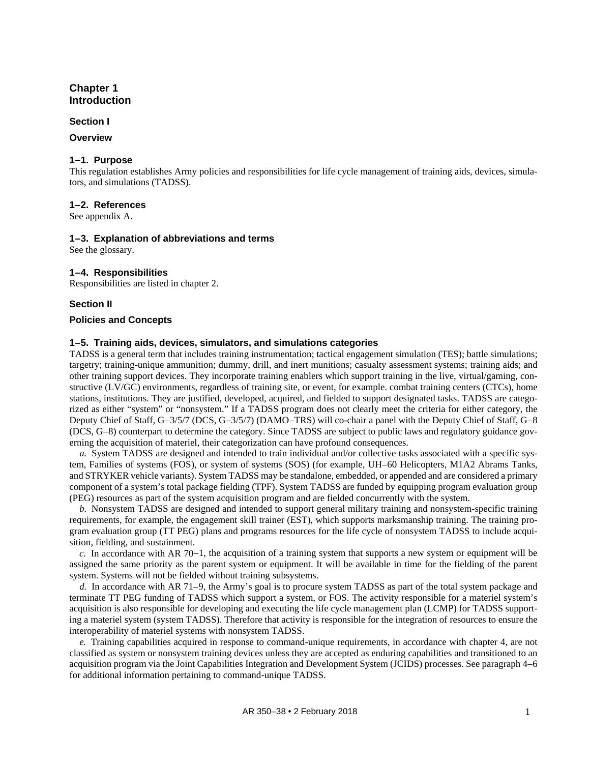# Chapter 1
# Introduction

## Section I

## Overview

### 1–1. Purpose

This regulation establishes Army policies and responsibilities for life cycle management of training aids, devices, simulators, and simulations (TADSS).

### 1–2. References

See appendix A.

### 1–3. Explanation of abbreviations and terms

See the glossary.

### 1–4. Responsibilities

Responsibilities are listed in chapter 2.

## Section II

## Policies and Concepts

### 1–5. Training aids, devices, simulators, and simulations categories

TADSS is a general term that includes training instrumentation; tactical engagement simulation (TES); battle simulations; targetry; training-unique ammunition; dummy, drill, and inert munitions; casualty assessment systems; training aids; and other training support devices. They incorporate training enablers which support training in the live, virtual/gaming, constructive (LV/GC) environments, regardless of training site, or event, for example. combat training centers (CTCs), home stations, institutions. They are justified, developed, acquired, and fielded to support designated tasks. TADSS are categorized as either "system" or "nonsystem." If a TADSS program does not clearly meet the criteria for either category, the Deputy Chief of Staff, G–3/5/7 (DCS, G–3/5/7) (DAMO–TRS) will co-chair a panel with the Deputy Chief of Staff, G–8 (DCS, G–8) counterpart to determine the category. Since TADSS are subject to public laws and regulatory guidance governing the acquisition of materiel, their categorization can have profound consequences.

*a.* System TADSS are designed and intended to train individual and/or collective tasks associated with a specific system, Families of systems (FOS), or system of systems (SOS) (for example, UH–60 Helicopters, M1A2 Abrams Tanks, and STRYKER vehicle variants). System TADSS may be standalone, embedded, or appended and are considered a primary component of a system's total package fielding (TPF). System TADSS are funded by equipping program evaluation group (PEG) resources as part of the system acquisition program and are fielded concurrently with the system.

*b.* Nonsystem TADSS are designed and intended to support general military training and nonsystem-specific training requirements, for example, the engagement skill trainer (EST), which supports marksmanship training. The training program evaluation group (TT PEG) plans and programs resources for the life cycle of nonsystem TADSS to include acquisition, fielding, and sustainment.

*c.* In accordance with AR 70–1, the acquisition of a training system that supports a new system or equipment will be assigned the same priority as the parent system or equipment. It will be available in time for the fielding of the parent system. Systems will not be fielded without training subsystems.

*d.* In accordance with AR 71–9, the Army's goal is to procure system TADSS as part of the total system package and terminate TT PEG funding of TADSS which support a system, or FOS. The activity responsible for a materiel system's acquisition is also responsible for developing and executing the life cycle management plan (LCMP) for TADSS supporting a materiel system (system TADSS). Therefore that activity is responsible for the integration of resources to ensure the interoperability of materiel systems with nonsystem TADSS.

*e.* Training capabilities acquired in response to command-unique requirements, in accordance with chapter 4, are not classified as system or nonsystem training devices unless they are accepted as enduring capabilities and transitioned to an acquisition program via the Joint Capabilities Integration and Development System (JCIDS) processes. See paragraph 4–6 for additional information pertaining to command-unique TADSS.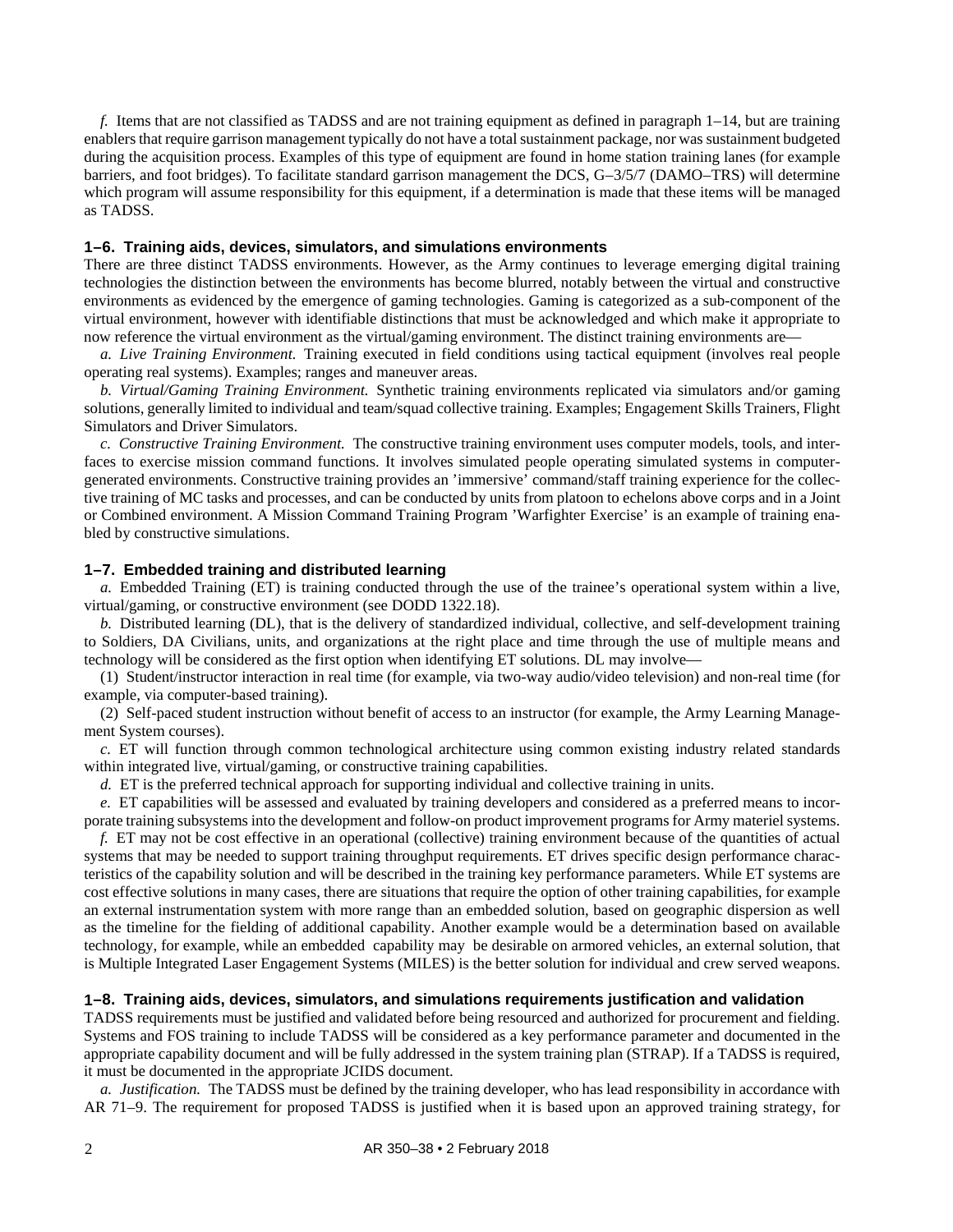*f.* Items that are not classified as TADSS and are not training equipment as defined in paragraph 1–14, but are training enablers that require garrison management typically do not have a total sustainment package, nor was sustainment budgeted during the acquisition process. Examples of this type of equipment are found in home station training lanes (for example barriers, and foot bridges). To facilitate standard garrison management the DCS, G–3/5/7 (DAMO–TRS) will determine which program will assume responsibility for this equipment, if a determination is made that these items will be managed as TADSS.

### 1–6. Training aids, devices, simulators, and simulations environments

There are three distinct TADSS environments. However, as the Army continues to leverage emerging digital training technologies the distinction between the environments has become blurred, notably between the virtual and constructive environments as evidenced by the emergence of gaming technologies. Gaming is categorized as a sub-component of the virtual environment, however with identifiable distinctions that must be acknowledged and which make it appropriate to now reference the virtual environment as the virtual/gaming environment. The distinct training environments are—

*a. Live Training Environment.* Training executed in field conditions using tactical equipment (involves real people operating real systems). Examples; ranges and maneuver areas.

*b. Virtual/Gaming Training Environment.* Synthetic training environments replicated via simulators and/or gaming solutions, generally limited to individual and team/squad collective training. Examples; Engagement Skills Trainers, Flight Simulators and Driver Simulators.

*c. Constructive Training Environment.* The constructive training environment uses computer models, tools, and interfaces to exercise mission command functions. It involves simulated people operating simulated systems in computer-generated environments. Constructive training provides an 'immersive' command/staff training experience for the collective training of MC tasks and processes, and can be conducted by units from platoon to echelons above corps and in a Joint or Combined environment. A Mission Command Training Program 'Warfighter Exercise' is an example of training enabled by constructive simulations.

### 1–7. Embedded training and distributed learning

*a.* Embedded Training (ET) is training conducted through the use of the trainee's operational system within a live, virtual/gaming, or constructive environment (see DODD 1322.18).

*b.* Distributed learning (DL), that is the delivery of standardized individual, collective, and self-development training to Soldiers, DA Civilians, units, and organizations at the right place and time through the use of multiple means and technology will be considered as the first option when identifying ET solutions. DL may involve—

(1) Student/instructor interaction in real time (for example, via two-way audio/video television) and non-real time (for example, via computer-based training).

(2) Self-paced student instruction without benefit of access to an instructor (for example, the Army Learning Management System courses).

*c.* ET will function through common technological architecture using common existing industry related standards within integrated live, virtual/gaming, or constructive training capabilities.

*d.* ET is the preferred technical approach for supporting individual and collective training in units.

*e.* ET capabilities will be assessed and evaluated by training developers and considered as a preferred means to incorporate training subsystems into the development and follow-on product improvement programs for Army materiel systems.

*f.* ET may not be cost effective in an operational (collective) training environment because of the quantities of actual systems that may be needed to support training throughput requirements. ET drives specific design performance characteristics of the capability solution and will be described in the training key performance parameters. While ET systems are cost effective solutions in many cases, there are situations that require the option of other training capabilities, for example an external instrumentation system with more range than an embedded solution, based on geographic dispersion as well as the timeline for the fielding of additional capability. Another example would be a determination based on available technology, for example, while an embedded capability may be desirable on armored vehicles, an external solution, that is Multiple Integrated Laser Engagement Systems (MILES) is the better solution for individual and crew served weapons.

### 1–8. Training aids, devices, simulators, and simulations requirements justification and validation

TADSS requirements must be justified and validated before being resourced and authorized for procurement and fielding. Systems and FOS training to include TADSS will be considered as a key performance parameter and documented in the appropriate capability document and will be fully addressed in the system training plan (STRAP). If a TADSS is required, it must be documented in the appropriate JCIDS document.

*a. Justification.* The TADSS must be defined by the training developer, who has lead responsibility in accordance with AR 71–9. The requirement for proposed TADSS is justified when it is based upon an approved training strategy, for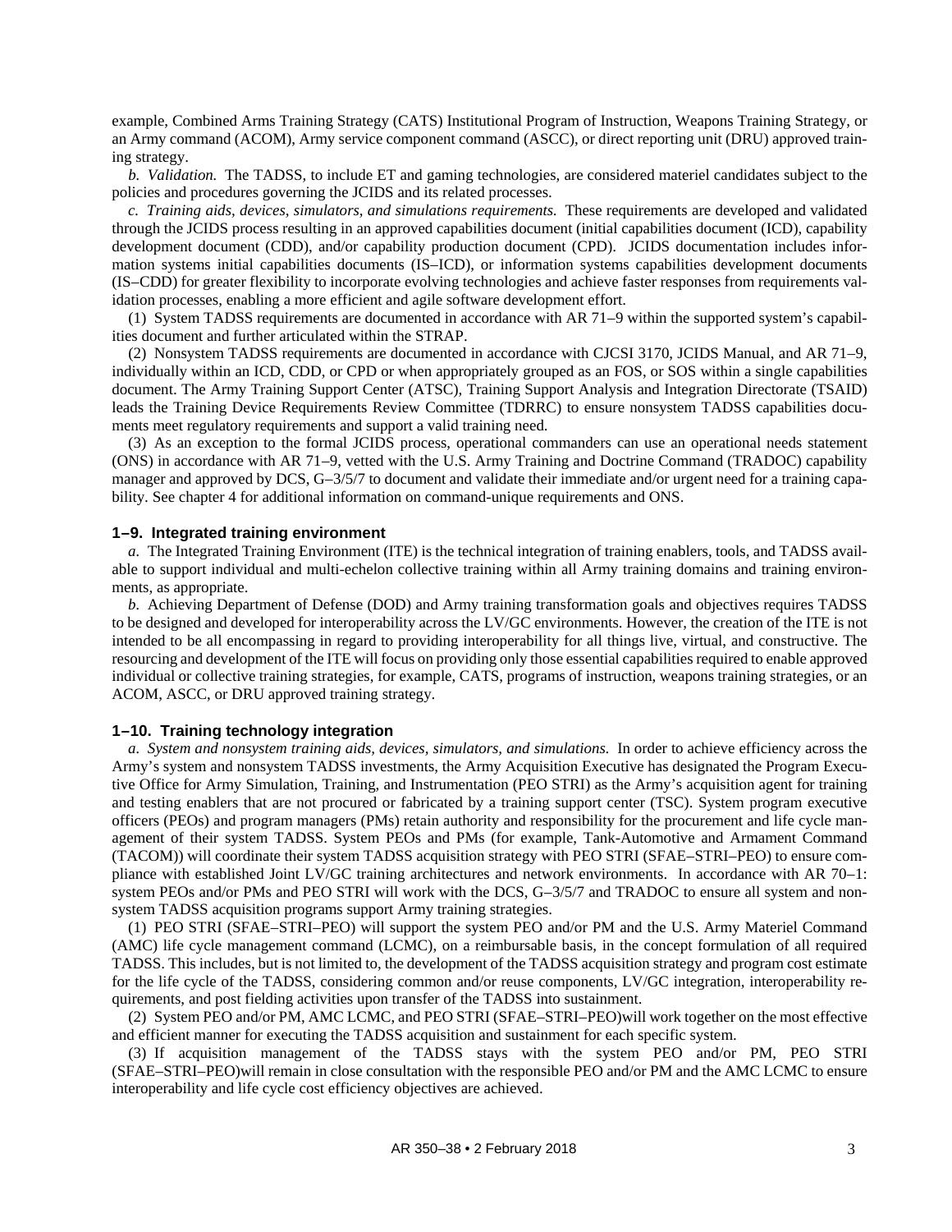example, Combined Arms Training Strategy (CATS) Institutional Program of Instruction, Weapons Training Strategy, or an Army command (ACOM), Army service component command (ASCC), or direct reporting unit (DRU) approved training strategy.

*b. Validation.* The TADSS, to include ET and gaming technologies, are considered materiel candidates subject to the policies and procedures governing the JCIDS and its related processes.

*c. Training aids, devices, simulators, and simulations requirements.* These requirements are developed and validated through the JCIDS process resulting in an approved capabilities document (initial capabilities document (ICD), capability development document (CDD), and/or capability production document (CPD). JCIDS documentation includes information systems initial capabilities documents (IS–ICD), or information systems capabilities development documents (IS–CDD) for greater flexibility to incorporate evolving technologies and achieve faster responses from requirements validation processes, enabling a more efficient and agile software development effort.

(1) System TADSS requirements are documented in accordance with AR 71–9 within the supported system's capabilities document and further articulated within the STRAP.

(2) Nonsystem TADSS requirements are documented in accordance with CJCSI 3170, JCIDS Manual, and AR 71–9, individually within an ICD, CDD, or CPD or when appropriately grouped as an FOS, or SOS within a single capabilities document. The Army Training Support Center (ATSC), Training Support Analysis and Integration Directorate (TSAID) leads the Training Device Requirements Review Committee (TDRRC) to ensure nonsystem TADSS capabilities documents meet regulatory requirements and support a valid training need.

(3) As an exception to the formal JCIDS process, operational commanders can use an operational needs statement (ONS) in accordance with AR 71–9, vetted with the U.S. Army Training and Doctrine Command (TRADOC) capability manager and approved by DCS, G–3/5/7 to document and validate their immediate and/or urgent need for a training capability. See chapter 4 for additional information on command-unique requirements and ONS.

### 1–9. Integrated training environment

*a.* The Integrated Training Environment (ITE) is the technical integration of training enablers, tools, and TADSS available to support individual and multi-echelon collective training within all Army training domains and training environments, as appropriate.

*b.* Achieving Department of Defense (DOD) and Army training transformation goals and objectives requires TADSS to be designed and developed for interoperability across the LV/GC environments. However, the creation of the ITE is not intended to be all encompassing in regard to providing interoperability for all things live, virtual, and constructive. The resourcing and development of the ITE will focus on providing only those essential capabilities required to enable approved individual or collective training strategies, for example, CATS, programs of instruction, weapons training strategies, or an ACOM, ASCC, or DRU approved training strategy.

### 1–10. Training technology integration

*a. System and nonsystem training aids, devices, simulators, and simulations.* In order to achieve efficiency across the Army's system and nonsystem TADSS investments, the Army Acquisition Executive has designated the Program Executive Office for Army Simulation, Training, and Instrumentation (PEO STRI) as the Army's acquisition agent for training and testing enablers that are not procured or fabricated by a training support center (TSC). System program executive officers (PEOs) and program managers (PMs) retain authority and responsibility for the procurement and life cycle management of their system TADSS. System PEOs and PMs (for example, Tank-Automotive and Armament Command (TACOM)) will coordinate their system TADSS acquisition strategy with PEO STRI (SFAE–STRI–PEO) to ensure compliance with established Joint LV/GC training architectures and network environments. In accordance with AR 70–1: system PEOs and/or PMs and PEO STRI will work with the DCS, G–3/5/7 and TRADOC to ensure all system and nonsystem TADSS acquisition programs support Army training strategies.

(1) PEO STRI (SFAE–STRI–PEO) will support the system PEO and/or PM and the U.S. Army Materiel Command (AMC) life cycle management command (LCMC), on a reimbursable basis, in the concept formulation of all required TADSS. This includes, but is not limited to, the development of the TADSS acquisition strategy and program cost estimate for the life cycle of the TADSS, considering common and/or reuse components, LV/GC integration, interoperability requirements, and post fielding activities upon transfer of the TADSS into sustainment.

(2) System PEO and/or PM, AMC LCMC, and PEO STRI (SFAE–STRI–PEO)will work together on the most effective and efficient manner for executing the TADSS acquisition and sustainment for each specific system.

(3) If acquisition management of the TADSS stays with the system PEO and/or PM, PEO STRI (SFAE–STRI–PEO)will remain in close consultation with the responsible PEO and/or PM and the AMC LCMC to ensure interoperability and life cycle cost efficiency objectives are achieved.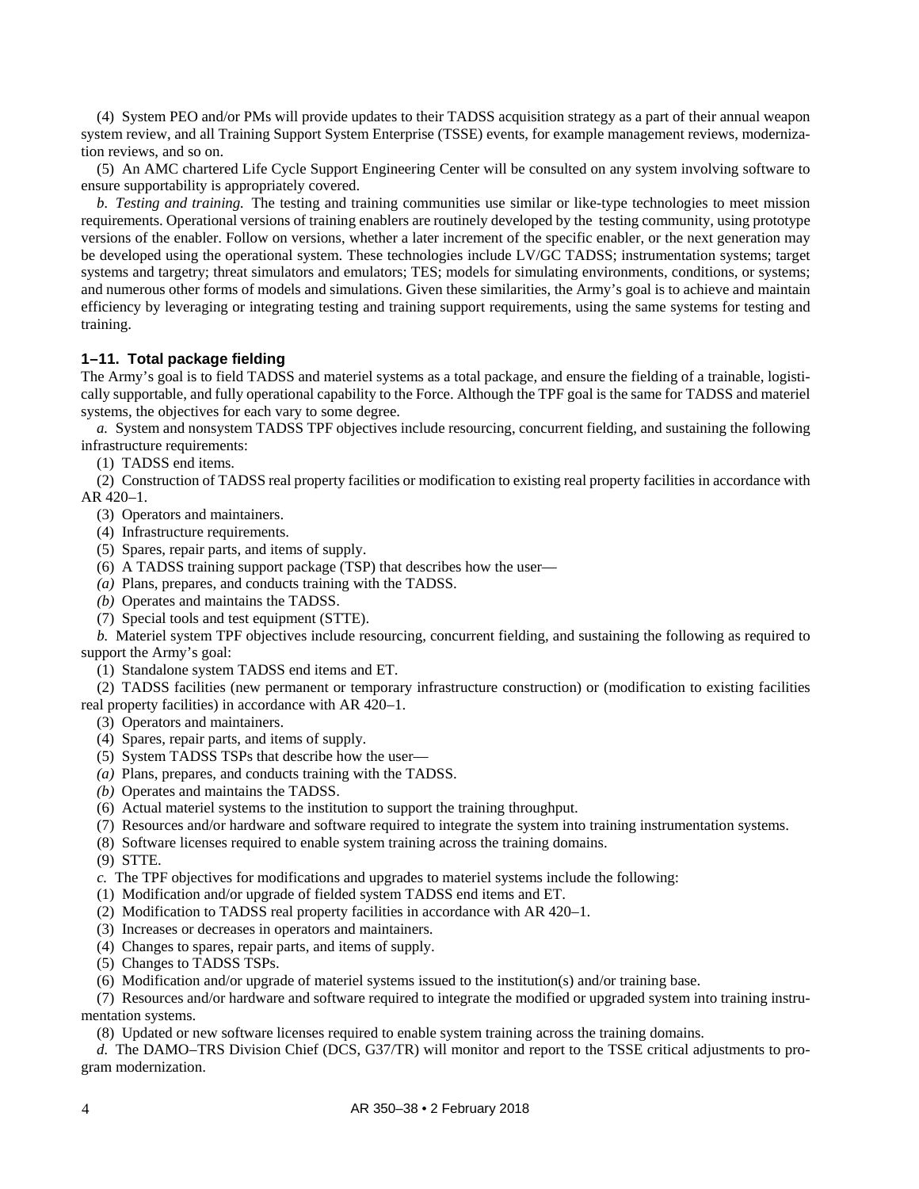(4) System PEO and/or PMs will provide updates to their TADSS acquisition strategy as a part of their annual weapon system review, and all Training Support System Enterprise (TSSE) events, for example management reviews, modernization reviews, and so on.

(5) An AMC chartered Life Cycle Support Engineering Center will be consulted on any system involving software to ensure supportability is appropriately covered.

*b. Testing and training.* The testing and training communities use similar or like-type technologies to meet mission requirements. Operational versions of training enablers are routinely developed by the testing community, using prototype versions of the enabler. Follow on versions, whether a later increment of the specific enabler, or the next generation may be developed using the operational system. These technologies include LV/GC TADSS; instrumentation systems; target systems and targetry; threat simulators and emulators; TES; models for simulating environments, conditions, or systems; and numerous other forms of models and simulations. Given these similarities, the Army's goal is to achieve and maintain efficiency by leveraging or integrating testing and training support requirements, using the same systems for testing and training.

### 1–11. Total package fielding

The Army's goal is to field TADSS and materiel systems as a total package, and ensure the fielding of a trainable, logistically supportable, and fully operational capability to the Force. Although the TPF goal is the same for TADSS and materiel systems, the objectives for each vary to some degree.

*a.* System and nonsystem TADSS TPF objectives include resourcing, concurrent fielding, and sustaining the following infrastructure requirements:

(1) TADSS end items.

(2) Construction of TADSS real property facilities or modification to existing real property facilities in accordance with AR 420–1.

(3) Operators and maintainers.

(4) Infrastructure requirements.

(5) Spares, repair parts, and items of supply.

(6) A TADSS training support package (TSP) that describes how the user—

*(a)* Plans, prepares, and conducts training with the TADSS.

*(b)* Operates and maintains the TADSS.

(7) Special tools and test equipment (STTE).

*b.* Materiel system TPF objectives include resourcing, concurrent fielding, and sustaining the following as required to support the Army's goal:

(1) Standalone system TADSS end items and ET.

(2) TADSS facilities (new permanent or temporary infrastructure construction) or (modification to existing facilities real property facilities) in accordance with AR 420–1.

(3) Operators and maintainers.

(4) Spares, repair parts, and items of supply.

(5) System TADSS TSPs that describe how the user—

*(a)* Plans, prepares, and conducts training with the TADSS.

*(b)* Operates and maintains the TADSS.

(6) Actual materiel systems to the institution to support the training throughput.

(7) Resources and/or hardware and software required to integrate the system into training instrumentation systems.

(8) Software licenses required to enable system training across the training domains.

(9) STTE.

*c.* The TPF objectives for modifications and upgrades to materiel systems include the following:

(1) Modification and/or upgrade of fielded system TADSS end items and ET.

(2) Modification to TADSS real property facilities in accordance with AR 420–1.

(3) Increases or decreases in operators and maintainers.

(4) Changes to spares, repair parts, and items of supply.

(5) Changes to TADSS TSPs.

(6) Modification and/or upgrade of materiel systems issued to the institution(s) and/or training base.

(7) Resources and/or hardware and software required to integrate the modified or upgraded system into training instrumentation systems.

(8) Updated or new software licenses required to enable system training across the training domains.

*d.* The DAMO–TRS Division Chief (DCS, G37/TR) will monitor and report to the TSSE critical adjustments to program modernization.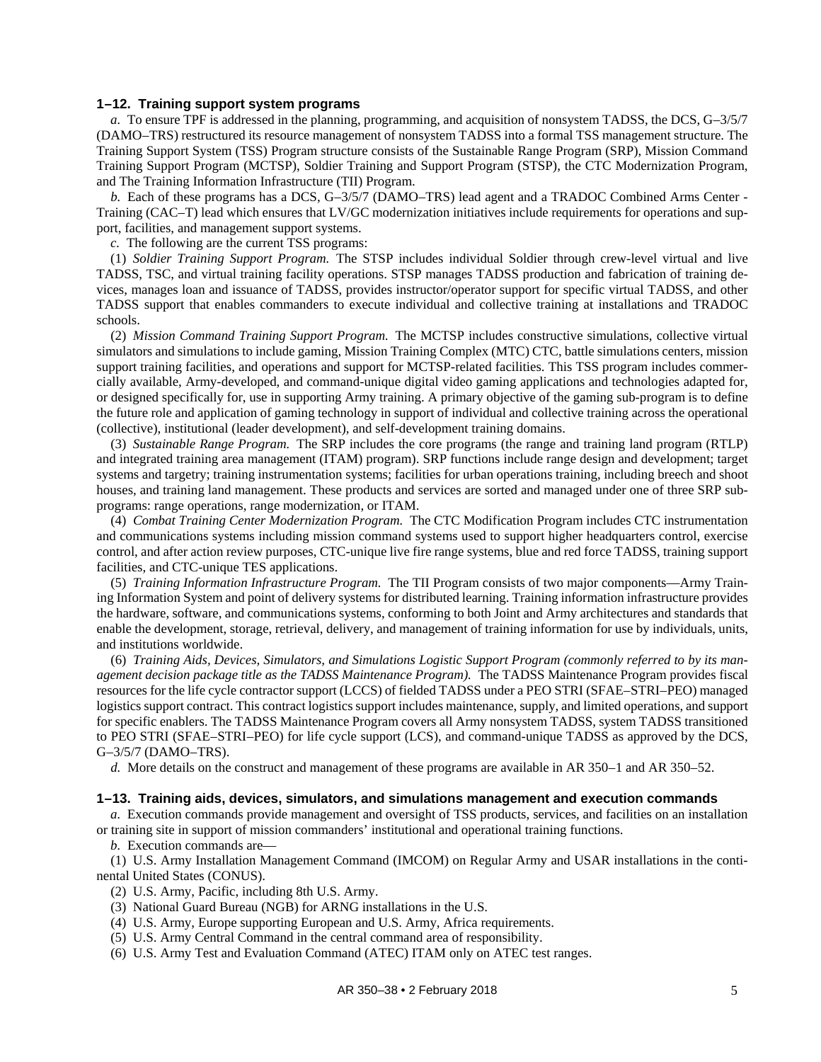### 1–12. Training support system programs

*a.* To ensure TPF is addressed in the planning, programming, and acquisition of nonsystem TADSS, the DCS, G–3/5/7 (DAMO–TRS) restructured its resource management of nonsystem TADSS into a formal TSS management structure. The Training Support System (TSS) Program structure consists of the Sustainable Range Program (SRP), Mission Command Training Support Program (MCTSP), Soldier Training and Support Program (STSP), the CTC Modernization Program, and The Training Information Infrastructure (TII) Program.

*b.* Each of these programs has a DCS, G–3/5/7 (DAMO–TRS) lead agent and a TRADOC Combined Arms Center - Training (CAC–T) lead which ensures that LV/GC modernization initiatives include requirements for operations and support, facilities, and management support systems.

*c.* The following are the current TSS programs:

(1) *Soldier Training Support Program.* The STSP includes individual Soldier through crew-level virtual and live TADSS, TSC, and virtual training facility operations. STSP manages TADSS production and fabrication of training devices, manages loan and issuance of TADSS, provides instructor/operator support for specific virtual TADSS, and other TADSS support that enables commanders to execute individual and collective training at installations and TRADOC schools.

(2) *Mission Command Training Support Program.* The MCTSP includes constructive simulations, collective virtual simulators and simulations to include gaming, Mission Training Complex (MTC) CTC, battle simulations centers, mission support training facilities, and operations and support for MCTSP-related facilities. This TSS program includes commercially available, Army-developed, and command-unique digital video gaming applications and technologies adapted for, or designed specifically for, use in supporting Army training. A primary objective of the gaming sub-program is to define the future role and application of gaming technology in support of individual and collective training across the operational (collective), institutional (leader development), and self-development training domains.

(3) *Sustainable Range Program.* The SRP includes the core programs (the range and training land program (RTLP) and integrated training area management (ITAM) program). SRP functions include range design and development; target systems and targetry; training instrumentation systems; facilities for urban operations training, including breech and shoot houses, and training land management. These products and services are sorted and managed under one of three SRP subprograms: range operations, range modernization, or ITAM.

(4) *Combat Training Center Modernization Program.* The CTC Modification Program includes CTC instrumentation and communications systems including mission command systems used to support higher headquarters control, exercise control, and after action review purposes, CTC-unique live fire range systems, blue and red force TADSS, training support facilities, and CTC-unique TES applications.

(5) *Training Information Infrastructure Program.* The TII Program consists of two major components—Army Training Information System and point of delivery systems for distributed learning. Training information infrastructure provides the hardware, software, and communications systems, conforming to both Joint and Army architectures and standards that enable the development, storage, retrieval, delivery, and management of training information for use by individuals, units, and institutions worldwide.

(6) *Training Aids, Devices, Simulators, and Simulations Logistic Support Program (commonly referred to by its management decision package title as the TADSS Maintenance Program).* The TADSS Maintenance Program provides fiscal resources for the life cycle contractor support (LCCS) of fielded TADSS under a PEO STRI (SFAE–STRI–PEO) managed logistics support contract. This contract logistics support includes maintenance, supply, and limited operations, and support for specific enablers. The TADSS Maintenance Program covers all Army nonsystem TADSS, system TADSS transitioned to PEO STRI (SFAE–STRI–PEO) for life cycle support (LCS), and command-unique TADSS as approved by the DCS, G–3/5/7 (DAMO–TRS).

*d.* More details on the construct and management of these programs are available in AR 350–1 and AR 350–52.

### 1–13. Training aids, devices, simulators, and simulations management and execution commands

*a.* Execution commands provide management and oversight of TSS products, services, and facilities on an installation or training site in support of mission commanders' institutional and operational training functions.

*b.* Execution commands are—

(1) U.S. Army Installation Management Command (IMCOM) on Regular Army and USAR installations in the continental United States (CONUS).

(2) U.S. Army, Pacific, including 8th U.S. Army.

(3) National Guard Bureau (NGB) for ARNG installations in the U.S.

(4) U.S. Army, Europe supporting European and U.S. Army, Africa requirements.

(5) U.S. Army Central Command in the central command area of responsibility.

(6) U.S. Army Test and Evaluation Command (ATEC) ITAM only on ATEC test ranges.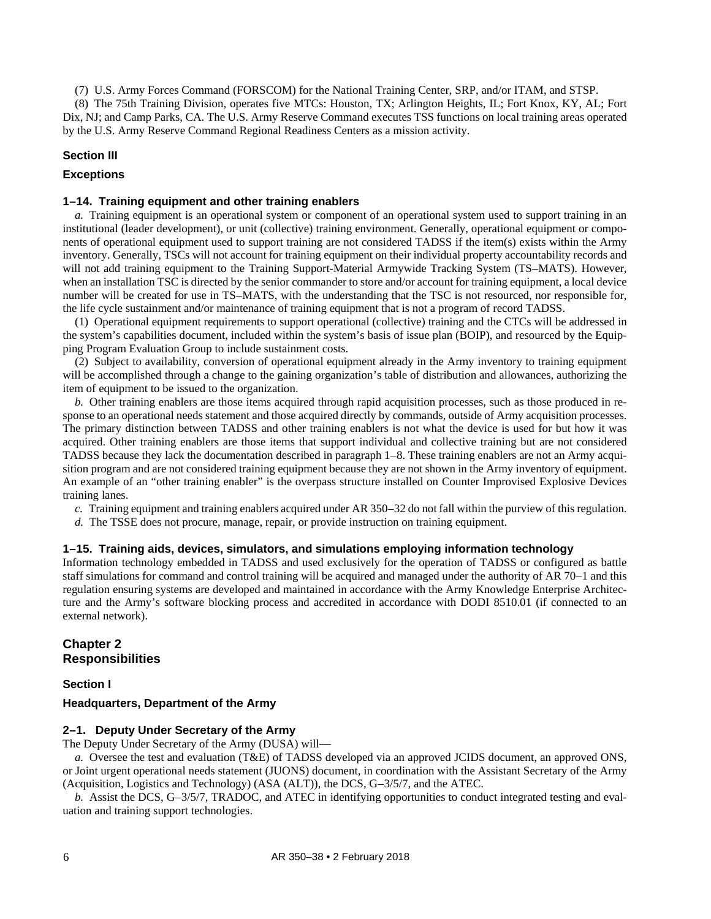(7) U.S. Army Forces Command (FORSCOM) for the National Training Center, SRP, and/or ITAM, and STSP.

(8) The 75th Training Division, operates five MTCs: Houston, TX; Arlington Heights, IL; Fort Knox, KY, AL; Fort Dix, NJ; and Camp Parks, CA. The U.S. Army Reserve Command executes TSS functions on local training areas operated by the U.S. Army Reserve Command Regional Readiness Centers as a mission activity.

### Section III

### Exceptions

#### 1–14. Training equipment and other training enablers

*a.* Training equipment is an operational system or component of an operational system used to support training in an institutional (leader development), or unit (collective) training environment. Generally, operational equipment or components of operational equipment used to support training are not considered TADSS if the item(s) exists within the Army inventory. Generally, TSCs will not account for training equipment on their individual property accountability records and will not add training equipment to the Training Support-Material Armywide Tracking System (TS–MATS). However, when an installation TSC is directed by the senior commander to store and/or account for training equipment, a local device number will be created for use in TS–MATS, with the understanding that the TSC is not resourced, nor responsible for, the life cycle sustainment and/or maintenance of training equipment that is not a program of record TADSS.

(1) Operational equipment requirements to support operational (collective) training and the CTCs will be addressed in the system's capabilities document, included within the system's basis of issue plan (BOIP), and resourced by the Equipping Program Evaluation Group to include sustainment costs.

(2) Subject to availability, conversion of operational equipment already in the Army inventory to training equipment will be accomplished through a change to the gaining organization's table of distribution and allowances, authorizing the item of equipment to be issued to the organization.

*b.* Other training enablers are those items acquired through rapid acquisition processes, such as those produced in response to an operational needs statement and those acquired directly by commands, outside of Army acquisition processes. The primary distinction between TADSS and other training enablers is not what the device is used for but how it was acquired. Other training enablers are those items that support individual and collective training but are not considered TADSS because they lack the documentation described in paragraph 1–8. These training enablers are not an Army acquisition program and are not considered training equipment because they are not shown in the Army inventory of equipment. An example of an "other training enabler" is the overpass structure installed on Counter Improvised Explosive Devices training lanes.

*c.* Training equipment and training enablers acquired under AR 350–32 do not fall within the purview of this regulation.

*d.* The TSSE does not procure, manage, repair, or provide instruction on training equipment.

#### 1–15. Training aids, devices, simulators, and simulations employing information technology

Information technology embedded in TADSS and used exclusively for the operation of TADSS or configured as battle staff simulations for command and control training will be acquired and managed under the authority of AR 70–1 and this regulation ensuring systems are developed and maintained in accordance with the Army Knowledge Enterprise Architecture and the Army's software blocking process and accredited in accordance with DODI 8510.01 (if connected to an external network).

## Chapter 2
## Responsibilities

### Section I

### Headquarters, Department of the Army

#### 2–1. Deputy Under Secretary of the Army

The Deputy Under Secretary of the Army (DUSA) will—

*a.* Oversee the test and evaluation (T&E) of TADSS developed via an approved JCIDS document, an approved ONS, or Joint urgent operational needs statement (JUONS) document, in coordination with the Assistant Secretary of the Army (Acquisition, Logistics and Technology) (ASA (ALT)), the DCS, G–3/5/7, and the ATEC.

*b.* Assist the DCS, G–3/5/7, TRADOC, and ATEC in identifying opportunities to conduct integrated testing and evaluation and training support technologies.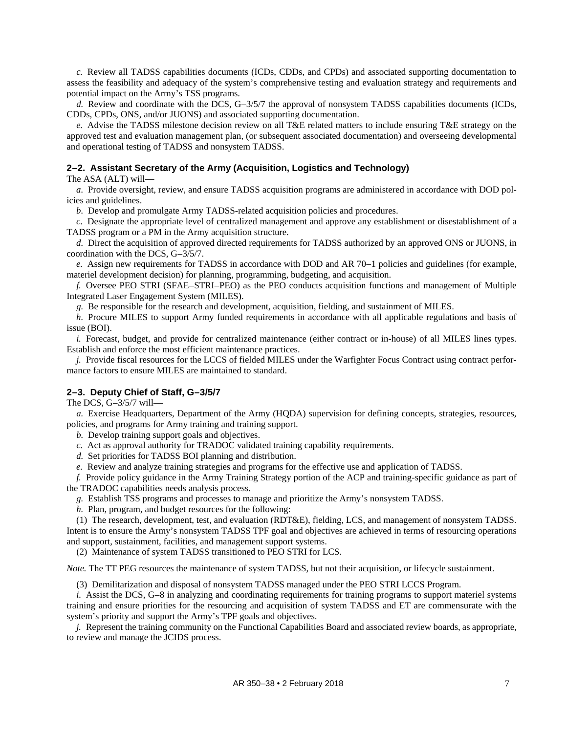*c.* Review all TADSS capabilities documents (ICDs, CDDs, and CPDs) and associated supporting documentation to assess the feasibility and adequacy of the system's comprehensive testing and evaluation strategy and requirements and potential impact on the Army's TSS programs.

*d.* Review and coordinate with the DCS, G–3/5/7 the approval of nonsystem TADSS capabilities documents (ICDs, CDDs, CPDs, ONS, and/or JUONS) and associated supporting documentation.

*e.* Advise the TADSS milestone decision review on all T&E related matters to include ensuring T&E strategy on the approved test and evaluation management plan, (or subsequent associated documentation) and overseeing developmental and operational testing of TADSS and nonsystem TADSS.

### 2–2. Assistant Secretary of the Army (Acquisition, Logistics and Technology)

The ASA (ALT) will—

*a.* Provide oversight, review, and ensure TADSS acquisition programs are administered in accordance with DOD policies and guidelines.

*b.* Develop and promulgate Army TADSS-related acquisition policies and procedures.

*c.* Designate the appropriate level of centralized management and approve any establishment or disestablishment of a TADSS program or a PM in the Army acquisition structure.

*d.* Direct the acquisition of approved directed requirements for TADSS authorized by an approved ONS or JUONS, in coordination with the DCS, G–3/5/7.

*e.* Assign new requirements for TADSS in accordance with DOD and AR 70–1 policies and guidelines (for example, materiel development decision) for planning, programming, budgeting, and acquisition.

*f.* Oversee PEO STRI (SFAE–STRI–PEO) as the PEO conducts acquisition functions and management of Multiple Integrated Laser Engagement System (MILES).

*g.* Be responsible for the research and development, acquisition, fielding, and sustainment of MILES.

*h.* Procure MILES to support Army funded requirements in accordance with all applicable regulations and basis of issue (BOI).

*i.* Forecast, budget, and provide for centralized maintenance (either contract or in-house) of all MILES lines types. Establish and enforce the most efficient maintenance practices.

*j.* Provide fiscal resources for the LCCS of fielded MILES under the Warfighter Focus Contract using contract performance factors to ensure MILES are maintained to standard.

### 2–3. Deputy Chief of Staff, G–3/5/7

The DCS, G–3/5/7 will—

*a.* Exercise Headquarters, Department of the Army (HQDA) supervision for defining concepts, strategies, resources, policies, and programs for Army training and training support.

*b.* Develop training support goals and objectives.

*c.* Act as approval authority for TRADOC validated training capability requirements.

*d.* Set priorities for TADSS BOI planning and distribution.

*e.* Review and analyze training strategies and programs for the effective use and application of TADSS.

*f.* Provide policy guidance in the Army Training Strategy portion of the ACP and training-specific guidance as part of the TRADOC capabilities needs analysis process.

*g.* Establish TSS programs and processes to manage and prioritize the Army's nonsystem TADSS.

*h.* Plan, program, and budget resources for the following:

(1) The research, development, test, and evaluation (RDT&E), fielding, LCS, and management of nonsystem TADSS. Intent is to ensure the Army's nonsystem TADSS TPF goal and objectives are achieved in terms of resourcing operations and support, sustainment, facilities, and management support systems.

(2) Maintenance of system TADSS transitioned to PEO STRI for LCS.

*Note.* The TT PEG resources the maintenance of system TADSS, but not their acquisition, or lifecycle sustainment.

(3) Demilitarization and disposal of nonsystem TADSS managed under the PEO STRI LCCS Program.

*i.* Assist the DCS, G–8 in analyzing and coordinating requirements for training programs to support materiel systems training and ensure priorities for the resourcing and acquisition of system TADSS and ET are commensurate with the system's priority and support the Army's TPF goals and objectives.

*j.* Represent the training community on the Functional Capabilities Board and associated review boards, as appropriate, to review and manage the JCIDS process.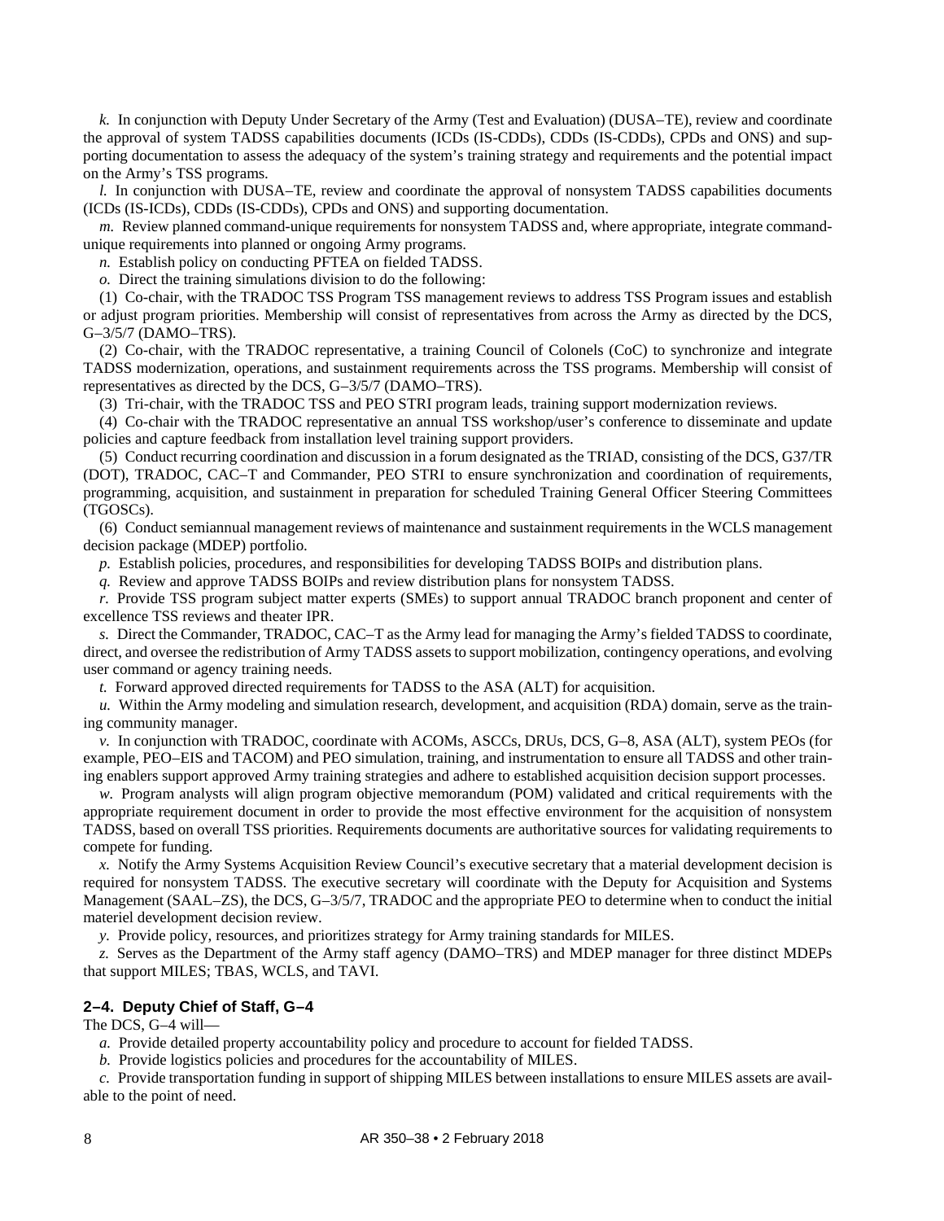*k.* In conjunction with Deputy Under Secretary of the Army (Test and Evaluation) (DUSA–TE), review and coordinate the approval of system TADSS capabilities documents (ICDs (IS-CDDs), CDDs (IS-CDDs), CPDs and ONS) and supporting documentation to assess the adequacy of the system's training strategy and requirements and the potential impact on the Army's TSS programs.

*l.* In conjunction with DUSA–TE, review and coordinate the approval of nonsystem TADSS capabilities documents (ICDs (IS-ICDs), CDDs (IS-CDDs), CPDs and ONS) and supporting documentation.

*m.* Review planned command-unique requirements for nonsystem TADSS and, where appropriate, integrate command-unique requirements into planned or ongoing Army programs.

*n.* Establish policy on conducting PFTEA on fielded TADSS.

*o.* Direct the training simulations division to do the following:

(1) Co-chair, with the TRADOC TSS Program TSS management reviews to address TSS Program issues and establish or adjust program priorities. Membership will consist of representatives from across the Army as directed by the DCS, G–3/5/7 (DAMO–TRS).

(2) Co-chair, with the TRADOC representative, a training Council of Colonels (CoC) to synchronize and integrate TADSS modernization, operations, and sustainment requirements across the TSS programs. Membership will consist of representatives as directed by the DCS, G–3/5/7 (DAMO–TRS).

(3) Tri-chair, with the TRADOC TSS and PEO STRI program leads, training support modernization reviews.

(4) Co-chair with the TRADOC representative an annual TSS workshop/user's conference to disseminate and update policies and capture feedback from installation level training support providers.

(5) Conduct recurring coordination and discussion in a forum designated as the TRIAD, consisting of the DCS, G37/TR (DOT), TRADOC, CAC–T and Commander, PEO STRI to ensure synchronization and coordination of requirements, programming, acquisition, and sustainment in preparation for scheduled Training General Officer Steering Committees (TGOSCs).

(6) Conduct semiannual management reviews of maintenance and sustainment requirements in the WCLS management decision package (MDEP) portfolio.

*p.* Establish policies, procedures, and responsibilities for developing TADSS BOIPs and distribution plans.

*q.* Review and approve TADSS BOIPs and review distribution plans for nonsystem TADSS.

*r.* Provide TSS program subject matter experts (SMEs) to support annual TRADOC branch proponent and center of excellence TSS reviews and theater IPR.

*s.* Direct the Commander, TRADOC, CAC–T as the Army lead for managing the Army's fielded TADSS to coordinate, direct, and oversee the redistribution of Army TADSS assets to support mobilization, contingency operations, and evolving user command or agency training needs.

*t.* Forward approved directed requirements for TADSS to the ASA (ALT) for acquisition.

*u.* Within the Army modeling and simulation research, development, and acquisition (RDA) domain, serve as the training community manager.

*v.* In conjunction with TRADOC, coordinate with ACOMs, ASCCs, DRUs, DCS, G–8, ASA (ALT), system PEOs (for example, PEO–EIS and TACOM) and PEO simulation, training, and instrumentation to ensure all TADSS and other training enablers support approved Army training strategies and adhere to established acquisition decision support processes.

*w.* Program analysts will align program objective memorandum (POM) validated and critical requirements with the appropriate requirement document in order to provide the most effective environment for the acquisition of nonsystem TADSS, based on overall TSS priorities. Requirements documents are authoritative sources for validating requirements to compete for funding.

*x.* Notify the Army Systems Acquisition Review Council's executive secretary that a material development decision is required for nonsystem TADSS. The executive secretary will coordinate with the Deputy for Acquisition and Systems Management (SAAL–ZS), the DCS, G–3/5/7, TRADOC and the appropriate PEO to determine when to conduct the initial materiel development decision review.

*y.* Provide policy, resources, and prioritizes strategy for Army training standards for MILES.

*z.* Serves as the Department of the Army staff agency (DAMO–TRS) and MDEP manager for three distinct MDEPs that support MILES; TBAS, WCLS, and TAVI.

### 2–4. Deputy Chief of Staff, G–4

The DCS, G–4 will—

*a.* Provide detailed property accountability policy and procedure to account for fielded TADSS.

*b.* Provide logistics policies and procedures for the accountability of MILES.

*c.* Provide transportation funding in support of shipping MILES between installations to ensure MILES assets are available to the point of need.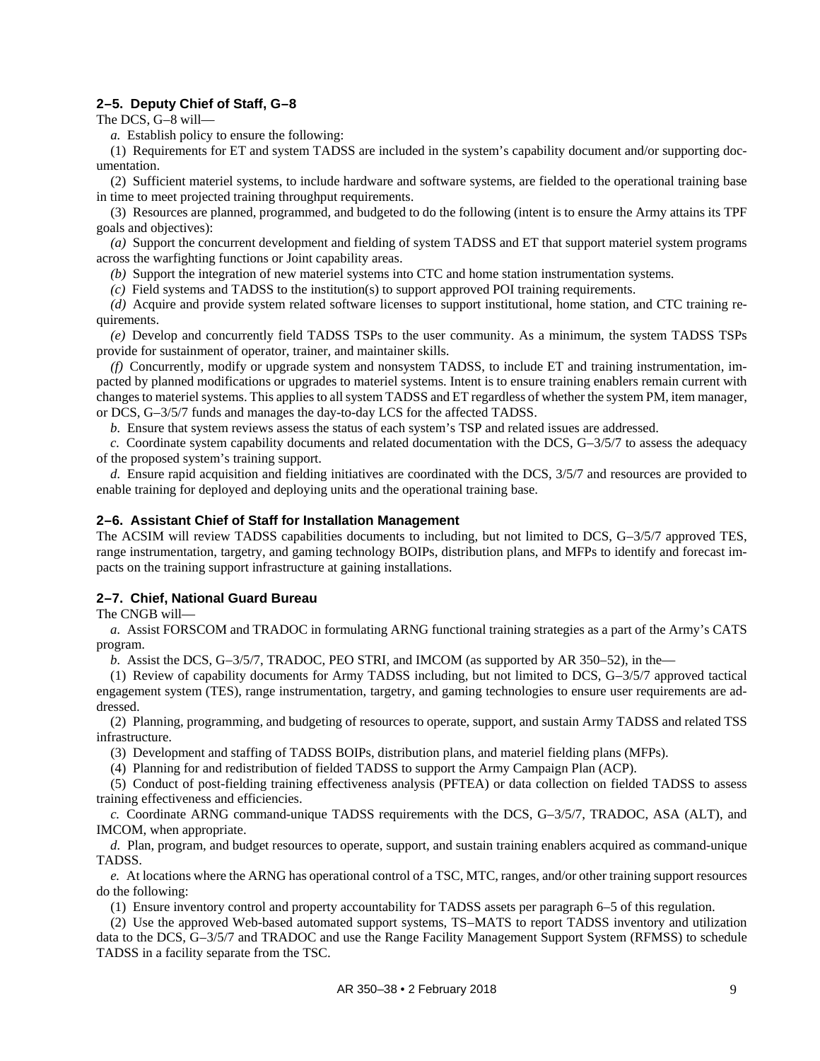### 2–5. Deputy Chief of Staff, G–8

The DCS, G–8 will—

*a.* Establish policy to ensure the following:

(1) Requirements for ET and system TADSS are included in the system's capability document and/or supporting documentation.

(2) Sufficient materiel systems, to include hardware and software systems, are fielded to the operational training base in time to meet projected training throughput requirements.

(3) Resources are planned, programmed, and budgeted to do the following (intent is to ensure the Army attains its TPF goals and objectives):

*(a)* Support the concurrent development and fielding of system TADSS and ET that support materiel system programs across the warfighting functions or Joint capability areas.

*(b)* Support the integration of new materiel systems into CTC and home station instrumentation systems.

*(c)* Field systems and TADSS to the institution(s) to support approved POI training requirements.

*(d)* Acquire and provide system related software licenses to support institutional, home station, and CTC training requirements.

*(e)* Develop and concurrently field TADSS TSPs to the user community. As a minimum, the system TADSS TSPs provide for sustainment of operator, trainer, and maintainer skills.

*(f)* Concurrently, modify or upgrade system and nonsystem TADSS, to include ET and training instrumentation, impacted by planned modifications or upgrades to materiel systems. Intent is to ensure training enablers remain current with changes to materiel systems. This applies to all system TADSS and ET regardless of whether the system PM, item manager, or DCS, G–3/5/7 funds and manages the day-to-day LCS for the affected TADSS.

*b.* Ensure that system reviews assess the status of each system's TSP and related issues are addressed.

*c.* Coordinate system capability documents and related documentation with the DCS, G–3/5/7 to assess the adequacy of the proposed system's training support.

*d.* Ensure rapid acquisition and fielding initiatives are coordinated with the DCS, 3/5/7 and resources are provided to enable training for deployed and deploying units and the operational training base.

### 2–6. Assistant Chief of Staff for Installation Management

The ACSIM will review TADSS capabilities documents to including, but not limited to DCS, G–3/5/7 approved TES, range instrumentation, targetry, and gaming technology BOIPs, distribution plans, and MFPs to identify and forecast impacts on the training support infrastructure at gaining installations.

### 2–7. Chief, National Guard Bureau

The CNGB will—

*a.* Assist FORSCOM and TRADOC in formulating ARNG functional training strategies as a part of the Army's CATS program.

*b.* Assist the DCS, G–3/5/7, TRADOC, PEO STRI, and IMCOM (as supported by AR 350–52), in the—

(1) Review of capability documents for Army TADSS including, but not limited to DCS, G–3/5/7 approved tactical engagement system (TES), range instrumentation, targetry, and gaming technologies to ensure user requirements are addressed.

(2) Planning, programming, and budgeting of resources to operate, support, and sustain Army TADSS and related TSS infrastructure.

(3) Development and staffing of TADSS BOIPs, distribution plans, and materiel fielding plans (MFPs).

(4) Planning for and redistribution of fielded TADSS to support the Army Campaign Plan (ACP).

(5) Conduct of post-fielding training effectiveness analysis (PFTEA) or data collection on fielded TADSS to assess training effectiveness and efficiencies.

*c.* Coordinate ARNG command-unique TADSS requirements with the DCS, G–3/5/7, TRADOC, ASA (ALT), and IMCOM, when appropriate.

*d.* Plan, program, and budget resources to operate, support, and sustain training enablers acquired as command-unique TADSS.

*e.* At locations where the ARNG has operational control of a TSC, MTC, ranges, and/or other training support resources do the following:

(1) Ensure inventory control and property accountability for TADSS assets per paragraph 6–5 of this regulation.

(2) Use the approved Web-based automated support systems, TS–MATS to report TADSS inventory and utilization data to the DCS, G–3/5/7 and TRADOC and use the Range Facility Management Support System (RFMSS) to schedule TADSS in a facility separate from the TSC.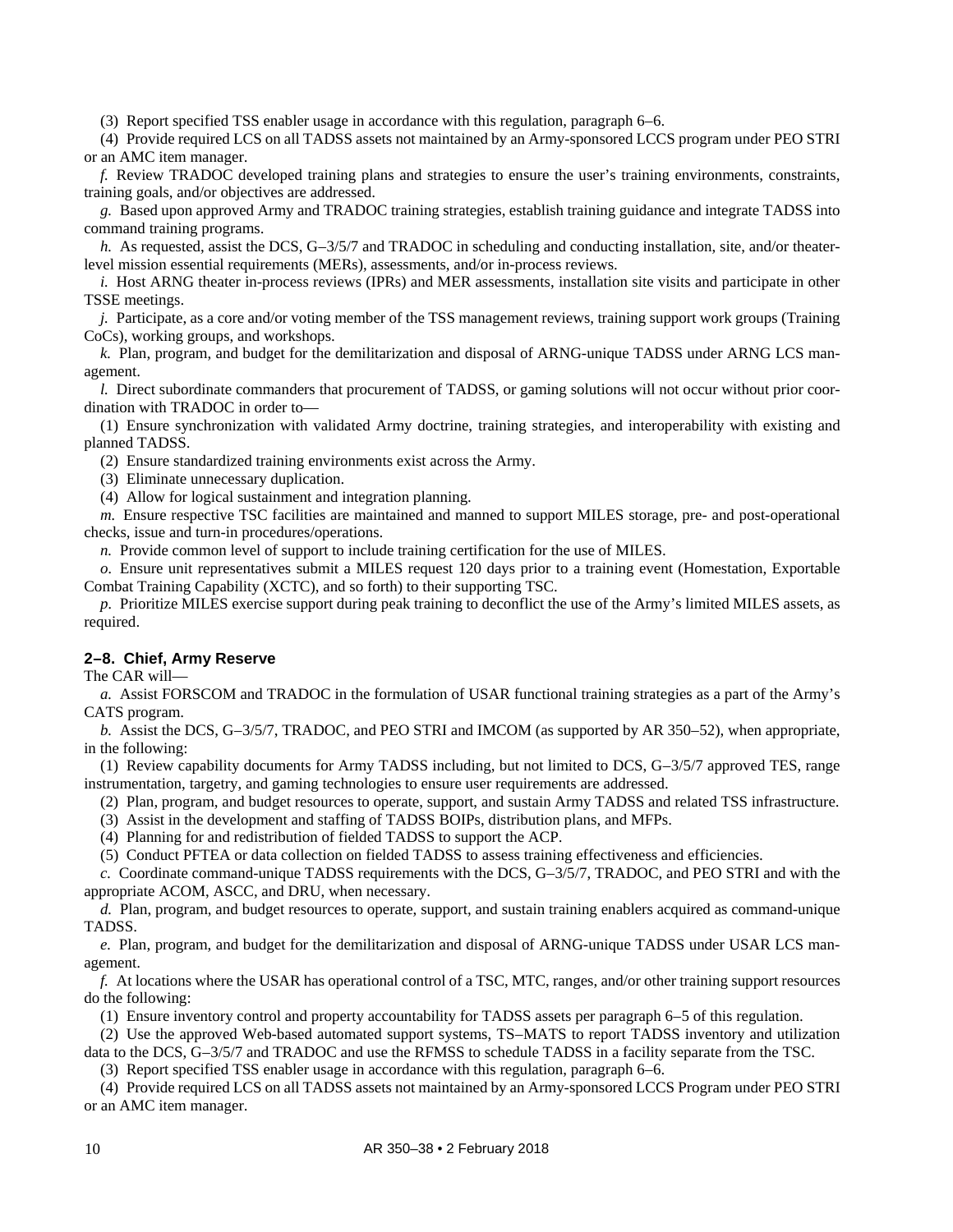(3) Report specified TSS enabler usage in accordance with this regulation, paragraph 6–6.

(4) Provide required LCS on all TADSS assets not maintained by an Army-sponsored LCCS program under PEO STRI or an AMC item manager.

*f.* Review TRADOC developed training plans and strategies to ensure the user's training environments, constraints, training goals, and/or objectives are addressed.

*g.* Based upon approved Army and TRADOC training strategies, establish training guidance and integrate TADSS into command training programs.

*h.* As requested, assist the DCS, G–3/5/7 and TRADOC in scheduling and conducting installation, site, and/or theater-level mission essential requirements (MERs), assessments, and/or in-process reviews.

*i.* Host ARNG theater in-process reviews (IPRs) and MER assessments, installation site visits and participate in other TSSE meetings.

*j.* Participate, as a core and/or voting member of the TSS management reviews, training support work groups (Training CoCs), working groups, and workshops.

*k.* Plan, program, and budget for the demilitarization and disposal of ARNG-unique TADSS under ARNG LCS management.

*l.* Direct subordinate commanders that procurement of TADSS, or gaming solutions will not occur without prior coordination with TRADOC in order to—

(1) Ensure synchronization with validated Army doctrine, training strategies, and interoperability with existing and planned TADSS.

(2) Ensure standardized training environments exist across the Army.

(3) Eliminate unnecessary duplication.

(4) Allow for logical sustainment and integration planning.

*m.* Ensure respective TSC facilities are maintained and manned to support MILES storage, pre- and post-operational checks, issue and turn-in procedures/operations.

*n.* Provide common level of support to include training certification for the use of MILES.

*o.* Ensure unit representatives submit a MILES request 120 days prior to a training event (Homestation, Exportable Combat Training Capability (XCTC), and so forth) to their supporting TSC.

*p.* Prioritize MILES exercise support during peak training to deconflict the use of the Army's limited MILES assets, as required.

### 2–8. Chief, Army Reserve

The CAR will—

*a.* Assist FORSCOM and TRADOC in the formulation of USAR functional training strategies as a part of the Army's CATS program.

*b.* Assist the DCS, G–3/5/7, TRADOC, and PEO STRI and IMCOM (as supported by AR 350–52), when appropriate, in the following:

(1) Review capability documents for Army TADSS including, but not limited to DCS, G–3/5/7 approved TES, range instrumentation, targetry, and gaming technologies to ensure user requirements are addressed.

(2) Plan, program, and budget resources to operate, support, and sustain Army TADSS and related TSS infrastructure.

(3) Assist in the development and staffing of TADSS BOIPs, distribution plans, and MFPs.

(4) Planning for and redistribution of fielded TADSS to support the ACP.

(5) Conduct PFTEA or data collection on fielded TADSS to assess training effectiveness and efficiencies.

*c.* Coordinate command-unique TADSS requirements with the DCS, G–3/5/7, TRADOC, and PEO STRI and with the appropriate ACOM, ASCC, and DRU, when necessary.

*d.* Plan, program, and budget resources to operate, support, and sustain training enablers acquired as command-unique TADSS.

*e.* Plan, program, and budget for the demilitarization and disposal of ARNG-unique TADSS under USAR LCS management.

*f.* At locations where the USAR has operational control of a TSC, MTC, ranges, and/or other training support resources do the following:

(1) Ensure inventory control and property accountability for TADSS assets per paragraph 6–5 of this regulation.

(2) Use the approved Web-based automated support systems, TS–MATS to report TADSS inventory and utilization data to the DCS, G–3/5/7 and TRADOC and use the RFMSS to schedule TADSS in a facility separate from the TSC.

(3) Report specified TSS enabler usage in accordance with this regulation, paragraph 6–6.

(4) Provide required LCS on all TADSS assets not maintained by an Army-sponsored LCCS Program under PEO STRI or an AMC item manager.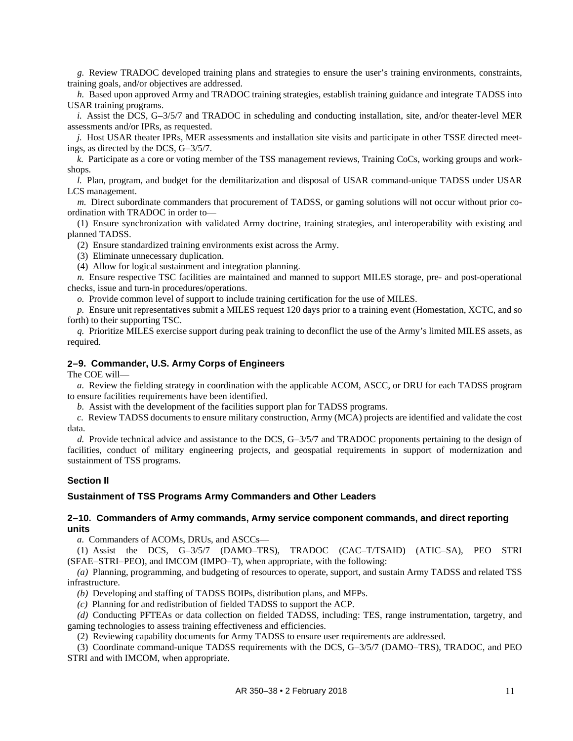*g.* Review TRADOC developed training plans and strategies to ensure the user's training environments, constraints, training goals, and/or objectives are addressed.

*h.* Based upon approved Army and TRADOC training strategies, establish training guidance and integrate TADSS into USAR training programs.

*i.* Assist the DCS, G–3/5/7 and TRADOC in scheduling and conducting installation, site, and/or theater-level MER assessments and/or IPRs, as requested.

*j.* Host USAR theater IPRs, MER assessments and installation site visits and participate in other TSSE directed meetings, as directed by the DCS, G–3/5/7.

*k.* Participate as a core or voting member of the TSS management reviews, Training CoCs, working groups and workshops.

*l.* Plan, program, and budget for the demilitarization and disposal of USAR command-unique TADSS under USAR LCS management.

*m.* Direct subordinate commanders that procurement of TADSS, or gaming solutions will not occur without prior coordination with TRADOC in order to—

(1) Ensure synchronization with validated Army doctrine, training strategies, and interoperability with existing and planned TADSS.

(2) Ensure standardized training environments exist across the Army.

(3) Eliminate unnecessary duplication.

(4) Allow for logical sustainment and integration planning.

*n.* Ensure respective TSC facilities are maintained and manned to support MILES storage, pre- and post-operational checks, issue and turn-in procedures/operations.

*o.* Provide common level of support to include training certification for the use of MILES.

*p.* Ensure unit representatives submit a MILES request 120 days prior to a training event (Homestation, XCTC, and so forth) to their supporting TSC.

*q.* Prioritize MILES exercise support during peak training to deconflict the use of the Army's limited MILES assets, as required.

### 2–9. Commander, U.S. Army Corps of Engineers

The COE will—

*a.* Review the fielding strategy in coordination with the applicable ACOM, ASCC, or DRU for each TADSS program to ensure facilities requirements have been identified.

*b.* Assist with the development of the facilities support plan for TADSS programs.

*c.* Review TADSS documents to ensure military construction, Army (MCA) projects are identified and validate the cost data.

*d.* Provide technical advice and assistance to the DCS, G–3/5/7 and TRADOC proponents pertaining to the design of facilities, conduct of military engineering projects, and geospatial requirements in support of modernization and sustainment of TSS programs.

## Section II

## Sustainment of TSS Programs Army Commanders and Other Leaders

### 2–10. Commanders of Army commands, Army service component commands, and direct reporting units

*a.* Commanders of ACOMs, DRUs, and ASCCs—

(1) Assist the DCS, G–3/5/7 (DAMO–TRS), TRADOC (CAC–T/TSAID) (ATIC–SA), PEO STRI (SFAE–STRI–PEO), and IMCOM (IMPO–T), when appropriate, with the following:

*(a)* Planning, programming, and budgeting of resources to operate, support, and sustain Army TADSS and related TSS infrastructure.

*(b)* Developing and staffing of TADSS BOIPs, distribution plans, and MFPs.

*(c)* Planning for and redistribution of fielded TADSS to support the ACP.

*(d)* Conducting PFTEAs or data collection on fielded TADSS, including: TES, range instrumentation, targetry, and gaming technologies to assess training effectiveness and efficiencies.

(2) Reviewing capability documents for Army TADSS to ensure user requirements are addressed.

(3) Coordinate command-unique TADSS requirements with the DCS, G–3/5/7 (DAMO–TRS), TRADOC, and PEO STRI and with IMCOM, when appropriate.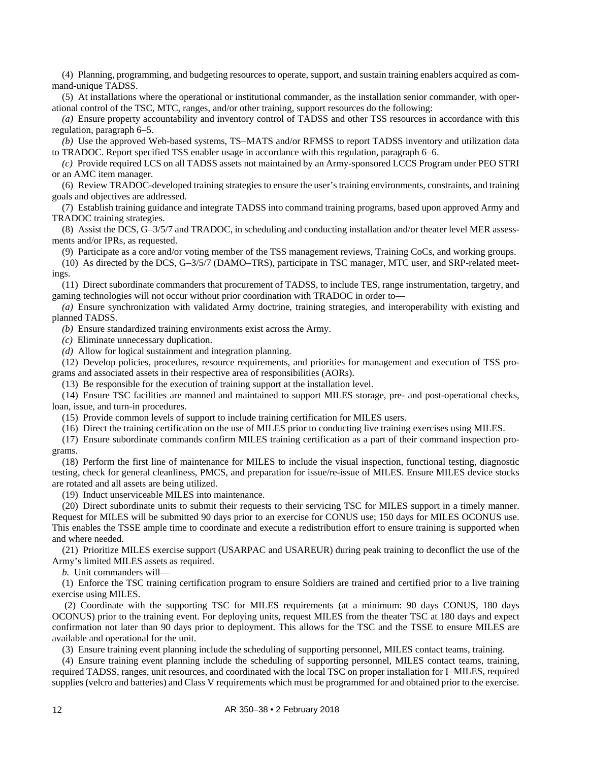(4) Planning, programming, and budgeting resources to operate, support, and sustain training enablers acquired as command-unique TADSS.

(5) At installations where the operational or institutional commander, as the installation senior commander, with operational control of the TSC, MTC, ranges, and/or other training, support resources do the following:

*(a)* Ensure property accountability and inventory control of TADSS and other TSS resources in accordance with this regulation, paragraph 6–5.

*(b)* Use the approved Web-based systems, TS–MATS and/or RFMSS to report TADSS inventory and utilization data to TRADOC. Report specified TSS enabler usage in accordance with this regulation, paragraph 6–6.

*(c)* Provide required LCS on all TADSS assets not maintained by an Army-sponsored LCCS Program under PEO STRI or an AMC item manager.

(6) Review TRADOC-developed training strategies to ensure the user's training environments, constraints, and training goals and objectives are addressed.

(7) Establish training guidance and integrate TADSS into command training programs, based upon approved Army and TRADOC training strategies.

(8) Assist the DCS, G–3/5/7 and TRADOC, in scheduling and conducting installation and/or theater level MER assessments and/or IPRs, as requested.

(9) Participate as a core and/or voting member of the TSS management reviews, Training CoCs, and working groups.

(10) As directed by the DCS, G–3/5/7 (DAMO–TRS), participate in TSC manager, MTC user, and SRP-related meetings.

(11) Direct subordinate commanders that procurement of TADSS, to include TES, range instrumentation, targetry, and gaming technologies will not occur without prior coordination with TRADOC in order to—

*(a)* Ensure synchronization with validated Army doctrine, training strategies, and interoperability with existing and planned TADSS.

*(b)* Ensure standardized training environments exist across the Army.

*(c)* Eliminate unnecessary duplication.

*(d)* Allow for logical sustainment and integration planning.

(12) Develop policies, procedures, resource requirements, and priorities for management and execution of TSS programs and associated assets in their respective area of responsibilities (AORs).

(13) Be responsible for the execution of training support at the installation level.

(14) Ensure TSC facilities are manned and maintained to support MILES storage, pre- and post-operational checks, loan, issue, and turn-in procedures.

(15) Provide common levels of support to include training certification for MILES users.

(16) Direct the training certification on the use of MILES prior to conducting live training exercises using MILES.

(17) Ensure subordinate commands confirm MILES training certification as a part of their command inspection programs.

(18) Perform the first line of maintenance for MILES to include the visual inspection, functional testing, diagnostic testing, check for general cleanliness, PMCS, and preparation for issue/re-issue of MILES. Ensure MILES device stocks are rotated and all assets are being utilized.

(19) Induct unserviceable MILES into maintenance.

(20) Direct subordinate units to submit their requests to their servicing TSC for MILES support in a timely manner. Request for MILES will be submitted 90 days prior to an exercise for CONUS use; 150 days for MILES OCONUS use. This enables the TSSE ample time to coordinate and execute a redistribution effort to ensure training is supported when and where needed.

(21) Prioritize MILES exercise support (USARPAC and USAREUR) during peak training to deconflict the use of the Army's limited MILES assets as required.

*b.* Unit commanders will—

(1) Enforce the TSC training certification program to ensure Soldiers are trained and certified prior to a live training exercise using MILES.

(2) Coordinate with the supporting TSC for MILES requirements (at a minimum: 90 days CONUS, 180 days OCONUS) prior to the training event. For deploying units, request MILES from the theater TSC at 180 days and expect confirmation not later than 90 days prior to deployment. This allows for the TSC and the TSSE to ensure MILES are available and operational for the unit.

(3) Ensure training event planning include the scheduling of supporting personnel, MILES contact teams, training.

(4) Ensure training event planning include the scheduling of supporting personnel, MILES contact teams, training, required TADSS, ranges, unit resources, and coordinated with the local TSC on proper installation for I–MILES, required supplies (velcro and batteries) and Class V requirements which must be programmed for and obtained prior to the exercise.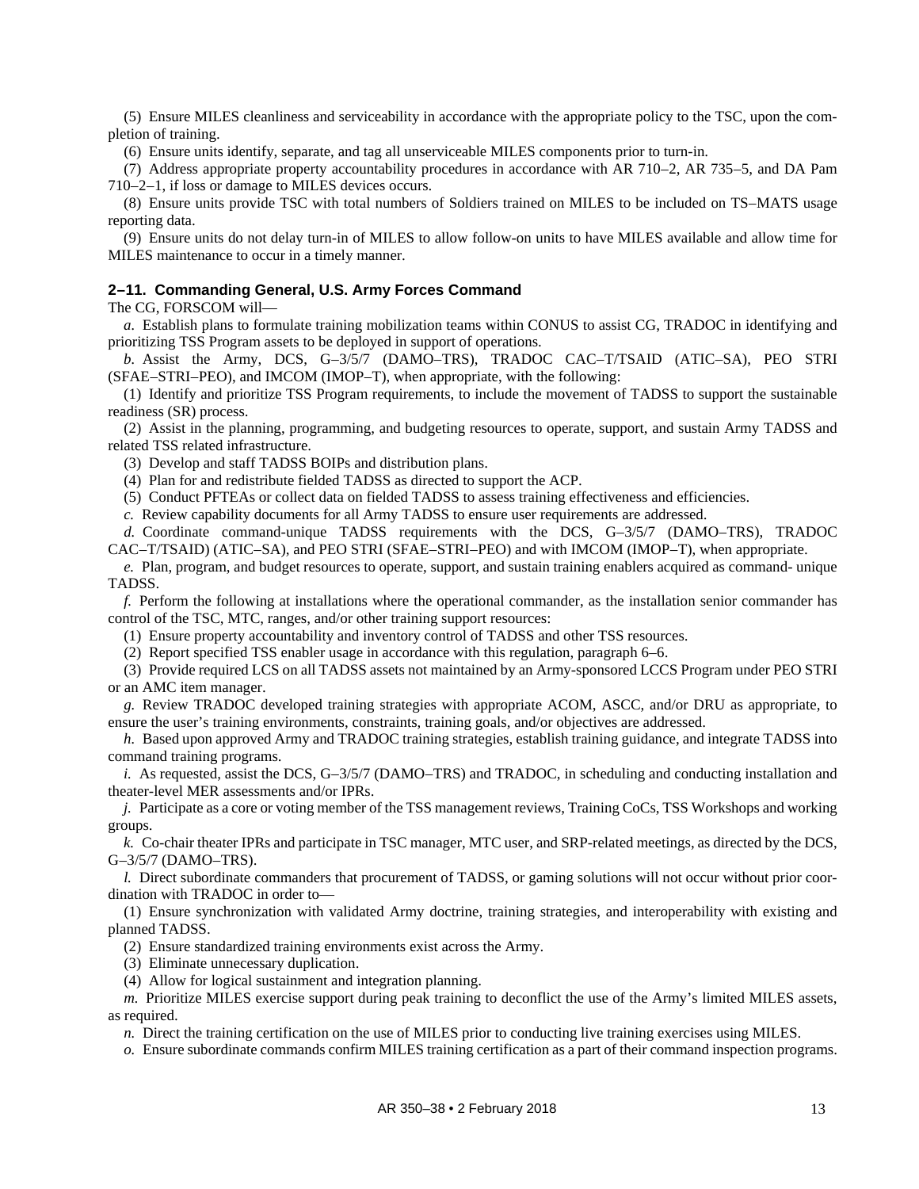(5) Ensure MILES cleanliness and serviceability in accordance with the appropriate policy to the TSC, upon the completion of training.

(6) Ensure units identify, separate, and tag all unserviceable MILES components prior to turn-in.

(7) Address appropriate property accountability procedures in accordance with AR 710–2, AR 735–5, and DA Pam 710–2–1, if loss or damage to MILES devices occurs.

(8) Ensure units provide TSC with total numbers of Soldiers trained on MILES to be included on TS–MATS usage reporting data.

(9) Ensure units do not delay turn-in of MILES to allow follow-on units to have MILES available and allow time for MILES maintenance to occur in a timely manner.

### 2–11. Commanding General, U.S. Army Forces Command

The CG, FORSCOM will—

*a.* Establish plans to formulate training mobilization teams within CONUS to assist CG, TRADOC in identifying and prioritizing TSS Program assets to be deployed in support of operations.

*b.* Assist the Army, DCS, G–3/5/7 (DAMO–TRS), TRADOC CAC–T/TSAID (ATIC–SA), PEO STRI (SFAE–STRI–PEO), and IMCOM (IMOP–T), when appropriate, with the following:

(1) Identify and prioritize TSS Program requirements, to include the movement of TADSS to support the sustainable readiness (SR) process.

(2) Assist in the planning, programming, and budgeting resources to operate, support, and sustain Army TADSS and related TSS related infrastructure.

(3) Develop and staff TADSS BOIPs and distribution plans.

(4) Plan for and redistribute fielded TADSS as directed to support the ACP.

(5) Conduct PFTEAs or collect data on fielded TADSS to assess training effectiveness and efficiencies.

*c.* Review capability documents for all Army TADSS to ensure user requirements are addressed.

*d.* Coordinate command-unique TADSS requirements with the DCS, G–3/5/7 (DAMO–TRS), TRADOC CAC–T/TSAID) (ATIC–SA), and PEO STRI (SFAE–STRI–PEO) and with IMCOM (IMOP–T), when appropriate.

*e.* Plan, program, and budget resources to operate, support, and sustain training enablers acquired as command- unique TADSS.

*f.* Perform the following at installations where the operational commander, as the installation senior commander has control of the TSC, MTC, ranges, and/or other training support resources:

(1) Ensure property accountability and inventory control of TADSS and other TSS resources.

(2) Report specified TSS enabler usage in accordance with this regulation, paragraph 6–6.

(3) Provide required LCS on all TADSS assets not maintained by an Army-sponsored LCCS Program under PEO STRI or an AMC item manager.

*g.* Review TRADOC developed training strategies with appropriate ACOM, ASCC, and/or DRU as appropriate, to ensure the user's training environments, constraints, training goals, and/or objectives are addressed.

*h.* Based upon approved Army and TRADOC training strategies, establish training guidance, and integrate TADSS into command training programs.

*i.* As requested, assist the DCS, G–3/5/7 (DAMO–TRS) and TRADOC, in scheduling and conducting installation and theater-level MER assessments and/or IPRs.

*j.* Participate as a core or voting member of the TSS management reviews, Training CoCs, TSS Workshops and working groups.

*k.* Co-chair theater IPRs and participate in TSC manager, MTC user, and SRP-related meetings, as directed by the DCS, G–3/5/7 (DAMO–TRS).

*l.* Direct subordinate commanders that procurement of TADSS, or gaming solutions will not occur without prior coordination with TRADOC in order to—

(1) Ensure synchronization with validated Army doctrine, training strategies, and interoperability with existing and planned TADSS.

(2) Ensure standardized training environments exist across the Army.

(3) Eliminate unnecessary duplication.

(4) Allow for logical sustainment and integration planning.

*m.* Prioritize MILES exercise support during peak training to deconflict the use of the Army's limited MILES assets, as required.

*n.* Direct the training certification on the use of MILES prior to conducting live training exercises using MILES.

*o.* Ensure subordinate commands confirm MILES training certification as a part of their command inspection programs.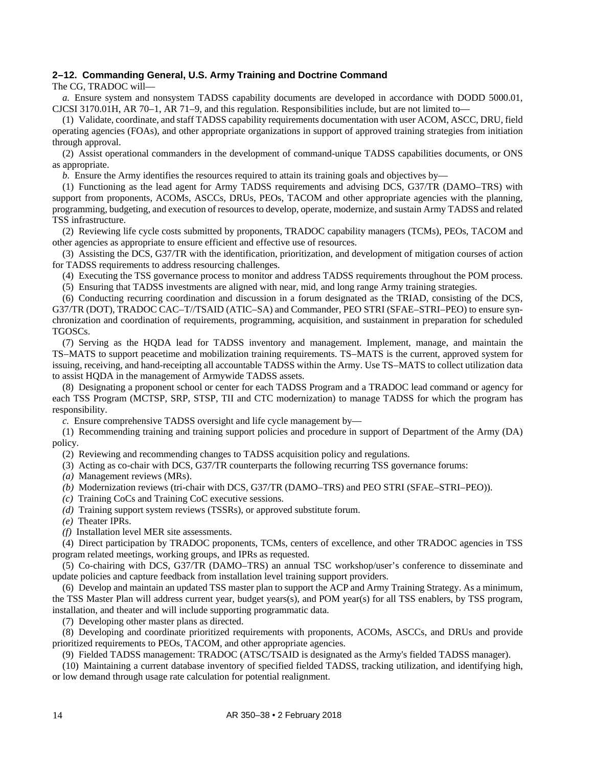### 2–12. Commanding General, U.S. Army Training and Doctrine Command

The CG, TRADOC will—

*a.* Ensure system and nonsystem TADSS capability documents are developed in accordance with DODD 5000.01, CJCSI 3170.01H, AR 70–1, AR 71–9, and this regulation. Responsibilities include, but are not limited to—

(1) Validate, coordinate, and staff TADSS capability requirements documentation with user ACOM, ASCC, DRU, field operating agencies (FOAs), and other appropriate organizations in support of approved training strategies from initiation through approval.

(2) Assist operational commanders in the development of command-unique TADSS capabilities documents, or ONS as appropriate.

*b.* Ensure the Army identifies the resources required to attain its training goals and objectives by—

(1) Functioning as the lead agent for Army TADSS requirements and advising DCS, G37/TR (DAMO–TRS) with support from proponents, ACOMs, ASCCs, DRUs, PEOs, TACOM and other appropriate agencies with the planning, programming, budgeting, and execution of resources to develop, operate, modernize, and sustain Army TADSS and related TSS infrastructure.

(2) Reviewing life cycle costs submitted by proponents, TRADOC capability managers (TCMs), PEOs, TACOM and other agencies as appropriate to ensure efficient and effective use of resources.

(3) Assisting the DCS, G37/TR with the identification, prioritization, and development of mitigation courses of action for TADSS requirements to address resourcing challenges.

(4) Executing the TSS governance process to monitor and address TADSS requirements throughout the POM process.

(5) Ensuring that TADSS investments are aligned with near, mid, and long range Army training strategies.

(6) Conducting recurring coordination and discussion in a forum designated as the TRIAD, consisting of the DCS, G37/TR (DOT), TRADOC CAC–T//TSAID (ATIC–SA) and Commander, PEO STRI (SFAE–STRI–PEO) to ensure synchronization and coordination of requirements, programming, acquisition, and sustainment in preparation for scheduled TGOSCs.

(7) Serving as the HQDA lead for TADSS inventory and management. Implement, manage, and maintain the TS–MATS to support peacetime and mobilization training requirements. TS–MATS is the current, approved system for issuing, receiving, and hand-receipting all accountable TADSS within the Army. Use TS–MATS to collect utilization data to assist HQDA in the management of Armywide TADSS assets.

(8) Designating a proponent school or center for each TADSS Program and a TRADOC lead command or agency for each TSS Program (MCTSP, SRP, STSP, TII and CTC modernization) to manage TADSS for which the program has responsibility.

*c.* Ensure comprehensive TADSS oversight and life cycle management by—

(1) Recommending training and training support policies and procedure in support of Department of the Army (DA) policy.

(2) Reviewing and recommending changes to TADSS acquisition policy and regulations.

(3) Acting as co-chair with DCS, G37/TR counterparts the following recurring TSS governance forums:

*(a)* Management reviews (MRs).

*(b)* Modernization reviews (tri-chair with DCS, G37/TR (DAMO–TRS) and PEO STRI (SFAE–STRI–PEO)).

*(c)* Training CoCs and Training CoC executive sessions.

*(d)* Training support system reviews (TSSRs), or approved substitute forum.

*(e)* Theater IPRs.

*(f)* Installation level MER site assessments.

(4) Direct participation by TRADOC proponents, TCMs, centers of excellence, and other TRADOC agencies in TSS program related meetings, working groups, and IPRs as requested.

(5) Co-chairing with DCS, G37/TR (DAMO–TRS) an annual TSC workshop/user's conference to disseminate and update policies and capture feedback from installation level training support providers.

(6) Develop and maintain an updated TSS master plan to support the ACP and Army Training Strategy. As a minimum, the TSS Master Plan will address current year, budget years(s), and POM year(s) for all TSS enablers, by TSS program, installation, and theater and will include supporting programmatic data.

(7) Developing other master plans as directed.

(8) Developing and coordinate prioritized requirements with proponents, ACOMs, ASCCs, and DRUs and provide prioritized requirements to PEOs, TACOM, and other appropriate agencies.

(9) Fielded TADSS management: TRADOC (ATSC/TSAID is designated as the Army's fielded TADSS manager).

(10) Maintaining a current database inventory of specified fielded TADSS, tracking utilization, and identifying high, or low demand through usage rate calculation for potential realignment.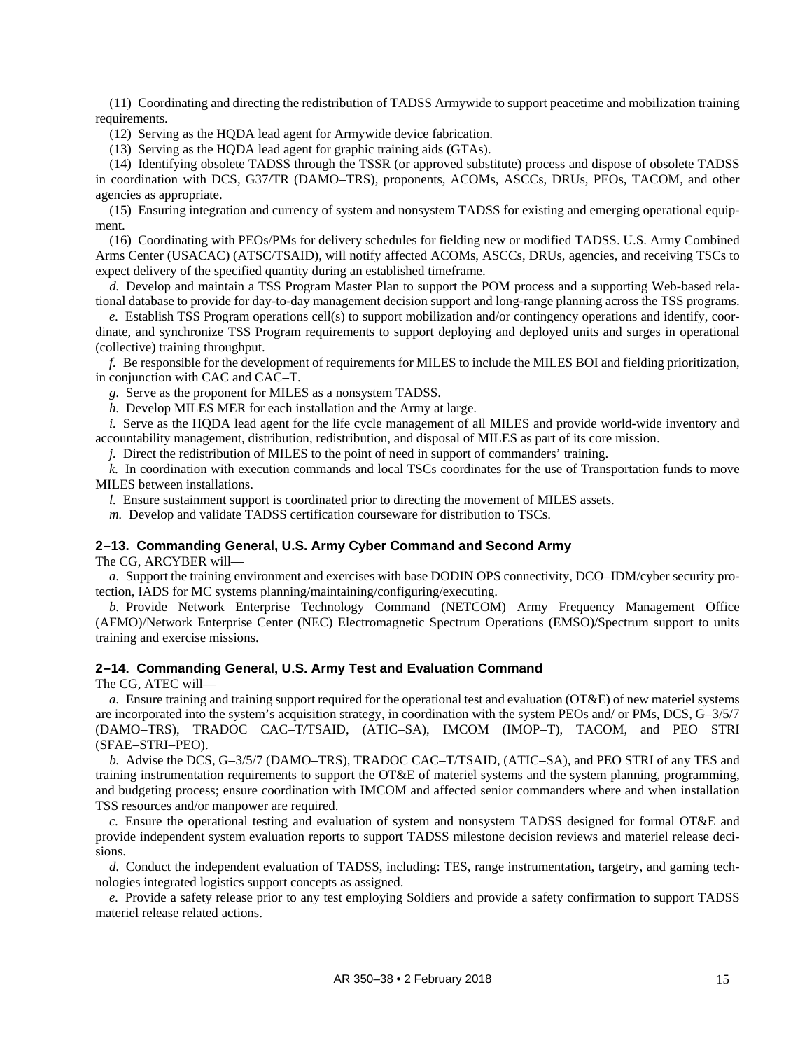(11) Coordinating and directing the redistribution of TADSS Armywide to support peacetime and mobilization training requirements.

(12) Serving as the HQDA lead agent for Armywide device fabrication.

(13) Serving as the HQDA lead agent for graphic training aids (GTAs).

(14) Identifying obsolete TADSS through the TSSR (or approved substitute) process and dispose of obsolete TADSS in coordination with DCS, G37/TR (DAMO–TRS), proponents, ACOMs, ASCCs, DRUs, PEOs, TACOM, and other agencies as appropriate.

(15) Ensuring integration and currency of system and nonsystem TADSS for existing and emerging operational equipment.

(16) Coordinating with PEOs/PMs for delivery schedules for fielding new or modified TADSS. U.S. Army Combined Arms Center (USACAC) (ATSC/TSAID), will notify affected ACOMs, ASCCs, DRUs, agencies, and receiving TSCs to expect delivery of the specified quantity during an established timeframe.

*d.* Develop and maintain a TSS Program Master Plan to support the POM process and a supporting Web-based relational database to provide for day-to-day management decision support and long-range planning across the TSS programs.

*e.* Establish TSS Program operations cell(s) to support mobilization and/or contingency operations and identify, coordinate, and synchronize TSS Program requirements to support deploying and deployed units and surges in operational (collective) training throughput.

*f.* Be responsible for the development of requirements for MILES to include the MILES BOI and fielding prioritization, in conjunction with CAC and CAC–T.

*g.* Serve as the proponent for MILES as a nonsystem TADSS.

*h.* Develop MILES MER for each installation and the Army at large.

*i.* Serve as the HQDA lead agent for the life cycle management of all MILES and provide world-wide inventory and accountability management, distribution, redistribution, and disposal of MILES as part of its core mission.

*j.* Direct the redistribution of MILES to the point of need in support of commanders' training.

*k.* In coordination with execution commands and local TSCs coordinates for the use of Transportation funds to move MILES between installations.

*l.* Ensure sustainment support is coordinated prior to directing the movement of MILES assets.

*m.* Develop and validate TADSS certification courseware for distribution to TSCs.

### 2–13. Commanding General, U.S. Army Cyber Command and Second Army

The CG, ARCYBER will—

*a.* Support the training environment and exercises with base DODIN OPS connectivity, DCO–IDM/cyber security protection, IADS for MC systems planning/maintaining/configuring/executing.

*b.* Provide Network Enterprise Technology Command (NETCOM) Army Frequency Management Office (AFMO)/Network Enterprise Center (NEC) Electromagnetic Spectrum Operations (EMSO)/Spectrum support to units training and exercise missions.

### 2–14. Commanding General, U.S. Army Test and Evaluation Command

The CG, ATEC will—

*a.* Ensure training and training support required for the operational test and evaluation (OT&E) of new materiel systems are incorporated into the system's acquisition strategy, in coordination with the system PEOs and/ or PMs, DCS, G–3/5/7 (DAMO–TRS), TRADOC CAC–T/TSAID, (ATIC–SA), IMCOM (IMOP–T), TACOM, and PEO STRI (SFAE–STRI–PEO).

*b.* Advise the DCS, G–3/5/7 (DAMO–TRS), TRADOC CAC–T/TSAID, (ATIC–SA), and PEO STRI of any TES and training instrumentation requirements to support the OT&E of materiel systems and the system planning, programming, and budgeting process; ensure coordination with IMCOM and affected senior commanders where and when installation TSS resources and/or manpower are required.

*c.* Ensure the operational testing and evaluation of system and nonsystem TADSS designed for formal OT&E and provide independent system evaluation reports to support TADSS milestone decision reviews and materiel release decisions.

*d.* Conduct the independent evaluation of TADSS, including: TES, range instrumentation, targetry, and gaming technologies integrated logistics support concepts as assigned.

*e.* Provide a safety release prior to any test employing Soldiers and provide a safety confirmation to support TADSS materiel release related actions.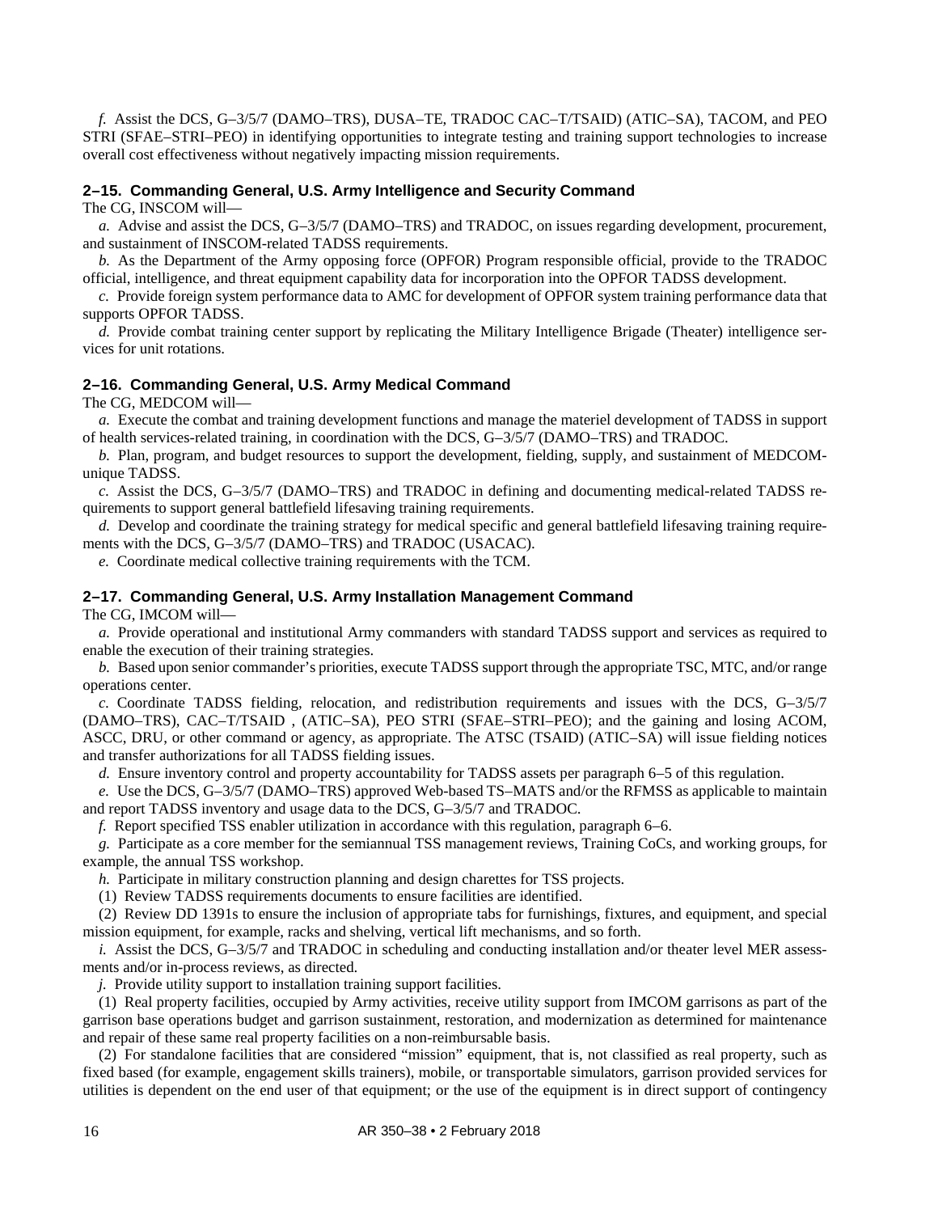*f.* Assist the DCS, G–3/5/7 (DAMO–TRS), DUSA–TE, TRADOC CAC–T/TSAID) (ATIC–SA), TACOM, and PEO STRI (SFAE–STRI–PEO) in identifying opportunities to integrate testing and training support technologies to increase overall cost effectiveness without negatively impacting mission requirements.

## 2–15. Commanding General, U.S. Army Intelligence and Security Command

The CG, INSCOM will—

*a.* Advise and assist the DCS, G–3/5/7 (DAMO–TRS) and TRADOC, on issues regarding development, procurement, and sustainment of INSCOM-related TADSS requirements.

*b.* As the Department of the Army opposing force (OPFOR) Program responsible official, provide to the TRADOC official, intelligence, and threat equipment capability data for incorporation into the OPFOR TADSS development.

*c.* Provide foreign system performance data to AMC for development of OPFOR system training performance data that supports OPFOR TADSS.

*d.* Provide combat training center support by replicating the Military Intelligence Brigade (Theater) intelligence services for unit rotations.

## 2–16. Commanding General, U.S. Army Medical Command

The CG, MEDCOM will—

*a.* Execute the combat and training development functions and manage the materiel development of TADSS in support of health services-related training, in coordination with the DCS, G–3/5/7 (DAMO–TRS) and TRADOC.

*b.* Plan, program, and budget resources to support the development, fielding, supply, and sustainment of MEDCOM-unique TADSS.

*c.* Assist the DCS, G–3/5/7 (DAMO–TRS) and TRADOC in defining and documenting medical-related TADSS requirements to support general battlefield lifesaving training requirements.

*d.* Develop and coordinate the training strategy for medical specific and general battlefield lifesaving training requirements with the DCS, G–3/5/7 (DAMO–TRS) and TRADOC (USACAC).

*e.* Coordinate medical collective training requirements with the TCM.

## 2–17. Commanding General, U.S. Army Installation Management Command

The CG, IMCOM will—

*a.* Provide operational and institutional Army commanders with standard TADSS support and services as required to enable the execution of their training strategies.

*b.* Based upon senior commander's priorities, execute TADSS support through the appropriate TSC, MTC, and/or range operations center.

*c.* Coordinate TADSS fielding, relocation, and redistribution requirements and issues with the DCS, G–3/5/7 (DAMO–TRS), CAC–T/TSAID , (ATIC–SA), PEO STRI (SFAE–STRI–PEO); and the gaining and losing ACOM, ASCC, DRU, or other command or agency, as appropriate. The ATSC (TSAID) (ATIC–SA) will issue fielding notices and transfer authorizations for all TADSS fielding issues.

*d.* Ensure inventory control and property accountability for TADSS assets per paragraph 6–5 of this regulation.

*e.* Use the DCS, G–3/5/7 (DAMO–TRS) approved Web-based TS–MATS and/or the RFMSS as applicable to maintain and report TADSS inventory and usage data to the DCS, G–3/5/7 and TRADOC.

*f.* Report specified TSS enabler utilization in accordance with this regulation, paragraph 6–6.

*g.* Participate as a core member for the semiannual TSS management reviews, Training CoCs, and working groups, for example, the annual TSS workshop.

*h.* Participate in military construction planning and design charettes for TSS projects.

(1) Review TADSS requirements documents to ensure facilities are identified.

(2) Review DD 1391s to ensure the inclusion of appropriate tabs for furnishings, fixtures, and equipment, and special mission equipment, for example, racks and shelving, vertical lift mechanisms, and so forth.

*i.* Assist the DCS, G–3/5/7 and TRADOC in scheduling and conducting installation and/or theater level MER assessments and/or in-process reviews, as directed.

*j.* Provide utility support to installation training support facilities.

(1) Real property facilities, occupied by Army activities, receive utility support from IMCOM garrisons as part of the garrison base operations budget and garrison sustainment, restoration, and modernization as determined for maintenance and repair of these same real property facilities on a non-reimbursable basis.

(2) For standalone facilities that are considered "mission" equipment, that is, not classified as real property, such as fixed based (for example, engagement skills trainers), mobile, or transportable simulators, garrison provided services for utilities is dependent on the end user of that equipment; or the use of the equipment is in direct support of contingency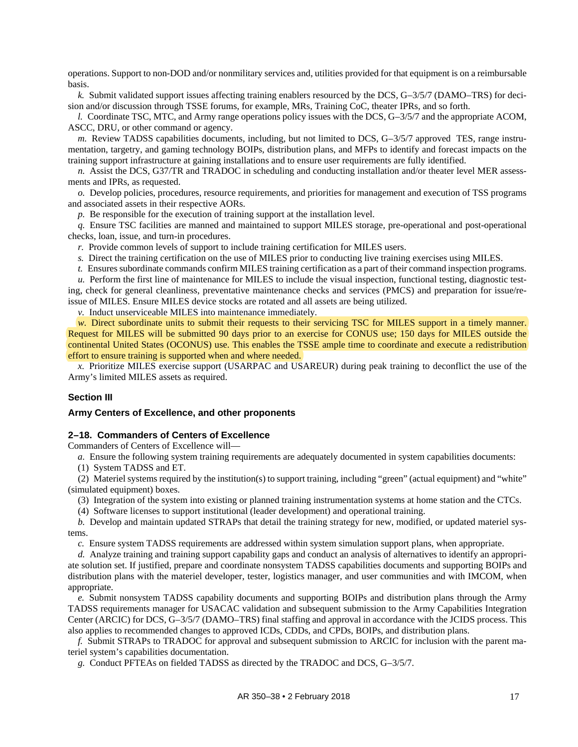operations. Support to non-DOD and/or nonmilitary services and, utilities provided for that equipment is on a reimbursable basis.

*k.* Submit validated support issues affecting training enablers resourced by the DCS, G–3/5/7 (DAMO–TRS) for decision and/or discussion through TSSE forums, for example, MRs, Training CoC, theater IPRs, and so forth.

*l.* Coordinate TSC, MTC, and Army range operations policy issues with the DCS, G–3/5/7 and the appropriate ACOM, ASCC, DRU, or other command or agency.

*m.* Review TADSS capabilities documents, including, but not limited to DCS, G–3/5/7 approved TES, range instrumentation, targetry, and gaming technology BOIPs, distribution plans, and MFPs to identify and forecast impacts on the training support infrastructure at gaining installations and to ensure user requirements are fully identified.

*n.* Assist the DCS, G37/TR and TRADOC in scheduling and conducting installation and/or theater level MER assessments and IPRs, as requested.

*o.* Develop policies, procedures, resource requirements, and priorities for management and execution of TSS programs and associated assets in their respective AORs.

*p.* Be responsible for the execution of training support at the installation level.

*q.* Ensure TSC facilities are manned and maintained to support MILES storage, pre-operational and post-operational checks, loan, issue, and turn-in procedures.

*r.* Provide common levels of support to include training certification for MILES users.

*s.* Direct the training certification on the use of MILES prior to conducting live training exercises using MILES.

*t.* Ensures subordinate commands confirm MILES training certification as a part of their command inspection programs.

*u.* Perform the first line of maintenance for MILES to include the visual inspection, functional testing, diagnostic testing, check for general cleanliness, preventative maintenance checks and services (PMCS) and preparation for issue/reissue of MILES. Ensure MILES device stocks are rotated and all assets are being utilized.

*v.* Induct unserviceable MILES into maintenance immediately.

*w.* Direct subordinate units to submit their requests to their servicing TSC for MILES support in a timely manner. Request for MILES will be submitted 90 days prior to an exercise for CONUS use; 150 days for MILES outside the continental United States (OCONUS) use. This enables the TSSE ample time to coordinate and execute a redistribution effort to ensure training is supported when and where needed.

*x.* Prioritize MILES exercise support (USARPAC and USAREUR) during peak training to deconflict the use of the Army's limited MILES assets as required.

## Section III

## Army Centers of Excellence, and other proponents

### 2–18. Commanders of Centers of Excellence

Commanders of Centers of Excellence will—

*a.* Ensure the following system training requirements are adequately documented in system capabilities documents:

(1) System TADSS and ET.

(2) Materiel systems required by the institution(s) to support training, including "green" (actual equipment) and "white" (simulated equipment) boxes.

(3) Integration of the system into existing or planned training instrumentation systems at home station and the CTCs.

(4) Software licenses to support institutional (leader development) and operational training.

*b.* Develop and maintain updated STRAPs that detail the training strategy for new, modified, or updated materiel systems.

*c.* Ensure system TADSS requirements are addressed within system simulation support plans, when appropriate.

*d.* Analyze training and training support capability gaps and conduct an analysis of alternatives to identify an appropriate solution set. If justified, prepare and coordinate nonsystem TADSS capabilities documents and supporting BOIPs and distribution plans with the materiel developer, tester, logistics manager, and user communities and with IMCOM, when appropriate.

*e.* Submit nonsystem TADSS capability documents and supporting BOIPs and distribution plans through the Army TADSS requirements manager for USACAC validation and subsequent submission to the Army Capabilities Integration Center (ARCIC) for DCS, G–3/5/7 (DAMO–TRS) final staffing and approval in accordance with the JCIDS process. This also applies to recommended changes to approved ICDs, CDDs, and CPDs, BOIPs, and distribution plans.

*f.* Submit STRAPs to TRADOC for approval and subsequent submission to ARCIC for inclusion with the parent materiel system's capabilities documentation.

*g.* Conduct PFTEAs on fielded TADSS as directed by the TRADOC and DCS, G–3/5/7.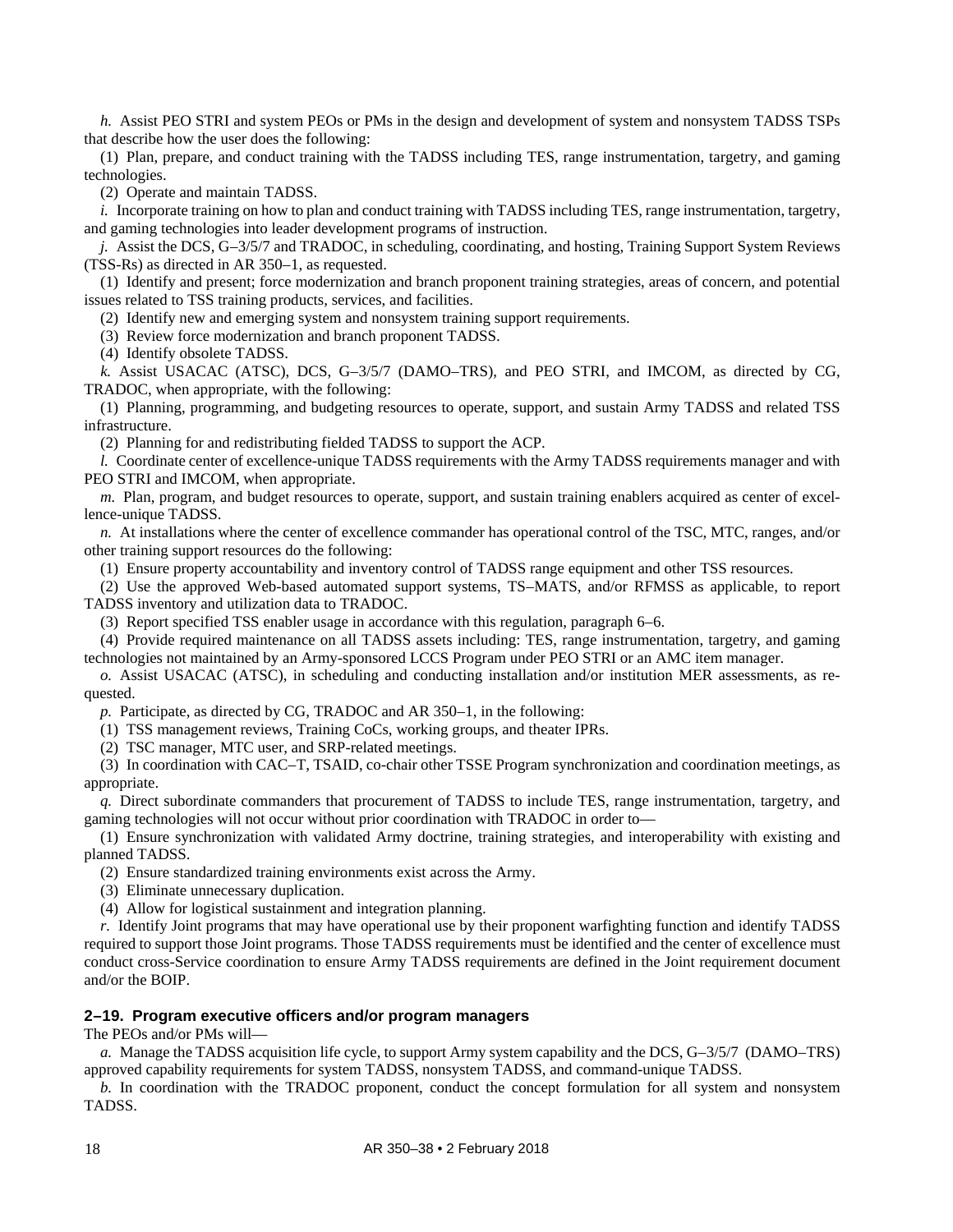*h.* Assist PEO STRI and system PEOs or PMs in the design and development of system and nonsystem TADSS TSPs that describe how the user does the following:

(1) Plan, prepare, and conduct training with the TADSS including TES, range instrumentation, targetry, and gaming technologies.

(2) Operate and maintain TADSS.

*i.* Incorporate training on how to plan and conduct training with TADSS including TES, range instrumentation, targetry, and gaming technologies into leader development programs of instruction.

*j.* Assist the DCS, G–3/5/7 and TRADOC, in scheduling, coordinating, and hosting, Training Support System Reviews (TSS-Rs) as directed in AR 350–1, as requested.

(1) Identify and present; force modernization and branch proponent training strategies, areas of concern, and potential issues related to TSS training products, services, and facilities.

(2) Identify new and emerging system and nonsystem training support requirements.

(3) Review force modernization and branch proponent TADSS.

(4) Identify obsolete TADSS.

*k.* Assist USACAC (ATSC), DCS, G–3/5/7 (DAMO–TRS), and PEO STRI, and IMCOM, as directed by CG, TRADOC, when appropriate, with the following:

(1) Planning, programming, and budgeting resources to operate, support, and sustain Army TADSS and related TSS infrastructure.

(2) Planning for and redistributing fielded TADSS to support the ACP.

*l.* Coordinate center of excellence-unique TADSS requirements with the Army TADSS requirements manager and with PEO STRI and IMCOM, when appropriate.

*m.* Plan, program, and budget resources to operate, support, and sustain training enablers acquired as center of excellence-unique TADSS.

*n.* At installations where the center of excellence commander has operational control of the TSC, MTC, ranges, and/or other training support resources do the following:

(1) Ensure property accountability and inventory control of TADSS range equipment and other TSS resources.

(2) Use the approved Web-based automated support systems, TS–MATS, and/or RFMSS as applicable, to report TADSS inventory and utilization data to TRADOC.

(3) Report specified TSS enabler usage in accordance with this regulation, paragraph 6–6.

(4) Provide required maintenance on all TADSS assets including: TES, range instrumentation, targetry, and gaming technologies not maintained by an Army-sponsored LCCS Program under PEO STRI or an AMC item manager.

*o.* Assist USACAC (ATSC), in scheduling and conducting installation and/or institution MER assessments, as requested.

*p.* Participate, as directed by CG, TRADOC and AR 350–1, in the following:

(1) TSS management reviews, Training CoCs, working groups, and theater IPRs.

(2) TSC manager, MTC user, and SRP-related meetings.

(3) In coordination with CAC–T, TSAID, co-chair other TSSE Program synchronization and coordination meetings, as appropriate.

*q.* Direct subordinate commanders that procurement of TADSS to include TES, range instrumentation, targetry, and gaming technologies will not occur without prior coordination with TRADOC in order to—

(1) Ensure synchronization with validated Army doctrine, training strategies, and interoperability with existing and planned TADSS.

(2) Ensure standardized training environments exist across the Army.

(3) Eliminate unnecessary duplication.

(4) Allow for logistical sustainment and integration planning.

*r.* Identify Joint programs that may have operational use by their proponent warfighting function and identify TADSS required to support those Joint programs. Those TADSS requirements must be identified and the center of excellence must conduct cross-Service coordination to ensure Army TADSS requirements are defined in the Joint requirement document and/or the BOIP.

### 2–19. Program executive officers and/or program managers

The PEOs and/or PMs will—

*a.* Manage the TADSS acquisition life cycle, to support Army system capability and the DCS, G–3/5/7 (DAMO–TRS) approved capability requirements for system TADSS, nonsystem TADSS, and command-unique TADSS.

*b.* In coordination with the TRADOC proponent, conduct the concept formulation for all system and nonsystem TADSS.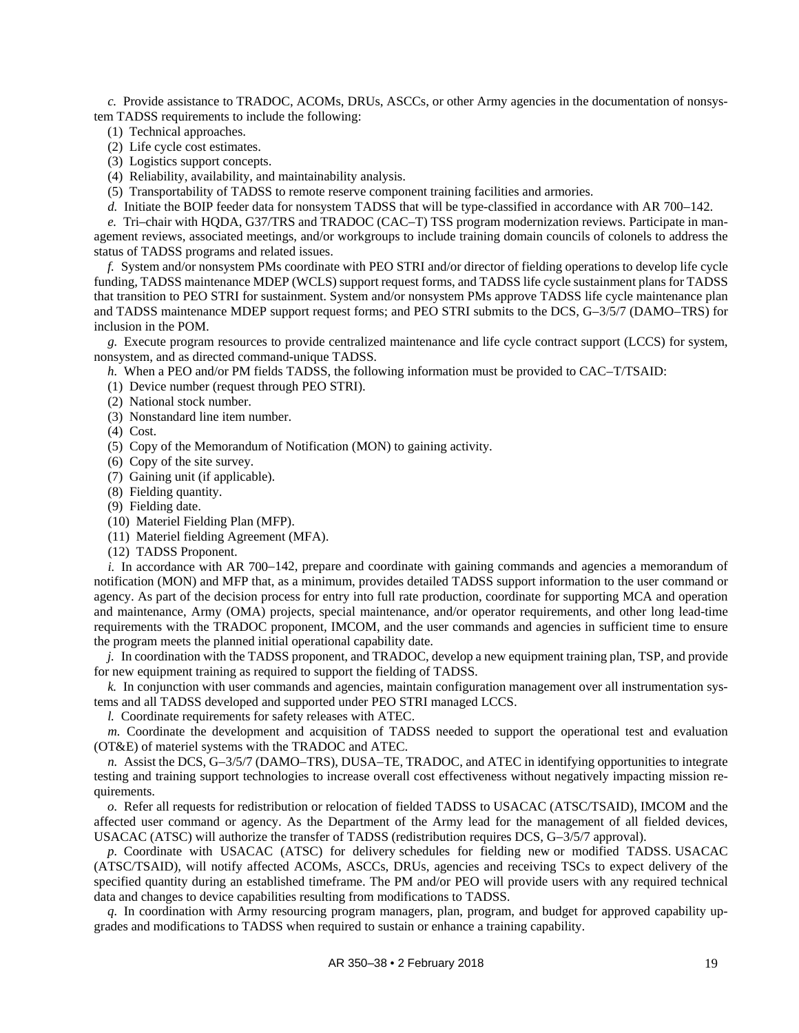*c.* Provide assistance to TRADOC, ACOMs, DRUs, ASCCs, or other Army agencies in the documentation of nonsystem TADSS requirements to include the following:

(1) Technical approaches.

(2) Life cycle cost estimates.

(3) Logistics support concepts.

(4) Reliability, availability, and maintainability analysis.

(5) Transportability of TADSS to remote reserve component training facilities and armories.

*d.* Initiate the BOIP feeder data for nonsystem TADSS that will be type-classified in accordance with AR 700–142.

*e.* Tri–chair with HQDA, G37/TRS and TRADOC (CAC–T) TSS program modernization reviews. Participate in management reviews, associated meetings, and/or workgroups to include training domain councils of colonels to address the status of TADSS programs and related issues.

*f.* System and/or nonsystem PMs coordinate with PEO STRI and/or director of fielding operations to develop life cycle funding, TADSS maintenance MDEP (WCLS) support request forms, and TADSS life cycle sustainment plans for TADSS that transition to PEO STRI for sustainment. System and/or nonsystem PMs approve TADSS life cycle maintenance plan and TADSS maintenance MDEP support request forms; and PEO STRI submits to the DCS, G–3/5/7 (DAMO–TRS) for inclusion in the POM.

*g.* Execute program resources to provide centralized maintenance and life cycle contract support (LCCS) for system, nonsystem, and as directed command-unique TADSS.

*h.* When a PEO and/or PM fields TADSS, the following information must be provided to CAC–T/TSAID:

(1) Device number (request through PEO STRI).

(2) National stock number.

(3) Nonstandard line item number.

(4) Cost.

(5) Copy of the Memorandum of Notification (MON) to gaining activity.

(6) Copy of the site survey.

(7) Gaining unit (if applicable).

(8) Fielding quantity.

(9) Fielding date.

(10) Materiel Fielding Plan (MFP).

(11) Materiel fielding Agreement (MFA).

(12) TADSS Proponent.

*i.* In accordance with AR 700–142, prepare and coordinate with gaining commands and agencies a memorandum of notification (MON) and MFP that, as a minimum, provides detailed TADSS support information to the user command or agency. As part of the decision process for entry into full rate production, coordinate for supporting MCA and operation and maintenance, Army (OMA) projects, special maintenance, and/or operator requirements, and other long lead-time requirements with the TRADOC proponent, IMCOM, and the user commands and agencies in sufficient time to ensure the program meets the planned initial operational capability date.

*j.* In coordination with the TADSS proponent, and TRADOC, develop a new equipment training plan, TSP, and provide for new equipment training as required to support the fielding of TADSS.

*k.* In conjunction with user commands and agencies, maintain configuration management over all instrumentation systems and all TADSS developed and supported under PEO STRI managed LCCS.

*l.* Coordinate requirements for safety releases with ATEC.

*m.* Coordinate the development and acquisition of TADSS needed to support the operational test and evaluation (OT&E) of materiel systems with the TRADOC and ATEC.

*n.* Assist the DCS, G–3/5/7 (DAMO–TRS), DUSA–TE, TRADOC, and ATEC in identifying opportunities to integrate testing and training support technologies to increase overall cost effectiveness without negatively impacting mission requirements.

*o.* Refer all requests for redistribution or relocation of fielded TADSS to USACAC (ATSC/TSAID), IMCOM and the affected user command or agency. As the Department of the Army lead for the management of all fielded devices, USACAC (ATSC) will authorize the transfer of TADSS (redistribution requires DCS, G–3/5/7 approval).

*p.* Coordinate with USACAC (ATSC) for delivery schedules for fielding new or modified TADSS. USACAC (ATSC/TSAID), will notify affected ACOMs, ASCCs, DRUs, agencies and receiving TSCs to expect delivery of the specified quantity during an established timeframe. The PM and/or PEO will provide users with any required technical data and changes to device capabilities resulting from modifications to TADSS.

*q.* In coordination with Army resourcing program managers, plan, program, and budget for approved capability upgrades and modifications to TADSS when required to sustain or enhance a training capability.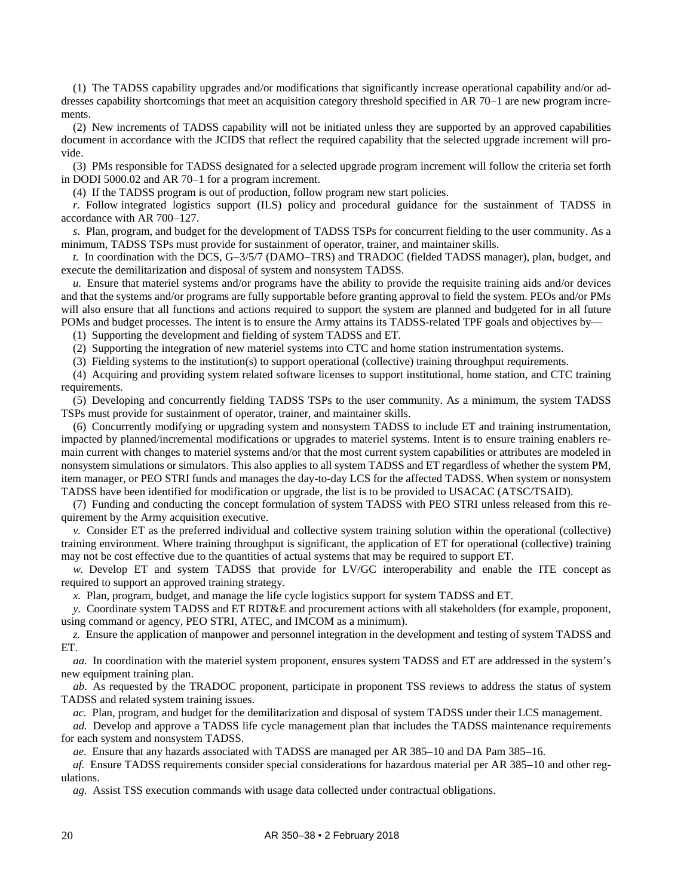(1) The TADSS capability upgrades and/or modifications that significantly increase operational capability and/or addresses capability shortcomings that meet an acquisition category threshold specified in AR 70–1 are new program increments.

(2) New increments of TADSS capability will not be initiated unless they are supported by an approved capabilities document in accordance with the JCIDS that reflect the required capability that the selected upgrade increment will provide.

(3) PMs responsible for TADSS designated for a selected upgrade program increment will follow the criteria set forth in DODI 5000.02 and AR 70–1 for a program increment.

(4) If the TADSS program is out of production, follow program new start policies.

*r.* Follow integrated logistics support (ILS) policy and procedural guidance for the sustainment of TADSS in accordance with AR 700–127.

*s.* Plan, program, and budget for the development of TADSS TSPs for concurrent fielding to the user community. As a minimum, TADSS TSPs must provide for sustainment of operator, trainer, and maintainer skills.

*t.* In coordination with the DCS, G–3/5/7 (DAMO–TRS) and TRADOC (fielded TADSS manager), plan, budget, and execute the demilitarization and disposal of system and nonsystem TADSS.

*u.* Ensure that materiel systems and/or programs have the ability to provide the requisite training aids and/or devices and that the systems and/or programs are fully supportable before granting approval to field the system. PEOs and/or PMs will also ensure that all functions and actions required to support the system are planned and budgeted for in all future POMs and budget processes. The intent is to ensure the Army attains its TADSS-related TPF goals and objectives by—

(1) Supporting the development and fielding of system TADSS and ET.

(2) Supporting the integration of new materiel systems into CTC and home station instrumentation systems.

(3) Fielding systems to the institution(s) to support operational (collective) training throughput requirements.

(4) Acquiring and providing system related software licenses to support institutional, home station, and CTC training requirements.

(5) Developing and concurrently fielding TADSS TSPs to the user community. As a minimum, the system TADSS TSPs must provide for sustainment of operator, trainer, and maintainer skills.

(6) Concurrently modifying or upgrading system and nonsystem TADSS to include ET and training instrumentation, impacted by planned/incremental modifications or upgrades to materiel systems. Intent is to ensure training enablers remain current with changes to materiel systems and/or that the most current system capabilities or attributes are modeled in nonsystem simulations or simulators. This also applies to all system TADSS and ET regardless of whether the system PM, item manager, or PEO STRI funds and manages the day-to-day LCS for the affected TADSS. When system or nonsystem TADSS have been identified for modification or upgrade, the list is to be provided to USACAC (ATSC/TSAID).

(7) Funding and conducting the concept formulation of system TADSS with PEO STRI unless released from this requirement by the Army acquisition executive.

*v.* Consider ET as the preferred individual and collective system training solution within the operational (collective) training environment. Where training throughput is significant, the application of ET for operational (collective) training may not be cost effective due to the quantities of actual systems that may be required to support ET.

*w.* Develop ET and system TADSS that provide for LV/GC interoperability and enable the ITE concept as required to support an approved training strategy.

*x.* Plan, program, budget, and manage the life cycle logistics support for system TADSS and ET.

*y.* Coordinate system TADSS and ET RDT&E and procurement actions with all stakeholders (for example, proponent, using command or agency, PEO STRI, ATEC, and IMCOM as a minimum).

*z.* Ensure the application of manpower and personnel integration in the development and testing of system TADSS and ET.

*aa.* In coordination with the materiel system proponent, ensures system TADSS and ET are addressed in the system's new equipment training plan.

*ab.* As requested by the TRADOC proponent, participate in proponent TSS reviews to address the status of system TADSS and related system training issues.

*ac.* Plan, program, and budget for the demilitarization and disposal of system TADSS under their LCS management.

*ad.* Develop and approve a TADSS life cycle management plan that includes the TADSS maintenance requirements for each system and nonsystem TADSS.

*ae.* Ensure that any hazards associated with TADSS are managed per AR 385–10 and DA Pam 385–16.

*af.* Ensure TADSS requirements consider special considerations for hazardous material per AR 385–10 and other regulations.

*ag.* Assist TSS execution commands with usage data collected under contractual obligations.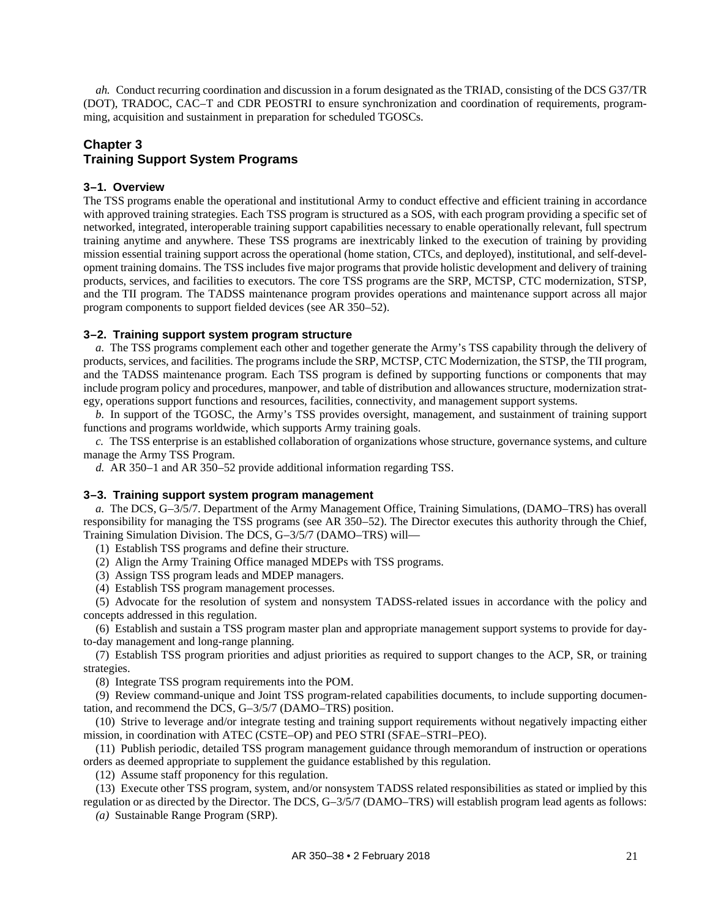*ah.* Conduct recurring coordination and discussion in a forum designated as the TRIAD, consisting of the DCS G37/TR (DOT), TRADOC, CAC–T and CDR PEOSTRI to ensure synchronization and coordination of requirements, programming, acquisition and sustainment in preparation for scheduled TGOSCs.

## Chapter 3
## Training Support System Programs

### 3–1. Overview

The TSS programs enable the operational and institutional Army to conduct effective and efficient training in accordance with approved training strategies. Each TSS program is structured as a SOS, with each program providing a specific set of networked, integrated, interoperable training support capabilities necessary to enable operationally relevant, full spectrum training anytime and anywhere. These TSS programs are inextricably linked to the execution of training by providing mission essential training support across the operational (home station, CTCs, and deployed), institutional, and self-development training domains. The TSS includes five major programs that provide holistic development and delivery of training products, services, and facilities to executors. The core TSS programs are the SRP, MCTSP, CTC modernization, STSP, and the TII program. The TADSS maintenance program provides operations and maintenance support across all major program components to support fielded devices (see AR 350–52).

### 3–2. Training support system program structure

*a.* The TSS programs complement each other and together generate the Army's TSS capability through the delivery of products, services, and facilities. The programs include the SRP, MCTSP, CTC Modernization, the STSP, the TII program, and the TADSS maintenance program. Each TSS program is defined by supporting functions or components that may include program policy and procedures, manpower, and table of distribution and allowances structure, modernization strategy, operations support functions and resources, facilities, connectivity, and management support systems.

*b.* In support of the TGOSC, the Army's TSS provides oversight, management, and sustainment of training support functions and programs worldwide, which supports Army training goals.

*c.* The TSS enterprise is an established collaboration of organizations whose structure, governance systems, and culture manage the Army TSS Program.

*d.* AR 350–1 and AR 350–52 provide additional information regarding TSS.

### 3–3. Training support system program management

*a.* The DCS, G–3/5/7. Department of the Army Management Office, Training Simulations, (DAMO–TRS) has overall responsibility for managing the TSS programs (see AR 350–52). The Director executes this authority through the Chief, Training Simulation Division. The DCS, G–3/5/7 (DAMO–TRS) will—

(1) Establish TSS programs and define their structure.

(2) Align the Army Training Office managed MDEPs with TSS programs.

(3) Assign TSS program leads and MDEP managers.

(4) Establish TSS program management processes.

(5) Advocate for the resolution of system and nonsystem TADSS-related issues in accordance with the policy and concepts addressed in this regulation.

(6) Establish and sustain a TSS program master plan and appropriate management support systems to provide for day-to-day management and long-range planning.

(7) Establish TSS program priorities and adjust priorities as required to support changes to the ACP, SR, or training strategies.

(8) Integrate TSS program requirements into the POM.

(9) Review command-unique and Joint TSS program-related capabilities documents, to include supporting documentation, and recommend the DCS, G–3/5/7 (DAMO–TRS) position.

(10) Strive to leverage and/or integrate testing and training support requirements without negatively impacting either mission, in coordination with ATEC (CSTE–OP) and PEO STRI (SFAE–STRI–PEO).

(11) Publish periodic, detailed TSS program management guidance through memorandum of instruction or operations orders as deemed appropriate to supplement the guidance established by this regulation.

(12) Assume staff proponency for this regulation.

(13) Execute other TSS program, system, and/or nonsystem TADSS related responsibilities as stated or implied by this regulation or as directed by the Director. The DCS, G–3/5/7 (DAMO–TRS) will establish program lead agents as follows:

*(a)* Sustainable Range Program (SRP).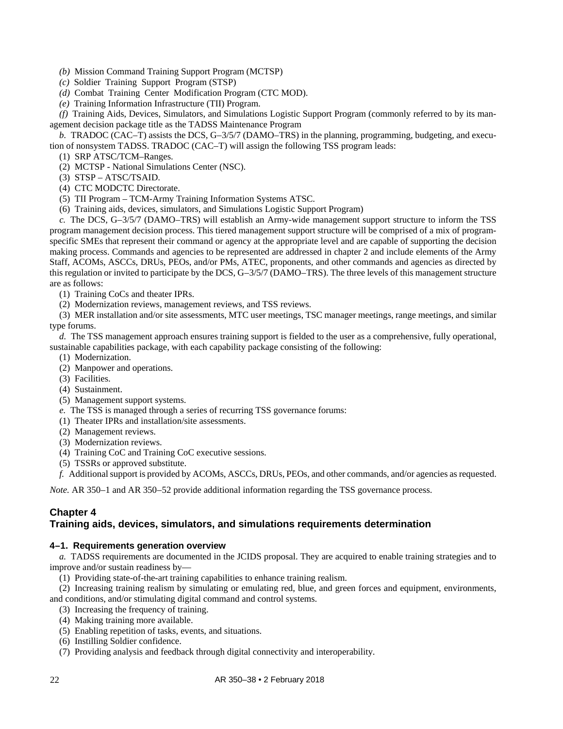*(b)* Mission Command Training Support Program (MCTSP)

*(c)* Soldier Training Support Program (STSP)

*(d)* Combat Training Center Modification Program (CTC MOD).

*(e)* Training Information Infrastructure (TII) Program.

*(f)* Training Aids, Devices, Simulators, and Simulations Logistic Support Program (commonly referred to by its management decision package title as the TADSS Maintenance Program

*b.* TRADOC (CAC–T) assists the DCS, G–3/5/7 (DAMO–TRS) in the planning, programming, budgeting, and execution of nonsystem TADSS. TRADOC (CAC–T) will assign the following TSS program leads:

(1) SRP ATSC/TCM–Ranges.

(2) MCTSP - National Simulations Center (NSC).

(3) STSP – ATSC/TSAID.

(4) CTC MODCTC Directorate.

(5) TII Program – TCM-Army Training Information Systems ATSC.

(6) Training aids, devices, simulators, and Simulations Logistic Support Program)

*c.* The DCS, G–3/5/7 (DAMO–TRS) will establish an Army-wide management support structure to inform the TSS program management decision process. This tiered management support structure will be comprised of a mix of program-specific SMEs that represent their command or agency at the appropriate level and are capable of supporting the decision making process. Commands and agencies to be represented are addressed in chapter 2 and include elements of the Army Staff, ACOMs, ASCCs, DRUs, PEOs, and/or PMs, ATEC, proponents, and other commands and agencies as directed by this regulation or invited to participate by the DCS, G–3/5/7 (DAMO–TRS). The three levels of this management structure are as follows:

(1) Training CoCs and theater IPRs.

(2) Modernization reviews, management reviews, and TSS reviews.

(3) MER installation and/or site assessments, MTC user meetings, TSC manager meetings, range meetings, and similar type forums.

*d.* The TSS management approach ensures training support is fielded to the user as a comprehensive, fully operational, sustainable capabilities package, with each capability package consisting of the following:

(1) Modernization.

(2) Manpower and operations.

(3) Facilities.

(4) Sustainment.

(5) Management support systems.

*e.* The TSS is managed through a series of recurring TSS governance forums:

(1) Theater IPRs and installation/site assessments.

(2) Management reviews.

(3) Modernization reviews.

(4) Training CoC and Training CoC executive sessions.

(5) TSSRs or approved substitute.

*f.* Additional support is provided by ACOMs, ASCCs, DRUs, PEOs, and other commands, and/or agencies as requested.

*Note.* AR 350–1 and AR 350–52 provide additional information regarding the TSS governance process.

## Chapter 4
## Training aids, devices, simulators, and simulations requirements determination

### 4–1. Requirements generation overview

*a.* TADSS requirements are documented in the JCIDS proposal. They are acquired to enable training strategies and to improve and/or sustain readiness by—

(1) Providing state-of-the-art training capabilities to enhance training realism.

(2) Increasing training realism by simulating or emulating red, blue, and green forces and equipment, environments, and conditions, and/or stimulating digital command and control systems.

(3) Increasing the frequency of training.

(4) Making training more available.

(5) Enabling repetition of tasks, events, and situations.

(6) Instilling Soldier confidence.

(7) Providing analysis and feedback through digital connectivity and interoperability.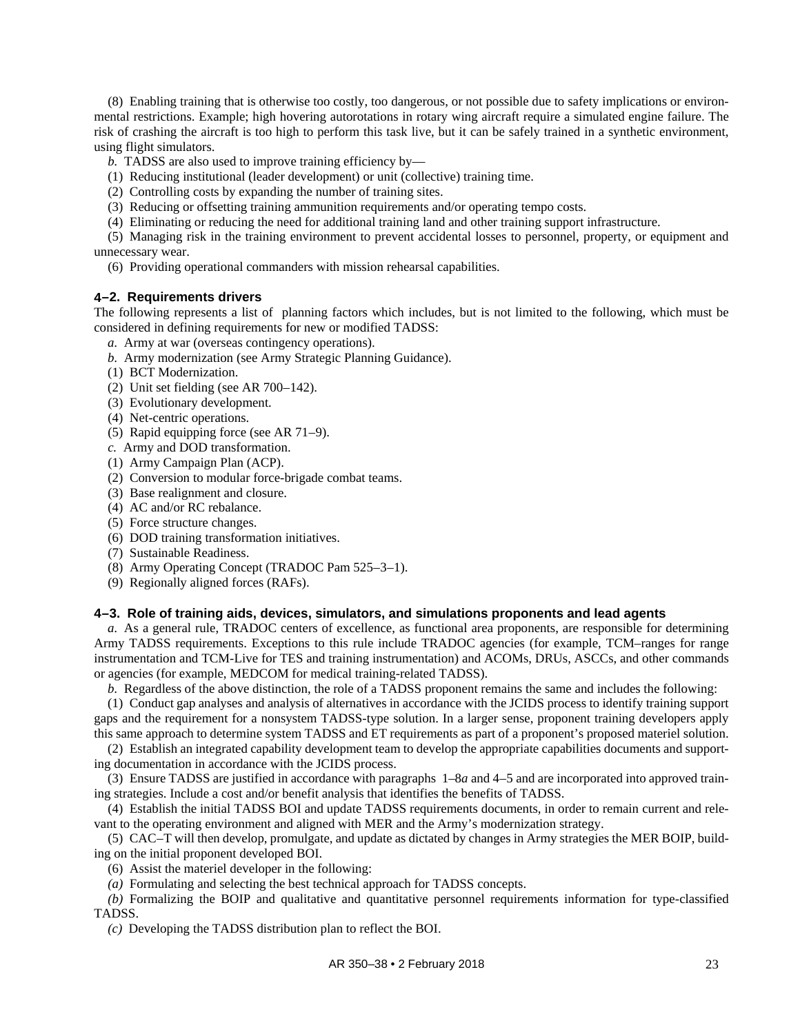(8) Enabling training that is otherwise too costly, too dangerous, or not possible due to safety implications or environmental restrictions. Example; high hovering autorotations in rotary wing aircraft require a simulated engine failure. The risk of crashing the aircraft is too high to perform this task live, but it can be safely trained in a synthetic environment, using flight simulators.

*b.* TADSS are also used to improve training efficiency by—

(1) Reducing institutional (leader development) or unit (collective) training time.

(2) Controlling costs by expanding the number of training sites.

(3) Reducing or offsetting training ammunition requirements and/or operating tempo costs.

(4) Eliminating or reducing the need for additional training land and other training support infrastructure.

(5) Managing risk in the training environment to prevent accidental losses to personnel, property, or equipment and unnecessary wear.

(6) Providing operational commanders with mission rehearsal capabilities.

### 4–2. Requirements drivers

The following represents a list of planning factors which includes, but is not limited to the following, which must be considered in defining requirements for new or modified TADSS:

*a.* Army at war (overseas contingency operations).

*b.* Army modernization (see Army Strategic Planning Guidance).

(1) BCT Modernization.

(2) Unit set fielding (see AR 700–142).

(3) Evolutionary development.

(4) Net-centric operations.

(5) Rapid equipping force (see AR 71–9).

*c.* Army and DOD transformation.

(1) Army Campaign Plan (ACP).

(2) Conversion to modular force-brigade combat teams.

(3) Base realignment and closure.

(4) AC and/or RC rebalance.

(5) Force structure changes.

(6) DOD training transformation initiatives.

(7) Sustainable Readiness.

(8) Army Operating Concept (TRADOC Pam 525–3–1).

(9) Regionally aligned forces (RAFs).

### 4–3. Role of training aids, devices, simulators, and simulations proponents and lead agents

*a.* As a general rule, TRADOC centers of excellence, as functional area proponents, are responsible for determining Army TADSS requirements. Exceptions to this rule include TRADOC agencies (for example, TCM–ranges for range instrumentation and TCM-Live for TES and training instrumentation) and ACOMs, DRUs, ASCCs, and other commands or agencies (for example, MEDCOM for medical training-related TADSS).

*b.* Regardless of the above distinction, the role of a TADSS proponent remains the same and includes the following:

(1) Conduct gap analyses and analysis of alternatives in accordance with the JCIDS process to identify training support gaps and the requirement for a nonsystem TADSS-type solution. In a larger sense, proponent training developers apply this same approach to determine system TADSS and ET requirements as part of a proponent's proposed materiel solution.

(2) Establish an integrated capability development team to develop the appropriate capabilities documents and supporting documentation in accordance with the JCIDS process.

(3) Ensure TADSS are justified in accordance with paragraphs 1–8*a* and 4–5 and are incorporated into approved training strategies. Include a cost and/or benefit analysis that identifies the benefits of TADSS.

(4) Establish the initial TADSS BOI and update TADSS requirements documents, in order to remain current and relevant to the operating environment and aligned with MER and the Army's modernization strategy.

(5) CAC–T will then develop, promulgate, and update as dictated by changes in Army strategies the MER BOIP, building on the initial proponent developed BOI.

(6) Assist the materiel developer in the following:

*(a)* Formulating and selecting the best technical approach for TADSS concepts.

*(b)* Formalizing the BOIP and qualitative and quantitative personnel requirements information for type-classified TADSS.

*(c)* Developing the TADSS distribution plan to reflect the BOI.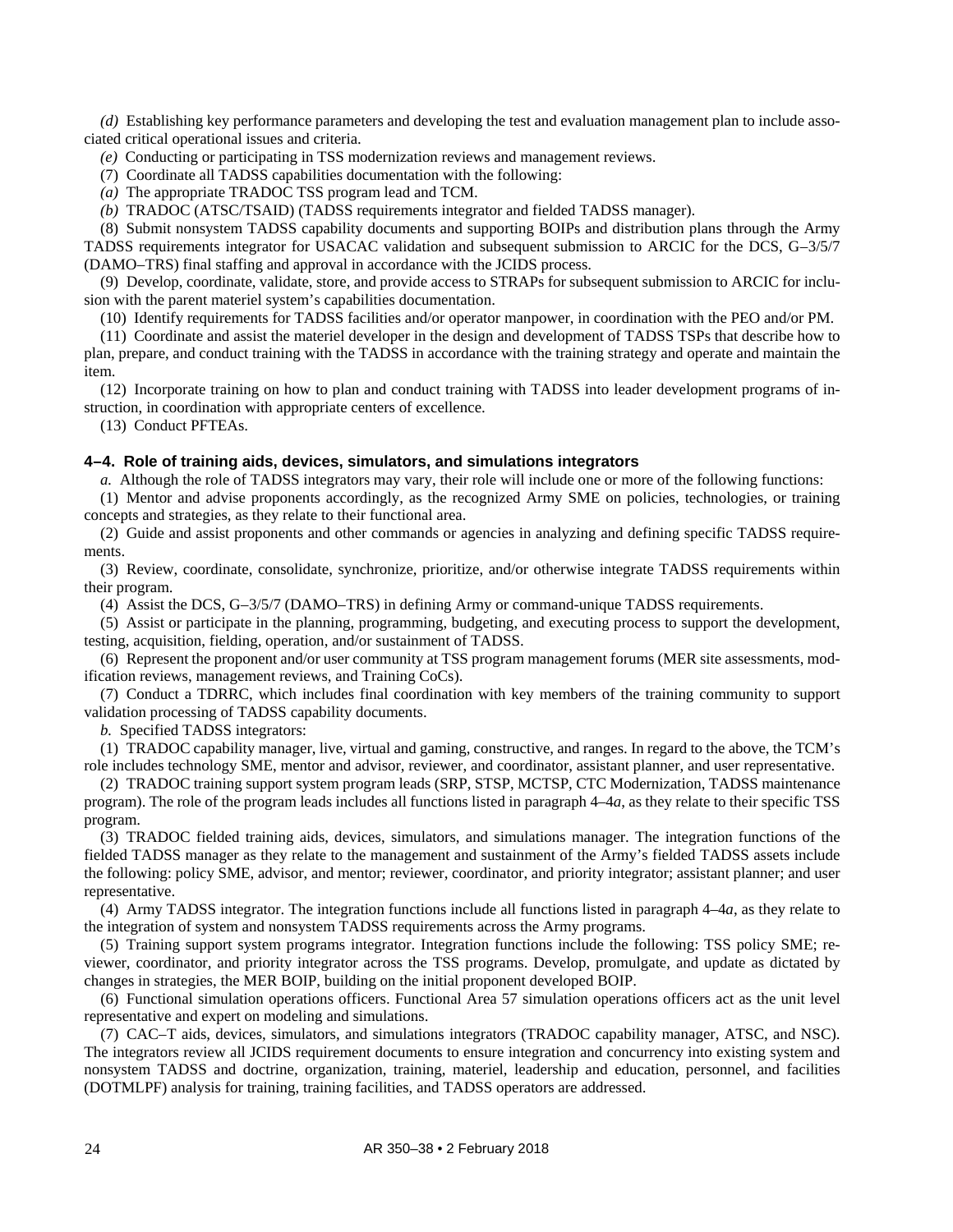*(d)* Establishing key performance parameters and developing the test and evaluation management plan to include associated critical operational issues and criteria.

*(e)* Conducting or participating in TSS modernization reviews and management reviews.

(7) Coordinate all TADSS capabilities documentation with the following:

*(a)* The appropriate TRADOC TSS program lead and TCM.

*(b)* TRADOC (ATSC/TSAID) (TADSS requirements integrator and fielded TADSS manager).

(8) Submit nonsystem TADSS capability documents and supporting BOIPs and distribution plans through the Army TADSS requirements integrator for USACAC validation and subsequent submission to ARCIC for the DCS, G–3/5/7 (DAMO–TRS) final staffing and approval in accordance with the JCIDS process.

(9) Develop, coordinate, validate, store, and provide access to STRAPs for subsequent submission to ARCIC for inclusion with the parent materiel system's capabilities documentation.

(10) Identify requirements for TADSS facilities and/or operator manpower, in coordination with the PEO and/or PM.

(11) Coordinate and assist the materiel developer in the design and development of TADSS TSPs that describe how to plan, prepare, and conduct training with the TADSS in accordance with the training strategy and operate and maintain the item.

(12) Incorporate training on how to plan and conduct training with TADSS into leader development programs of instruction, in coordination with appropriate centers of excellence.

(13) Conduct PFTEAs.

### 4–4. Role of training aids, devices, simulators, and simulations integrators

*a.* Although the role of TADSS integrators may vary, their role will include one or more of the following functions:

(1) Mentor and advise proponents accordingly, as the recognized Army SME on policies, technologies, or training concepts and strategies, as they relate to their functional area.

(2) Guide and assist proponents and other commands or agencies in analyzing and defining specific TADSS requirements.

(3) Review, coordinate, consolidate, synchronize, prioritize, and/or otherwise integrate TADSS requirements within their program.

(4) Assist the DCS, G–3/5/7 (DAMO–TRS) in defining Army or command-unique TADSS requirements.

(5) Assist or participate in the planning, programming, budgeting, and executing process to support the development, testing, acquisition, fielding, operation, and/or sustainment of TADSS.

(6) Represent the proponent and/or user community at TSS program management forums (MER site assessments, modification reviews, management reviews, and Training CoCs).

(7) Conduct a TDRRC, which includes final coordination with key members of the training community to support validation processing of TADSS capability documents.

*b.* Specified TADSS integrators:

(1) TRADOC capability manager, live, virtual and gaming, constructive, and ranges. In regard to the above, the TCM's role includes technology SME, mentor and advisor, reviewer, and coordinator, assistant planner, and user representative.

(2) TRADOC training support system program leads (SRP, STSP, MCTSP, CTC Modernization, TADSS maintenance program). The role of the program leads includes all functions listed in paragraph 4–4*a*, as they relate to their specific TSS program.

(3) TRADOC fielded training aids, devices, simulators, and simulations manager. The integration functions of the fielded TADSS manager as they relate to the management and sustainment of the Army's fielded TADSS assets include the following: policy SME, advisor, and mentor; reviewer, coordinator, and priority integrator; assistant planner; and user representative.

(4) Army TADSS integrator. The integration functions include all functions listed in paragraph 4–4*a*, as they relate to the integration of system and nonsystem TADSS requirements across the Army programs.

(5) Training support system programs integrator. Integration functions include the following: TSS policy SME; reviewer, coordinator, and priority integrator across the TSS programs. Develop, promulgate, and update as dictated by changes in strategies, the MER BOIP, building on the initial proponent developed BOIP.

(6) Functional simulation operations officers. Functional Area 57 simulation operations officers act as the unit level representative and expert on modeling and simulations.

(7) CAC–T aids, devices, simulators, and simulations integrators (TRADOC capability manager, ATSC, and NSC). The integrators review all JCIDS requirement documents to ensure integration and concurrency into existing system and nonsystem TADSS and doctrine, organization, training, materiel, leadership and education, personnel, and facilities (DOTMLPF) analysis for training, training facilities, and TADSS operators are addressed.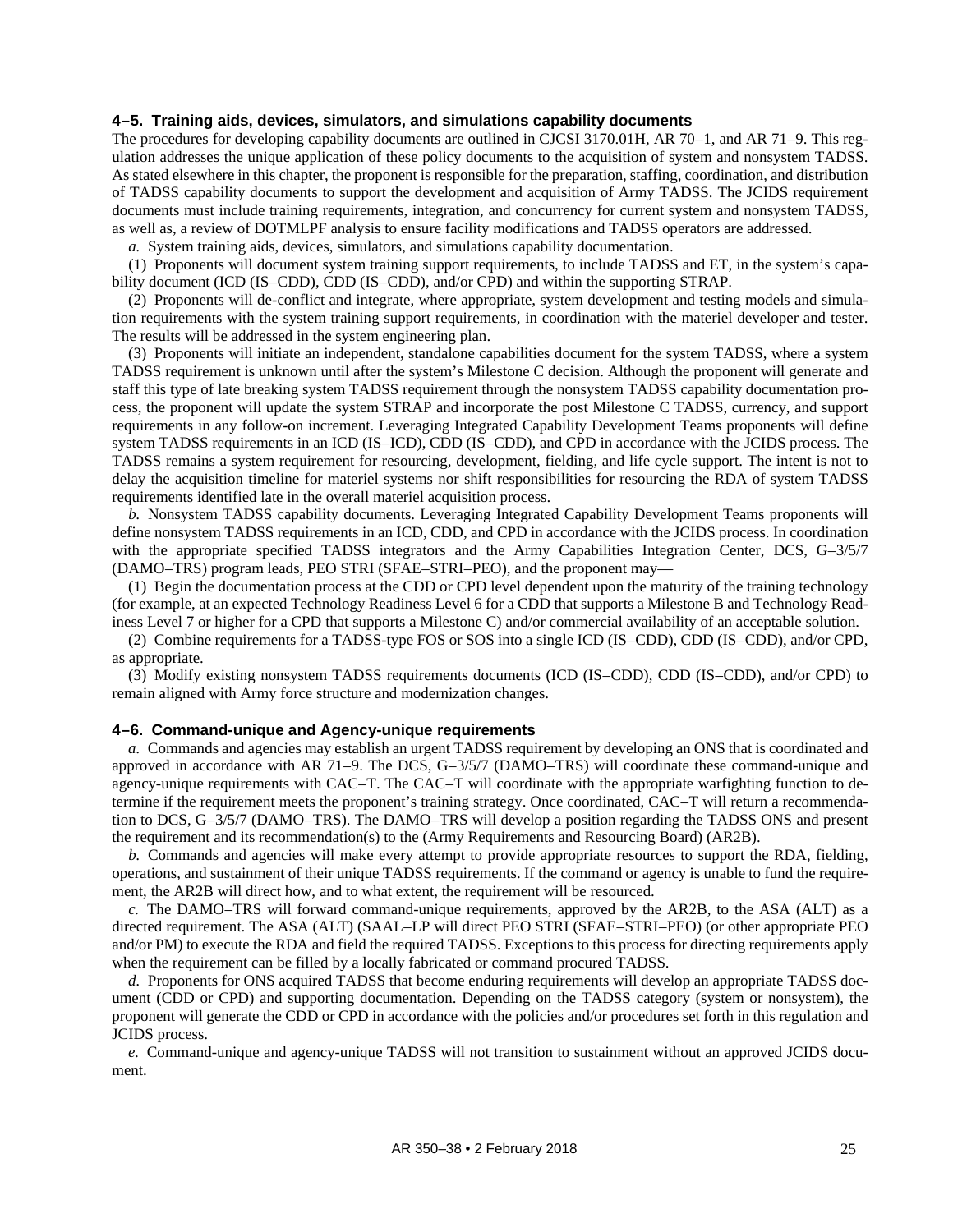### 4–5. Training aids, devices, simulators, and simulations capability documents

The procedures for developing capability documents are outlined in CJCSI 3170.01H, AR 70–1, and AR 71–9. This regulation addresses the unique application of these policy documents to the acquisition of system and nonsystem TADSS. As stated elsewhere in this chapter, the proponent is responsible for the preparation, staffing, coordination, and distribution of TADSS capability documents to support the development and acquisition of Army TADSS. The JCIDS requirement documents must include training requirements, integration, and concurrency for current system and nonsystem TADSS, as well as, a review of DOTMLPF analysis to ensure facility modifications and TADSS operators are addressed.

*a.* System training aids, devices, simulators, and simulations capability documentation.

(1) Proponents will document system training support requirements, to include TADSS and ET, in the system's capability document (ICD (IS–CDD), CDD (IS–CDD), and/or CPD) and within the supporting STRAP.

(2) Proponents will de-conflict and integrate, where appropriate, system development and testing models and simulation requirements with the system training support requirements, in coordination with the materiel developer and tester. The results will be addressed in the system engineering plan.

(3) Proponents will initiate an independent, standalone capabilities document for the system TADSS, where a system TADSS requirement is unknown until after the system's Milestone C decision. Although the proponent will generate and staff this type of late breaking system TADSS requirement through the nonsystem TADSS capability documentation process, the proponent will update the system STRAP and incorporate the post Milestone C TADSS, currency, and support requirements in any follow-on increment. Leveraging Integrated Capability Development Teams proponents will define system TADSS requirements in an ICD (IS–ICD), CDD (IS–CDD), and CPD in accordance with the JCIDS process. The TADSS remains a system requirement for resourcing, development, fielding, and life cycle support. The intent is not to delay the acquisition timeline for materiel systems nor shift responsibilities for resourcing the RDA of system TADSS requirements identified late in the overall materiel acquisition process.

*b.* Nonsystem TADSS capability documents. Leveraging Integrated Capability Development Teams proponents will define nonsystem TADSS requirements in an ICD, CDD, and CPD in accordance with the JCIDS process. In coordination with the appropriate specified TADSS integrators and the Army Capabilities Integration Center, DCS, G–3/5/7 (DAMO–TRS) program leads, PEO STRI (SFAE–STRI–PEO), and the proponent may—

(1) Begin the documentation process at the CDD or CPD level dependent upon the maturity of the training technology (for example, at an expected Technology Readiness Level 6 for a CDD that supports a Milestone B and Technology Readiness Level 7 or higher for a CPD that supports a Milestone C) and/or commercial availability of an acceptable solution.

(2) Combine requirements for a TADSS-type FOS or SOS into a single ICD (IS–CDD), CDD (IS–CDD), and/or CPD, as appropriate.

(3) Modify existing nonsystem TADSS requirements documents (ICD (IS–CDD), CDD (IS–CDD), and/or CPD) to remain aligned with Army force structure and modernization changes.

### 4–6. Command-unique and Agency-unique requirements

*a.* Commands and agencies may establish an urgent TADSS requirement by developing an ONS that is coordinated and approved in accordance with AR 71–9. The DCS, G–3/5/7 (DAMO–TRS) will coordinate these command-unique and agency-unique requirements with CAC–T. The CAC–T will coordinate with the appropriate warfighting function to determine if the requirement meets the proponent's training strategy. Once coordinated, CAC–T will return a recommendation to DCS, G–3/5/7 (DAMO–TRS). The DAMO–TRS will develop a position regarding the TADSS ONS and present the requirement and its recommendation(s) to the (Army Requirements and Resourcing Board) (AR2B).

*b.* Commands and agencies will make every attempt to provide appropriate resources to support the RDA, fielding, operations, and sustainment of their unique TADSS requirements. If the command or agency is unable to fund the requirement, the AR2B will direct how, and to what extent, the requirement will be resourced.

*c.* The DAMO–TRS will forward command-unique requirements, approved by the AR2B, to the ASA (ALT) as a directed requirement. The ASA (ALT) (SAAL–LP will direct PEO STRI (SFAE–STRI–PEO) (or other appropriate PEO and/or PM) to execute the RDA and field the required TADSS. Exceptions to this process for directing requirements apply when the requirement can be filled by a locally fabricated or command procured TADSS.

*d.* Proponents for ONS acquired TADSS that become enduring requirements will develop an appropriate TADSS document (CDD or CPD) and supporting documentation. Depending on the TADSS category (system or nonsystem), the proponent will generate the CDD or CPD in accordance with the policies and/or procedures set forth in this regulation and JCIDS process.

*e.* Command-unique and agency-unique TADSS will not transition to sustainment without an approved JCIDS document.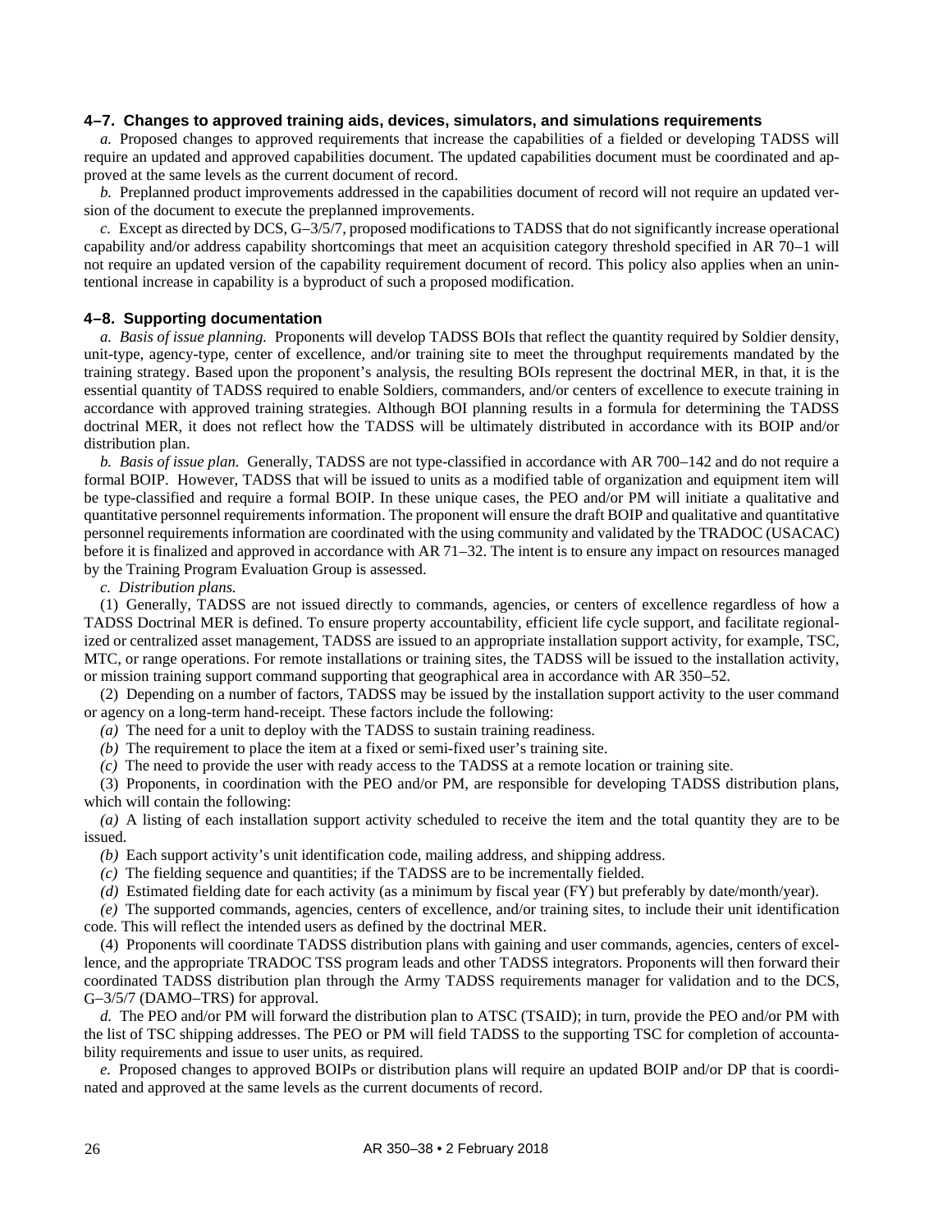### 4–7. Changes to approved training aids, devices, simulators, and simulations requirements

*a.* Proposed changes to approved requirements that increase the capabilities of a fielded or developing TADSS will require an updated and approved capabilities document. The updated capabilities document must be coordinated and approved at the same levels as the current document of record.

*b.* Preplanned product improvements addressed in the capabilities document of record will not require an updated version of the document to execute the preplanned improvements.

*c.* Except as directed by DCS, G–3/5/7, proposed modifications to TADSS that do not significantly increase operational capability and/or address capability shortcomings that meet an acquisition category threshold specified in AR 70–1 will not require an updated version of the capability requirement document of record. This policy also applies when an unintentional increase in capability is a byproduct of such a proposed modification.

### 4–8. Supporting documentation

*a. Basis of issue planning.* Proponents will develop TADSS BOIs that reflect the quantity required by Soldier density, unit-type, agency-type, center of excellence, and/or training site to meet the throughput requirements mandated by the training strategy. Based upon the proponent's analysis, the resulting BOIs represent the doctrinal MER, in that, it is the essential quantity of TADSS required to enable Soldiers, commanders, and/or centers of excellence to execute training in accordance with approved training strategies. Although BOI planning results in a formula for determining the TADSS doctrinal MER, it does not reflect how the TADSS will be ultimately distributed in accordance with its BOIP and/or distribution plan.

*b. Basis of issue plan.* Generally, TADSS are not type-classified in accordance with AR 700–142 and do not require a formal BOIP. However, TADSS that will be issued to units as a modified table of organization and equipment item will be type-classified and require a formal BOIP. In these unique cases, the PEO and/or PM will initiate a qualitative and quantitative personnel requirements information. The proponent will ensure the draft BOIP and qualitative and quantitative personnel requirements information are coordinated with the using community and validated by the TRADOC (USACAC) before it is finalized and approved in accordance with AR 71–32. The intent is to ensure any impact on resources managed by the Training Program Evaluation Group is assessed.

*c. Distribution plans.*

(1) Generally, TADSS are not issued directly to commands, agencies, or centers of excellence regardless of how a TADSS Doctrinal MER is defined. To ensure property accountability, efficient life cycle support, and facilitate regionalized or centralized asset management, TADSS are issued to an appropriate installation support activity, for example, TSC, MTC, or range operations. For remote installations or training sites, the TADSS will be issued to the installation activity, or mission training support command supporting that geographical area in accordance with AR 350–52.

(2) Depending on a number of factors, TADSS may be issued by the installation support activity to the user command or agency on a long-term hand-receipt. These factors include the following:

*(a)* The need for a unit to deploy with the TADSS to sustain training readiness.

*(b)* The requirement to place the item at a fixed or semi-fixed user's training site.

*(c)* The need to provide the user with ready access to the TADSS at a remote location or training site.

(3) Proponents, in coordination with the PEO and/or PM, are responsible for developing TADSS distribution plans, which will contain the following:

*(a)* A listing of each installation support activity scheduled to receive the item and the total quantity they are to be issued.

*(b)* Each support activity's unit identification code, mailing address, and shipping address.

*(c)* The fielding sequence and quantities; if the TADSS are to be incrementally fielded.

*(d)* Estimated fielding date for each activity (as a minimum by fiscal year (FY) but preferably by date/month/year).

*(e)* The supported commands, agencies, centers of excellence, and/or training sites, to include their unit identification code. This will reflect the intended users as defined by the doctrinal MER.

(4) Proponents will coordinate TADSS distribution plans with gaining and user commands, agencies, centers of excellence, and the appropriate TRADOC TSS program leads and other TADSS integrators. Proponents will then forward their coordinated TADSS distribution plan through the Army TADSS requirements manager for validation and to the DCS, G–3/5/7 (DAMO–TRS) for approval.

*d.* The PEO and/or PM will forward the distribution plan to ATSC (TSAID); in turn, provide the PEO and/or PM with the list of TSC shipping addresses. The PEO or PM will field TADSS to the supporting TSC for completion of accountability requirements and issue to user units, as required.

*e.* Proposed changes to approved BOIPs or distribution plans will require an updated BOIP and/or DP that is coordinated and approved at the same levels as the current documents of record.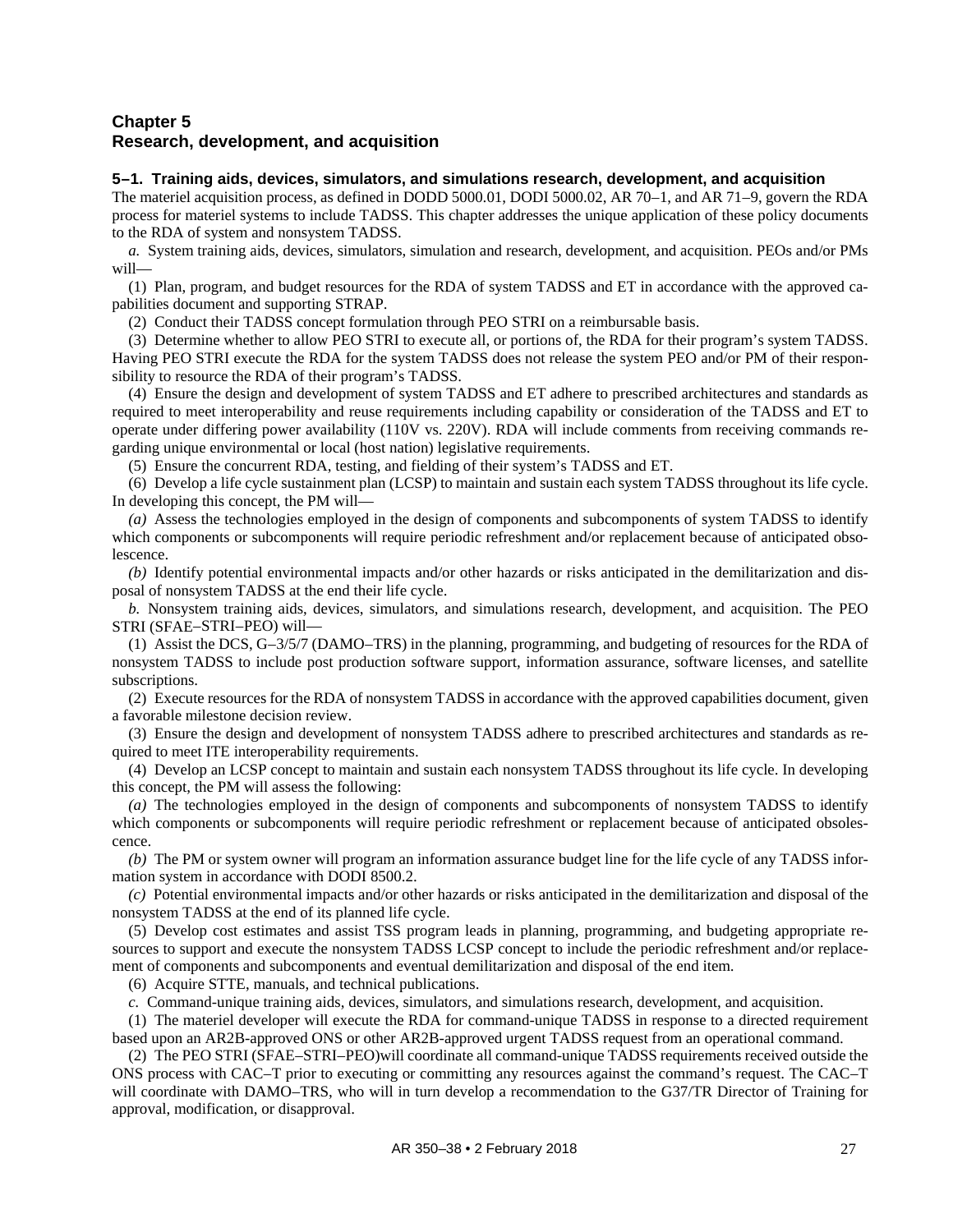# Chapter 5
# Research, development, and acquisition

### 5–1. Training aids, devices, simulators, and simulations research, development, and acquisition

The materiel acquisition process, as defined in DODD 5000.01, DODI 5000.02, AR 70–1, and AR 71–9, govern the RDA process for materiel systems to include TADSS. This chapter addresses the unique application of these policy documents to the RDA of system and nonsystem TADSS.

*a.* System training aids, devices, simulators, simulation and research, development, and acquisition. PEOs and/or PMs will—

(1) Plan, program, and budget resources for the RDA of system TADSS and ET in accordance with the approved capabilities document and supporting STRAP.

(2) Conduct their TADSS concept formulation through PEO STRI on a reimbursable basis.

(3) Determine whether to allow PEO STRI to execute all, or portions of, the RDA for their program's system TADSS. Having PEO STRI execute the RDA for the system TADSS does not release the system PEO and/or PM of their responsibility to resource the RDA of their program's TADSS.

(4) Ensure the design and development of system TADSS and ET adhere to prescribed architectures and standards as required to meet interoperability and reuse requirements including capability or consideration of the TADSS and ET to operate under differing power availability (110V vs. 220V). RDA will include comments from receiving commands regarding unique environmental or local (host nation) legislative requirements.

(5) Ensure the concurrent RDA, testing, and fielding of their system's TADSS and ET.

(6) Develop a life cycle sustainment plan (LCSP) to maintain and sustain each system TADSS throughout its life cycle. In developing this concept, the PM will—

*(a)* Assess the technologies employed in the design of components and subcomponents of system TADSS to identify which components or subcomponents will require periodic refreshment and/or replacement because of anticipated obsolescence.

*(b)* Identify potential environmental impacts and/or other hazards or risks anticipated in the demilitarization and disposal of nonsystem TADSS at the end their life cycle.

*b.* Nonsystem training aids, devices, simulators, and simulations research, development, and acquisition. The PEO STRI (SFAE–STRI–PEO) will—

(1) Assist the DCS, G–3/5/7 (DAMO–TRS) in the planning, programming, and budgeting of resources for the RDA of nonsystem TADSS to include post production software support, information assurance, software licenses, and satellite subscriptions.

(2) Execute resources for the RDA of nonsystem TADSS in accordance with the approved capabilities document, given a favorable milestone decision review.

(3) Ensure the design and development of nonsystem TADSS adhere to prescribed architectures and standards as required to meet ITE interoperability requirements.

(4) Develop an LCSP concept to maintain and sustain each nonsystem TADSS throughout its life cycle. In developing this concept, the PM will assess the following:

*(a)* The technologies employed in the design of components and subcomponents of nonsystem TADSS to identify which components or subcomponents will require periodic refreshment or replacement because of anticipated obsolescence.

*(b)* The PM or system owner will program an information assurance budget line for the life cycle of any TADSS information system in accordance with DODI 8500.2.

*(c)* Potential environmental impacts and/or other hazards or risks anticipated in the demilitarization and disposal of the nonsystem TADSS at the end of its planned life cycle.

(5) Develop cost estimates and assist TSS program leads in planning, programming, and budgeting appropriate resources to support and execute the nonsystem TADSS LCSP concept to include the periodic refreshment and/or replacement of components and subcomponents and eventual demilitarization and disposal of the end item.

(6) Acquire STTE, manuals, and technical publications.

*c.* Command-unique training aids, devices, simulators, and simulations research, development, and acquisition.

(1) The materiel developer will execute the RDA for command-unique TADSS in response to a directed requirement based upon an AR2B-approved ONS or other AR2B-approved urgent TADSS request from an operational command.

(2) The PEO STRI (SFAE–STRI–PEO)will coordinate all command-unique TADSS requirements received outside the ONS process with CAC–T prior to executing or committing any resources against the command's request. The CAC–T will coordinate with DAMO–TRS, who will in turn develop a recommendation to the G37/TR Director of Training for approval, modification, or disapproval.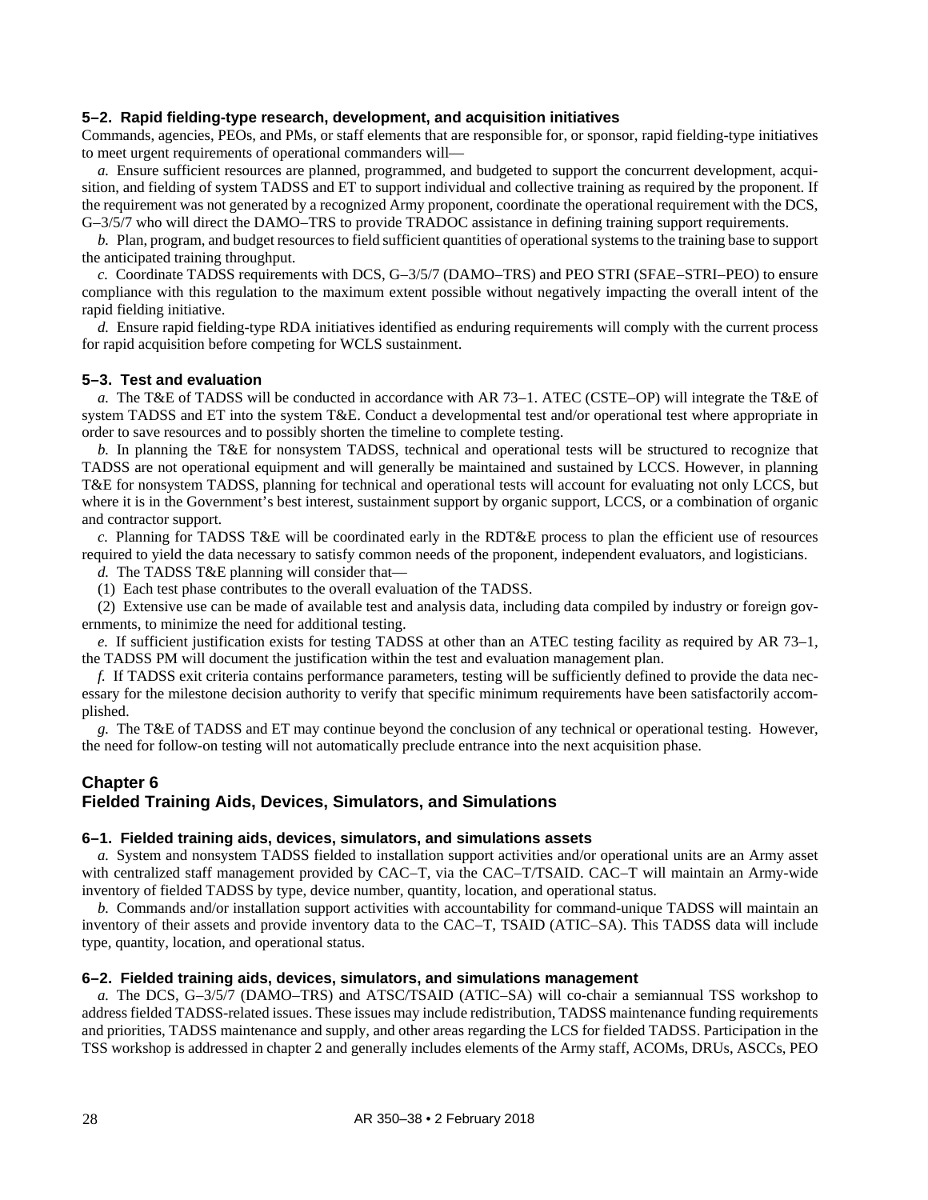### 5–2. Rapid fielding-type research, development, and acquisition initiatives

Commands, agencies, PEOs, and PMs, or staff elements that are responsible for, or sponsor, rapid fielding-type initiatives to meet urgent requirements of operational commanders will—

*a.* Ensure sufficient resources are planned, programmed, and budgeted to support the concurrent development, acquisition, and fielding of system TADSS and ET to support individual and collective training as required by the proponent. If the requirement was not generated by a recognized Army proponent, coordinate the operational requirement with the DCS, G–3/5/7 who will direct the DAMO–TRS to provide TRADOC assistance in defining training support requirements.

*b.* Plan, program, and budget resources to field sufficient quantities of operational systems to the training base to support the anticipated training throughput.

*c.* Coordinate TADSS requirements with DCS, G–3/5/7 (DAMO–TRS) and PEO STRI (SFAE–STRI–PEO) to ensure compliance with this regulation to the maximum extent possible without negatively impacting the overall intent of the rapid fielding initiative.

*d.* Ensure rapid fielding-type RDA initiatives identified as enduring requirements will comply with the current process for rapid acquisition before competing for WCLS sustainment.

### 5–3. Test and evaluation

*a.* The T&E of TADSS will be conducted in accordance with AR 73–1. ATEC (CSTE–OP) will integrate the T&E of system TADSS and ET into the system T&E. Conduct a developmental test and/or operational test where appropriate in order to save resources and to possibly shorten the timeline to complete testing.

*b.* In planning the T&E for nonsystem TADSS, technical and operational tests will be structured to recognize that TADSS are not operational equipment and will generally be maintained and sustained by LCCS. However, in planning T&E for nonsystem TADSS, planning for technical and operational tests will account for evaluating not only LCCS, but where it is in the Government's best interest, sustainment support by organic support, LCCS, or a combination of organic and contractor support.

*c.* Planning for TADSS T&E will be coordinated early in the RDT&E process to plan the efficient use of resources required to yield the data necessary to satisfy common needs of the proponent, independent evaluators, and logisticians.

*d.* The TADSS T&E planning will consider that—

(1) Each test phase contributes to the overall evaluation of the TADSS.

(2) Extensive use can be made of available test and analysis data, including data compiled by industry or foreign governments, to minimize the need for additional testing.

*e.* If sufficient justification exists for testing TADSS at other than an ATEC testing facility as required by AR 73–1, the TADSS PM will document the justification within the test and evaluation management plan.

*f.* If TADSS exit criteria contains performance parameters, testing will be sufficiently defined to provide the data necessary for the milestone decision authority to verify that specific minimum requirements have been satisfactorily accomplished.

*g.* The T&E of TADSS and ET may continue beyond the conclusion of any technical or operational testing. However, the need for follow-on testing will not automatically preclude entrance into the next acquisition phase.

## Chapter 6
## Fielded Training Aids, Devices, Simulators, and Simulations

### 6–1. Fielded training aids, devices, simulators, and simulations assets

*a.* System and nonsystem TADSS fielded to installation support activities and/or operational units are an Army asset with centralized staff management provided by CAC–T, via the CAC–T/TSAID. CAC–T will maintain an Army-wide inventory of fielded TADSS by type, device number, quantity, location, and operational status.

*b.* Commands and/or installation support activities with accountability for command-unique TADSS will maintain an inventory of their assets and provide inventory data to the CAC–T, TSAID (ATIC–SA). This TADSS data will include type, quantity, location, and operational status.

### 6–2. Fielded training aids, devices, simulators, and simulations management

*a.* The DCS, G–3/5/7 (DAMO–TRS) and ATSC/TSAID (ATIC–SA) will co-chair a semiannual TSS workshop to address fielded TADSS-related issues. These issues may include redistribution, TADSS maintenance funding requirements and priorities, TADSS maintenance and supply, and other areas regarding the LCS for fielded TADSS. Participation in the TSS workshop is addressed in chapter 2 and generally includes elements of the Army staff, ACOMs, DRUs, ASCCs, PEO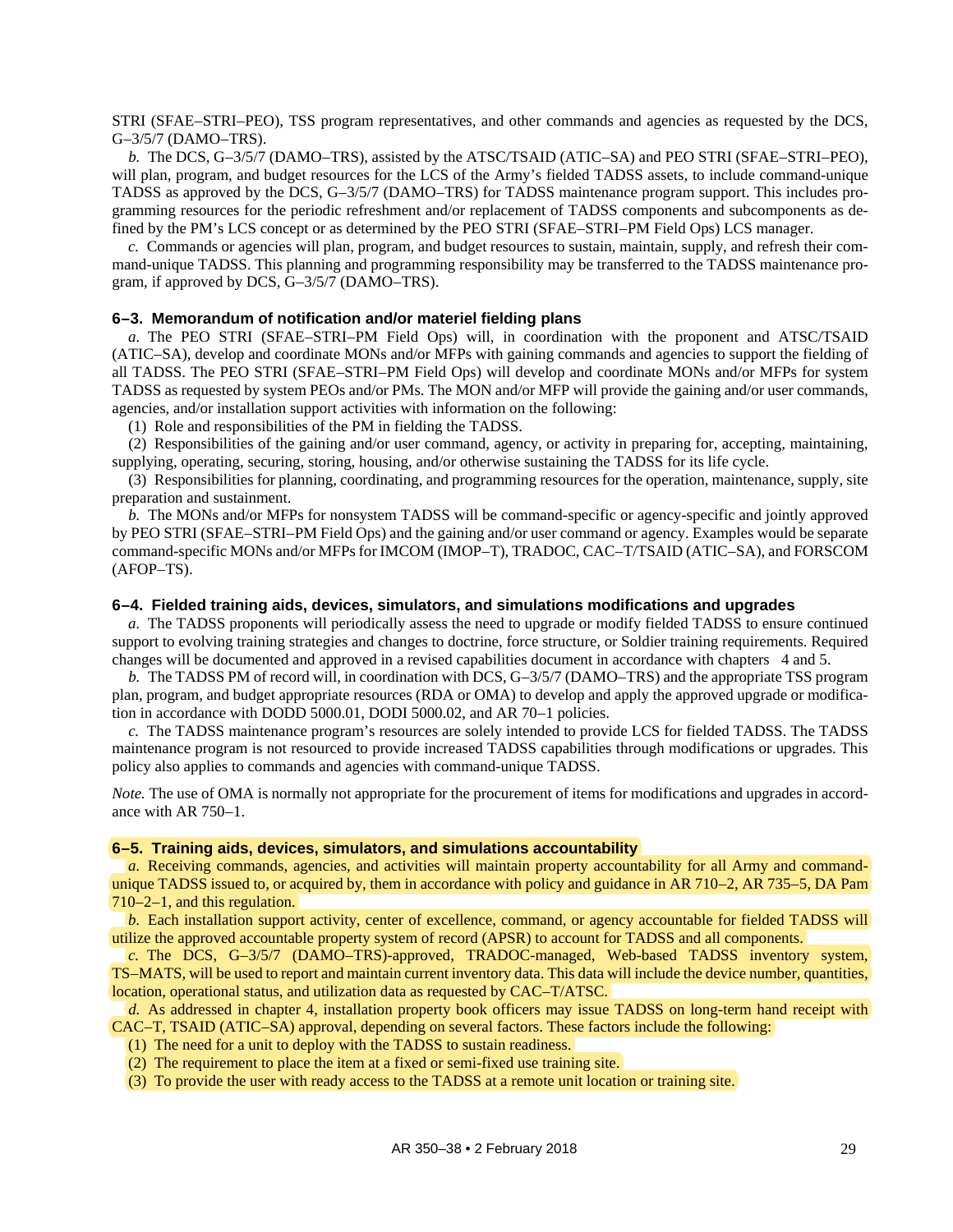STRI (SFAE–STRI–PEO), TSS program representatives, and other commands and agencies as requested by the DCS, G–3/5/7 (DAMO–TRS).

*b.* The DCS, G–3/5/7 (DAMO–TRS), assisted by the ATSC/TSAID (ATIC–SA) and PEO STRI (SFAE–STRI–PEO), will plan, program, and budget resources for the LCS of the Army's fielded TADSS assets, to include command-unique TADSS as approved by the DCS, G–3/5/7 (DAMO–TRS) for TADSS maintenance program support. This includes programming resources for the periodic refreshment and/or replacement of TADSS components and subcomponents as defined by the PM's LCS concept or as determined by the PEO STRI (SFAE–STRI–PM Field Ops) LCS manager.

*c.* Commands or agencies will plan, program, and budget resources to sustain, maintain, supply, and refresh their command-unique TADSS. This planning and programming responsibility may be transferred to the TADSS maintenance program, if approved by DCS, G–3/5/7 (DAMO–TRS).

### 6–3. Memorandum of notification and/or materiel fielding plans

*a.* The PEO STRI (SFAE–STRI–PM Field Ops) will, in coordination with the proponent and ATSC/TSAID (ATIC–SA), develop and coordinate MONs and/or MFPs with gaining commands and agencies to support the fielding of all TADSS. The PEO STRI (SFAE–STRI–PM Field Ops) will develop and coordinate MONs and/or MFPs for system TADSS as requested by system PEOs and/or PMs. The MON and/or MFP will provide the gaining and/or user commands, agencies, and/or installation support activities with information on the following:

(1) Role and responsibilities of the PM in fielding the TADSS.

(2) Responsibilities of the gaining and/or user command, agency, or activity in preparing for, accepting, maintaining, supplying, operating, securing, storing, housing, and/or otherwise sustaining the TADSS for its life cycle.

(3) Responsibilities for planning, coordinating, and programming resources for the operation, maintenance, supply, site preparation and sustainment.

*b.* The MONs and/or MFPs for nonsystem TADSS will be command-specific or agency-specific and jointly approved by PEO STRI (SFAE–STRI–PM Field Ops) and the gaining and/or user command or agency. Examples would be separate command-specific MONs and/or MFPs for IMCOM (IMOP–T), TRADOC, CAC–T/TSAID (ATIC–SA), and FORSCOM (AFOP–TS).

### 6–4. Fielded training aids, devices, simulators, and simulations modifications and upgrades

*a.* The TADSS proponents will periodically assess the need to upgrade or modify fielded TADSS to ensure continued support to evolving training strategies and changes to doctrine, force structure, or Soldier training requirements. Required changes will be documented and approved in a revised capabilities document in accordance with chapters 4 and 5.

*b.* The TADSS PM of record will, in coordination with DCS, G–3/5/7 (DAMO–TRS) and the appropriate TSS program plan, program, and budget appropriate resources (RDA or OMA) to develop and apply the approved upgrade or modification in accordance with DODD 5000.01, DODI 5000.02, and AR 70–1 policies.

*c.* The TADSS maintenance program's resources are solely intended to provide LCS for fielded TADSS. The TADSS maintenance program is not resourced to provide increased TADSS capabilities through modifications or upgrades. This policy also applies to commands and agencies with command-unique TADSS.

*Note.* The use of OMA is normally not appropriate for the procurement of items for modifications and upgrades in accordance with AR 750–1.

### 6–5. Training aids, devices, simulators, and simulations accountability

*a.* Receiving commands, agencies, and activities will maintain property accountability for all Army and command-unique TADSS issued to, or acquired by, them in accordance with policy and guidance in AR 710–2, AR 735–5, DA Pam 710–2–1, and this regulation.

*b.* Each installation support activity, center of excellence, command, or agency accountable for fielded TADSS will utilize the approved accountable property system of record (APSR) to account for TADSS and all components.

*c.* The DCS, G–3/5/7 (DAMO–TRS)-approved, TRADOC-managed, Web-based TADSS inventory system, TS–MATS, will be used to report and maintain current inventory data. This data will include the device number, quantities, location, operational status, and utilization data as requested by CAC–T/ATSC.

*d.* As addressed in chapter 4, installation property book officers may issue TADSS on long-term hand receipt with CAC–T, TSAID (ATIC–SA) approval, depending on several factors. These factors include the following:

(1) The need for a unit to deploy with the TADSS to sustain readiness.

(2) The requirement to place the item at a fixed or semi-fixed use training site.

(3) To provide the user with ready access to the TADSS at a remote unit location or training site.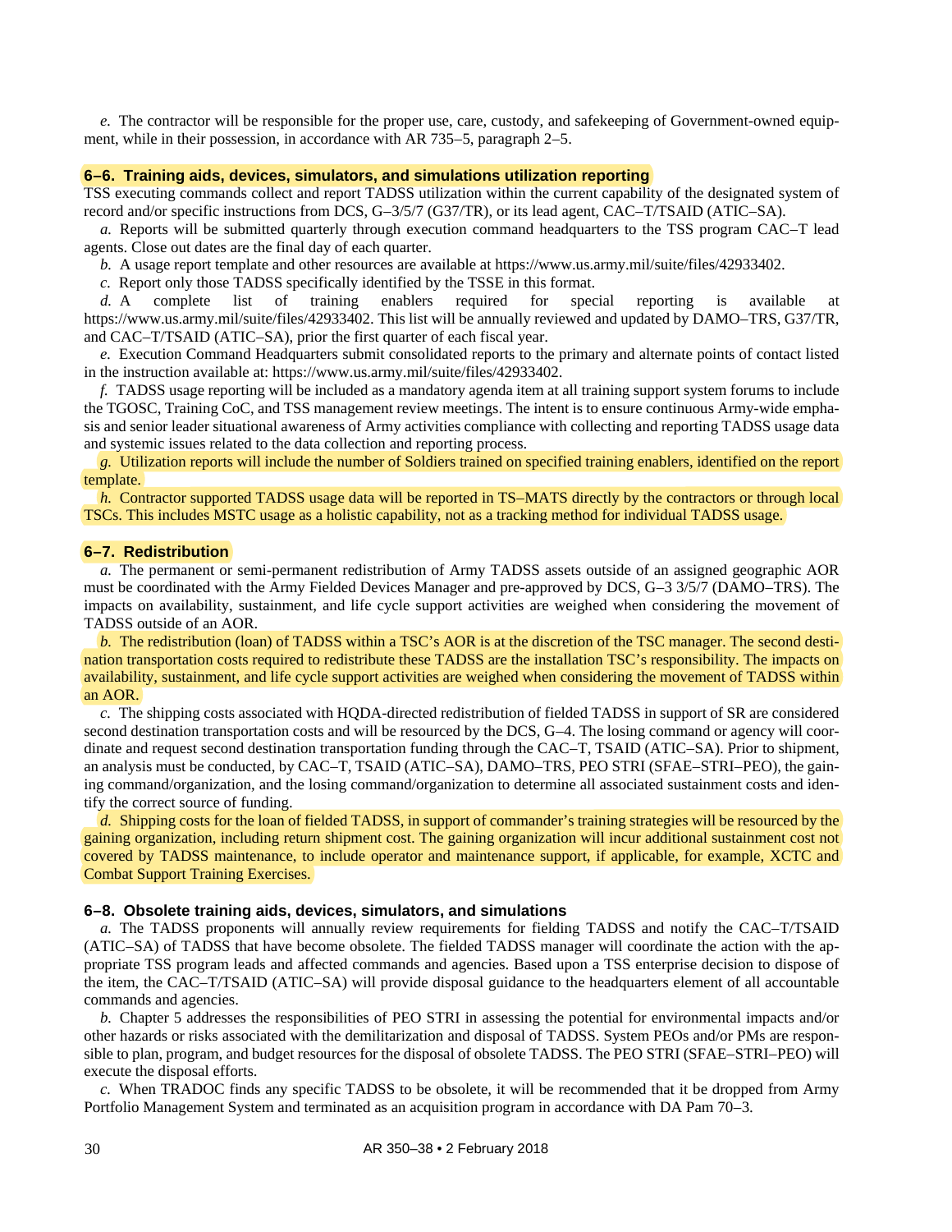*e.* The contractor will be responsible for the proper use, care, custody, and safekeeping of Government-owned equipment, while in their possession, in accordance with AR 735–5, paragraph 2–5.

### 6–6. Training aids, devices, simulators, and simulations utilization reporting

TSS executing commands collect and report TADSS utilization within the current capability of the designated system of record and/or specific instructions from DCS, G–3/5/7 (G37/TR), or its lead agent, CAC–T/TSAID (ATIC–SA).

*a.* Reports will be submitted quarterly through execution command headquarters to the TSS program CAC–T lead agents. Close out dates are the final day of each quarter.

*b.* A usage report template and other resources are available at https://www.us.army.mil/suite/files/42933402.

*c.* Report only those TADSS specifically identified by the TSSE in this format.

*d.* A complete list of training enablers required for special reporting is available at https://www.us.army.mil/suite/files/42933402. This list will be annually reviewed and updated by DAMO–TRS, G37/TR, and CAC–T/TSAID (ATIC–SA), prior the first quarter of each fiscal year.

*e.* Execution Command Headquarters submit consolidated reports to the primary and alternate points of contact listed in the instruction available at: https://www.us.army.mil/suite/files/42933402.

*f.* TADSS usage reporting will be included as a mandatory agenda item at all training support system forums to include the TGOSC, Training CoC, and TSS management review meetings. The intent is to ensure continuous Army-wide emphasis and senior leader situational awareness of Army activities compliance with collecting and reporting TADSS usage data and systemic issues related to the data collection and reporting process.

*g.* Utilization reports will include the number of Soldiers trained on specified training enablers, identified on the report template.

*h.* Contractor supported TADSS usage data will be reported in TS–MATS directly by the contractors or through local TSCs. This includes MSTC usage as a holistic capability, not as a tracking method for individual TADSS usage.

### 6–7. Redistribution

*a.* The permanent or semi-permanent redistribution of Army TADSS assets outside of an assigned geographic AOR must be coordinated with the Army Fielded Devices Manager and pre-approved by DCS, G–3 3/5/7 (DAMO–TRS). The impacts on availability, sustainment, and life cycle support activities are weighed when considering the movement of TADSS outside of an AOR.

*b.* The redistribution (loan) of TADSS within a TSC's AOR is at the discretion of the TSC manager. The second destination transportation costs required to redistribute these TADSS are the installation TSC's responsibility. The impacts on availability, sustainment, and life cycle support activities are weighed when considering the movement of TADSS within an AOR.

*c.* The shipping costs associated with HQDA-directed redistribution of fielded TADSS in support of SR are considered second destination transportation costs and will be resourced by the DCS, G–4. The losing command or agency will coordinate and request second destination transportation funding through the CAC–T, TSAID (ATIC–SA). Prior to shipment, an analysis must be conducted, by CAC–T, TSAID (ATIC–SA), DAMO–TRS, PEO STRI (SFAE–STRI–PEO), the gaining command/organization, and the losing command/organization to determine all associated sustainment costs and identify the correct source of funding.

*d.* Shipping costs for the loan of fielded TADSS, in support of commander's training strategies will be resourced by the gaining organization, including return shipment cost. The gaining organization will incur additional sustainment cost not covered by TADSS maintenance, to include operator and maintenance support, if applicable, for example, XCTC and Combat Support Training Exercises.

### 6–8. Obsolete training aids, devices, simulators, and simulations

*a.* The TADSS proponents will annually review requirements for fielding TADSS and notify the CAC–T/TSAID (ATIC–SA) of TADSS that have become obsolete. The fielded TADSS manager will coordinate the action with the appropriate TSS program leads and affected commands and agencies. Based upon a TSS enterprise decision to dispose of the item, the CAC–T/TSAID (ATIC–SA) will provide disposal guidance to the headquarters element of all accountable commands and agencies.

*b.* Chapter 5 addresses the responsibilities of PEO STRI in assessing the potential for environmental impacts and/or other hazards or risks associated with the demilitarization and disposal of TADSS. System PEOs and/or PMs are responsible to plan, program, and budget resources for the disposal of obsolete TADSS. The PEO STRI (SFAE–STRI–PEO) will execute the disposal efforts.

*c.* When TRADOC finds any specific TADSS to be obsolete, it will be recommended that it be dropped from Army Portfolio Management System and terminated as an acquisition program in accordance with DA Pam 70–3.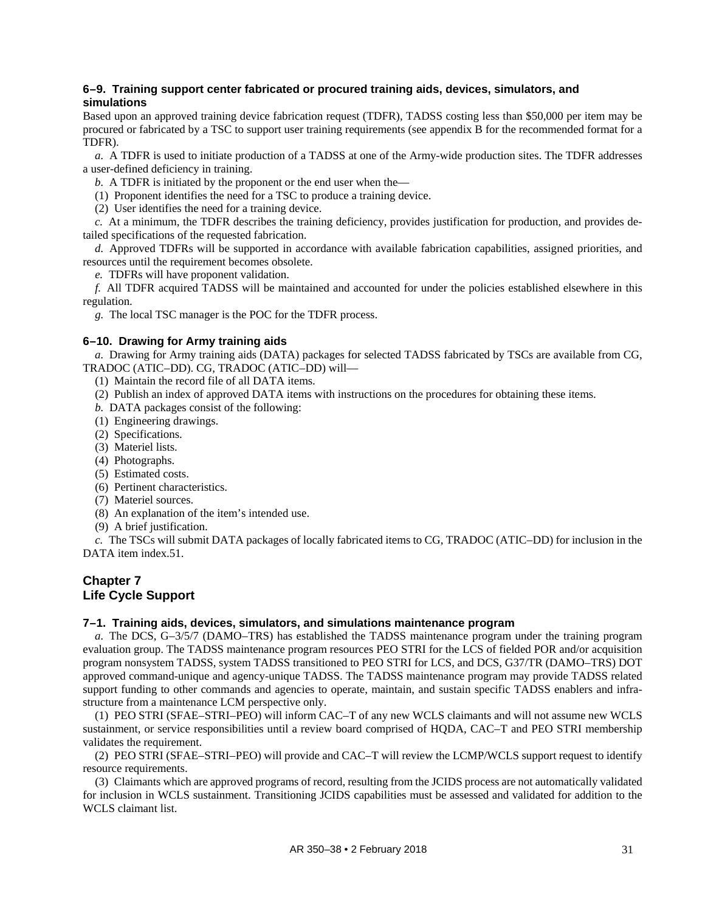### 6–9. Training support center fabricated or procured training aids, devices, simulators, and simulations

Based upon an approved training device fabrication request (TDFR), TADSS costing less than $50,000 per item may be procured or fabricated by a TSC to support user training requirements (see appendix B for the recommended format for a TDFR).

*a.* A TDFR is used to initiate production of a TADSS at one of the Army-wide production sites. The TDFR addresses a user-defined deficiency in training.

*b.* A TDFR is initiated by the proponent or the end user when the—

(1) Proponent identifies the need for a TSC to produce a training device.

(2) User identifies the need for a training device.

*c.* At a minimum, the TDFR describes the training deficiency, provides justification for production, and provides detailed specifications of the requested fabrication.

*d.* Approved TDFRs will be supported in accordance with available fabrication capabilities, assigned priorities, and resources until the requirement becomes obsolete.

*e.* TDFRs will have proponent validation.

*f.* All TDFR acquired TADSS will be maintained and accounted for under the policies established elsewhere in this regulation.

*g.* The local TSC manager is the POC for the TDFR process.

### 6–10. Drawing for Army training aids

*a.* Drawing for Army training aids (DATA) packages for selected TADSS fabricated by TSCs are available from CG, TRADOC (ATIC–DD). CG, TRADOC (ATIC–DD) will—

(1) Maintain the record file of all DATA items.

(2) Publish an index of approved DATA items with instructions on the procedures for obtaining these items.

*b.* DATA packages consist of the following:

(1) Engineering drawings.

(2) Specifications.

(3) Materiel lists.

(4) Photographs.

(5) Estimated costs.

(6) Pertinent characteristics.

(7) Materiel sources.

(8) An explanation of the item's intended use.

(9) A brief justification.

*c.* The TSCs will submit DATA packages of locally fabricated items to CG, TRADOC (ATIC–DD) for inclusion in the DATA item index.51.

## Chapter 7
## Life Cycle Support

### 7–1. Training aids, devices, simulators, and simulations maintenance program

*a.* The DCS, G–3/5/7 (DAMO–TRS) has established the TADSS maintenance program under the training program evaluation group. The TADSS maintenance program resources PEO STRI for the LCS of fielded POR and/or acquisition program nonsystem TADSS, system TADSS transitioned to PEO STRI for LCS, and DCS, G37/TR (DAMO–TRS) DOT approved command-unique and agency-unique TADSS. The TADSS maintenance program may provide TADSS related support funding to other commands and agencies to operate, maintain, and sustain specific TADSS enablers and infrastructure from a maintenance LCM perspective only.

(1) PEO STRI (SFAE–STRI–PEO) will inform CAC–T of any new WCLS claimants and will not assume new WCLS sustainment, or service responsibilities until a review board comprised of HQDA, CAC–T and PEO STRI membership validates the requirement.

(2) PEO STRI (SFAE–STRI–PEO) will provide and CAC–T will review the LCMP/WCLS support request to identify resource requirements.

(3) Claimants which are approved programs of record, resulting from the JCIDS process are not automatically validated for inclusion in WCLS sustainment. Transitioning JCIDS capabilities must be assessed and validated for addition to the WCLS claimant list.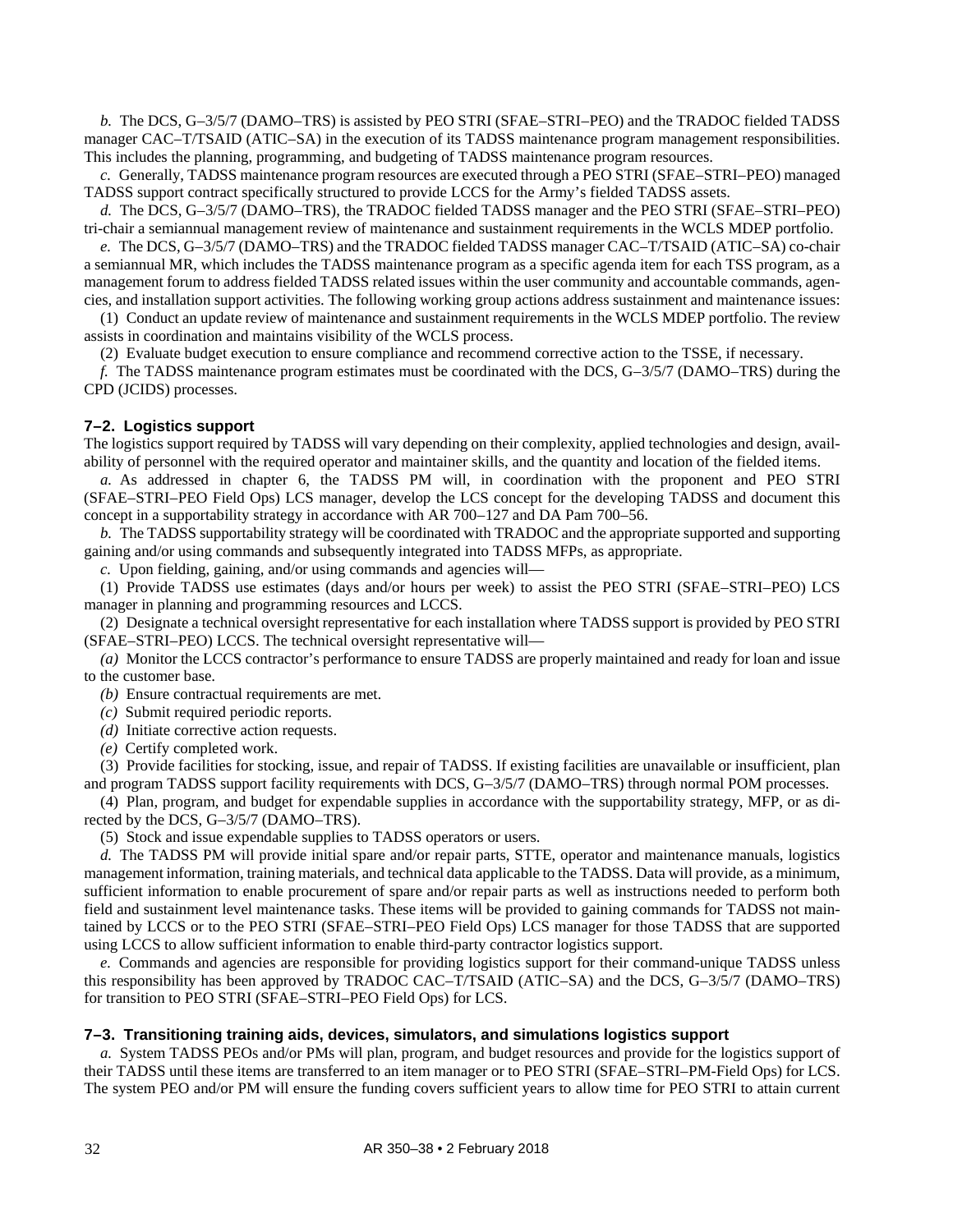*b.* The DCS, G–3/5/7 (DAMO–TRS) is assisted by PEO STRI (SFAE–STRI–PEO) and the TRADOC fielded TADSS manager CAC–T/TSAID (ATIC–SA) in the execution of its TADSS maintenance program management responsibilities. This includes the planning, programming, and budgeting of TADSS maintenance program resources.

*c.* Generally, TADSS maintenance program resources are executed through a PEO STRI (SFAE–STRI–PEO) managed TADSS support contract specifically structured to provide LCCS for the Army's fielded TADSS assets.

*d.* The DCS, G–3/5/7 (DAMO–TRS), the TRADOC fielded TADSS manager and the PEO STRI (SFAE–STRI–PEO) tri-chair a semiannual management review of maintenance and sustainment requirements in the WCLS MDEP portfolio.

*e.* The DCS, G–3/5/7 (DAMO–TRS) and the TRADOC fielded TADSS manager CAC–T/TSAID (ATIC–SA) co-chair a semiannual MR, which includes the TADSS maintenance program as a specific agenda item for each TSS program, as a management forum to address fielded TADSS related issues within the user community and accountable commands, agencies, and installation support activities. The following working group actions address sustainment and maintenance issues:

(1) Conduct an update review of maintenance and sustainment requirements in the WCLS MDEP portfolio. The review assists in coordination and maintains visibility of the WCLS process.

(2) Evaluate budget execution to ensure compliance and recommend corrective action to the TSSE, if necessary.

*f.* The TADSS maintenance program estimates must be coordinated with the DCS, G–3/5/7 (DAMO–TRS) during the CPD (JCIDS) processes.

## 7–2. Logistics support

The logistics support required by TADSS will vary depending on their complexity, applied technologies and design, availability of personnel with the required operator and maintainer skills, and the quantity and location of the fielded items.

*a.* As addressed in chapter 6, the TADSS PM will, in coordination with the proponent and PEO STRI (SFAE–STRI–PEO Field Ops) LCS manager, develop the LCS concept for the developing TADSS and document this concept in a supportability strategy in accordance with AR 700–127 and DA Pam 700–56.

*b.* The TADSS supportability strategy will be coordinated with TRADOC and the appropriate supported and supporting gaining and/or using commands and subsequently integrated into TADSS MFPs, as appropriate.

*c.* Upon fielding, gaining, and/or using commands and agencies will—

(1) Provide TADSS use estimates (days and/or hours per week) to assist the PEO STRI (SFAE–STRI–PEO) LCS manager in planning and programming resources and LCCS.

(2) Designate a technical oversight representative for each installation where TADSS support is provided by PEO STRI (SFAE–STRI–PEO) LCCS. The technical oversight representative will—

*(a)* Monitor the LCCS contractor's performance to ensure TADSS are properly maintained and ready for loan and issue to the customer base.

*(b)* Ensure contractual requirements are met.

*(c)* Submit required periodic reports.

*(d)* Initiate corrective action requests.

*(e)* Certify completed work.

(3) Provide facilities for stocking, issue, and repair of TADSS. If existing facilities are unavailable or insufficient, plan and program TADSS support facility requirements with DCS, G–3/5/7 (DAMO–TRS) through normal POM processes.

(4) Plan, program, and budget for expendable supplies in accordance with the supportability strategy, MFP, or as directed by the DCS, G–3/5/7 (DAMO–TRS).

(5) Stock and issue expendable supplies to TADSS operators or users.

*d.* The TADSS PM will provide initial spare and/or repair parts, STTE, operator and maintenance manuals, logistics management information, training materials, and technical data applicable to the TADSS. Data will provide, as a minimum, sufficient information to enable procurement of spare and/or repair parts as well as instructions needed to perform both field and sustainment level maintenance tasks. These items will be provided to gaining commands for TADSS not maintained by LCCS or to the PEO STRI (SFAE–STRI–PEO Field Ops) LCS manager for those TADSS that are supported using LCCS to allow sufficient information to enable third-party contractor logistics support.

*e.* Commands and agencies are responsible for providing logistics support for their command-unique TADSS unless this responsibility has been approved by TRADOC CAC–T/TSAID (ATIC–SA) and the DCS, G–3/5/7 (DAMO–TRS) for transition to PEO STRI (SFAE–STRI–PEO Field Ops) for LCS.

## 7–3. Transitioning training aids, devices, simulators, and simulations logistics support

*a.* System TADSS PEOs and/or PMs will plan, program, and budget resources and provide for the logistics support of their TADSS until these items are transferred to an item manager or to PEO STRI (SFAE–STRI–PM-Field Ops) for LCS. The system PEO and/or PM will ensure the funding covers sufficient years to allow time for PEO STRI to attain current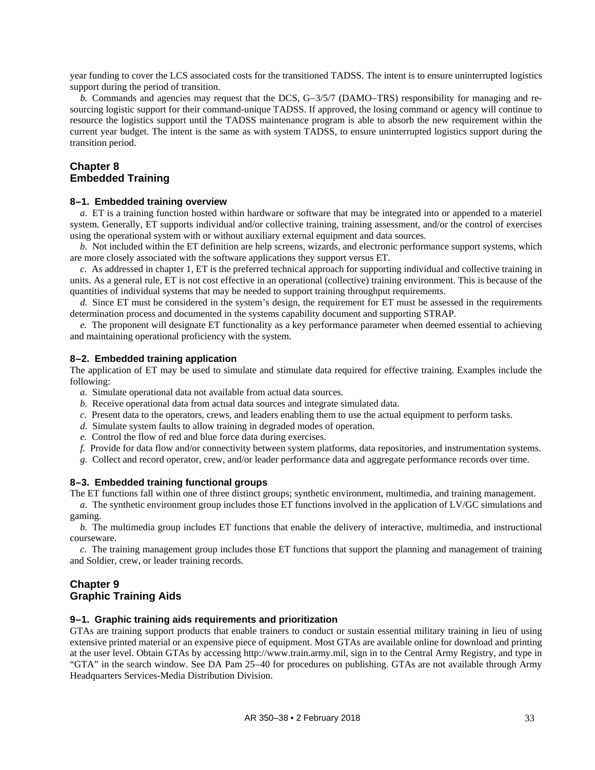year funding to cover the LCS associated costs for the transitioned TADSS. The intent is to ensure uninterrupted logistics support during the period of transition.

*b.* Commands and agencies may request that the DCS, G–3/5/7 (DAMO–TRS) responsibility for managing and re-sourcing logistic support for their command-unique TADSS. If approved, the losing command or agency will continue to resource the logistics support until the TADSS maintenance program is able to absorb the new requirement within the current year budget. The intent is the same as with system TADSS, to ensure uninterrupted logistics support during the transition period.

## Chapter 8
## Embedded Training

### 8–1. Embedded training overview

*a.* ET is a training function hosted within hardware or software that may be integrated into or appended to a materiel system. Generally, ET supports individual and/or collective training, training assessment, and/or the control of exercises using the operational system with or without auxiliary external equipment and data sources.

*b.* Not included within the ET definition are help screens, wizards, and electronic performance support systems, which are more closely associated with the software applications they support versus ET.

*c.* As addressed in chapter 1, ET is the preferred technical approach for supporting individual and collective training in units. As a general rule, ET is not cost effective in an operational (collective) training environment. This is because of the quantities of individual systems that may be needed to support training throughput requirements.

*d.* Since ET must be considered in the system's design, the requirement for ET must be assessed in the requirements determination process and documented in the systems capability document and supporting STRAP.

*e.* The proponent will designate ET functionality as a key performance parameter when deemed essential to achieving and maintaining operational proficiency with the system.

### 8–2. Embedded training application

The application of ET may be used to simulate and stimulate data required for effective training. Examples include the following:

*a.* Simulate operational data not available from actual data sources.

*b.* Receive operational data from actual data sources and integrate simulated data.

*c.* Present data to the operators, crews, and leaders enabling them to use the actual equipment to perform tasks.

*d.* Simulate system faults to allow training in degraded modes of operation.

*e.* Control the flow of red and blue force data during exercises.

*f.* Provide for data flow and/or connectivity between system platforms, data repositories, and instrumentation systems.

*g.* Collect and record operator, crew, and/or leader performance data and aggregate performance records over time.

### 8–3. Embedded training functional groups

The ET functions fall within one of three distinct groups; synthetic environment, multimedia, and training management.

*a.* The synthetic environment group includes those ET functions involved in the application of LV/GC simulations and gaming.

*b.* The multimedia group includes ET functions that enable the delivery of interactive, multimedia, and instructional courseware.

*c.* The training management group includes those ET functions that support the planning and management of training and Soldier, crew, or leader training records.

## Chapter 9
## Graphic Training Aids

### 9–1. Graphic training aids requirements and prioritization

GTAs are training support products that enable trainers to conduct or sustain essential military training in lieu of using extensive printed material or an expensive piece of equipment. Most GTAs are available online for download and printing at the user level. Obtain GTAs by accessing http://www.train.army.mil, sign in to the Central Army Registry, and type in "GTA" in the search window. See DA Pam 25–40 for procedures on publishing. GTAs are not available through Army Headquarters Services-Media Distribution Division.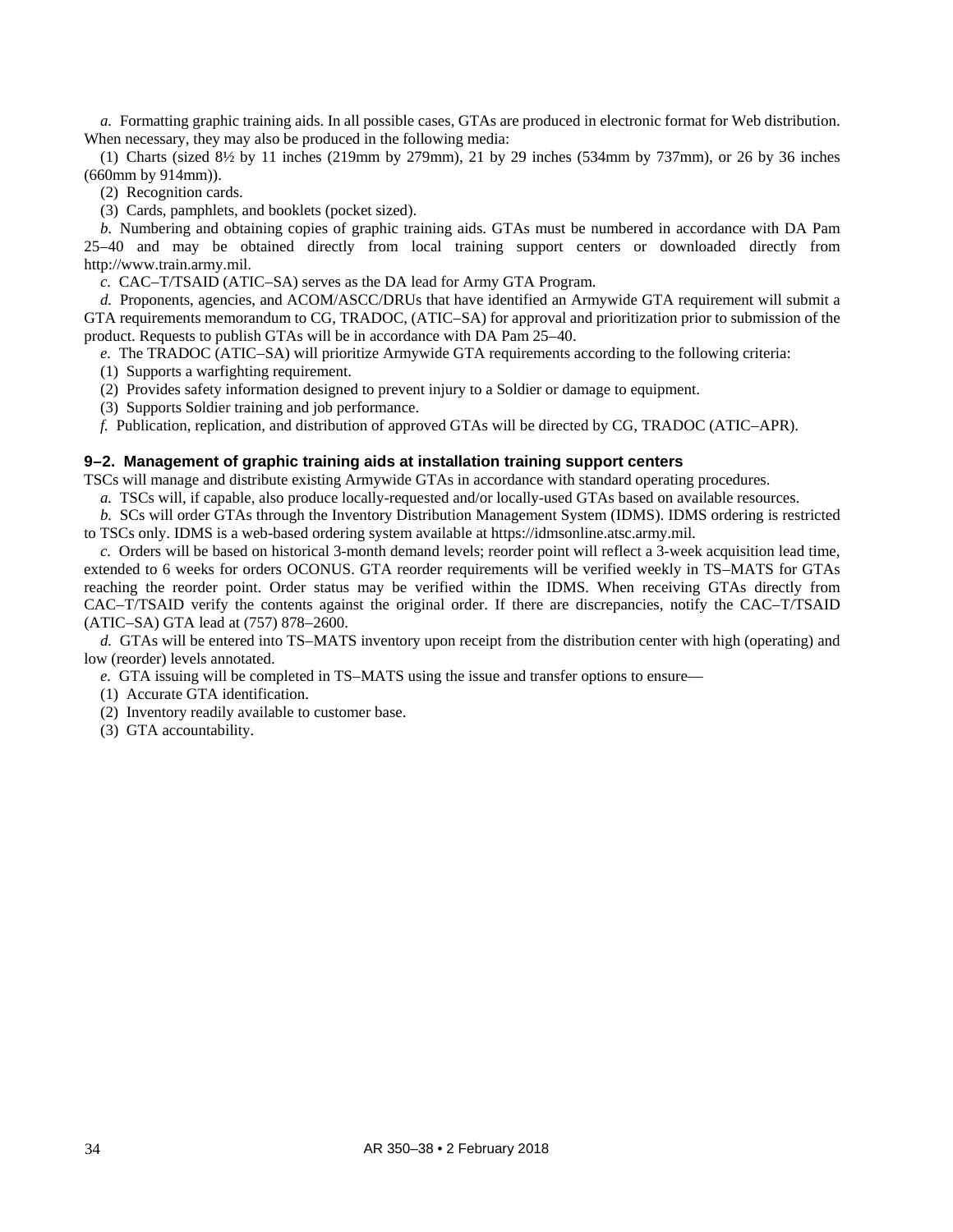*a.* Formatting graphic training aids. In all possible cases, GTAs are produced in electronic format for Web distribution. When necessary, they may also be produced in the following media:

(1) Charts (sized 8½ by 11 inches (219mm by 279mm), 21 by 29 inches (534mm by 737mm), or 26 by 36 inches (660mm by 914mm)).

(2) Recognition cards.

(3) Cards, pamphlets, and booklets (pocket sized).

*b.* Numbering and obtaining copies of graphic training aids. GTAs must be numbered in accordance with DA Pam 25–40 and may be obtained directly from local training support centers or downloaded directly from http://www.train.army.mil.

*c.* CAC–T/TSAID (ATIC–SA) serves as the DA lead for Army GTA Program.

*d.* Proponents, agencies, and ACOM/ASCC/DRUs that have identified an Armywide GTA requirement will submit a GTA requirements memorandum to CG, TRADOC, (ATIC–SA) for approval and prioritization prior to submission of the product. Requests to publish GTAs will be in accordance with DA Pam 25–40.

*e.* The TRADOC (ATIC–SA) will prioritize Armywide GTA requirements according to the following criteria:

(1) Supports a warfighting requirement.

(2) Provides safety information designed to prevent injury to a Soldier or damage to equipment.

(3) Supports Soldier training and job performance.

*f.* Publication, replication, and distribution of approved GTAs will be directed by CG, TRADOC (ATIC–APR).

### 9–2. Management of graphic training aids at installation training support centers

TSCs will manage and distribute existing Armywide GTAs in accordance with standard operating procedures.

*a.* TSCs will, if capable, also produce locally-requested and/or locally-used GTAs based on available resources.

*b.* SCs will order GTAs through the Inventory Distribution Management System (IDMS). IDMS ordering is restricted to TSCs only. IDMS is a web-based ordering system available at https://idmsonline.atsc.army.mil.

*c.* Orders will be based on historical 3-month demand levels; reorder point will reflect a 3-week acquisition lead time, extended to 6 weeks for orders OCONUS. GTA reorder requirements will be verified weekly in TS–MATS for GTAs reaching the reorder point. Order status may be verified within the IDMS. When receiving GTAs directly from CAC–T/TSAID verify the contents against the original order. If there are discrepancies, notify the CAC–T/TSAID (ATIC–SA) GTA lead at (757) 878–2600.

*d.* GTAs will be entered into TS–MATS inventory upon receipt from the distribution center with high (operating) and low (reorder) levels annotated.

*e.* GTA issuing will be completed in TS–MATS using the issue and transfer options to ensure—

(1) Accurate GTA identification.

(2) Inventory readily available to customer base.

(3) GTA accountability.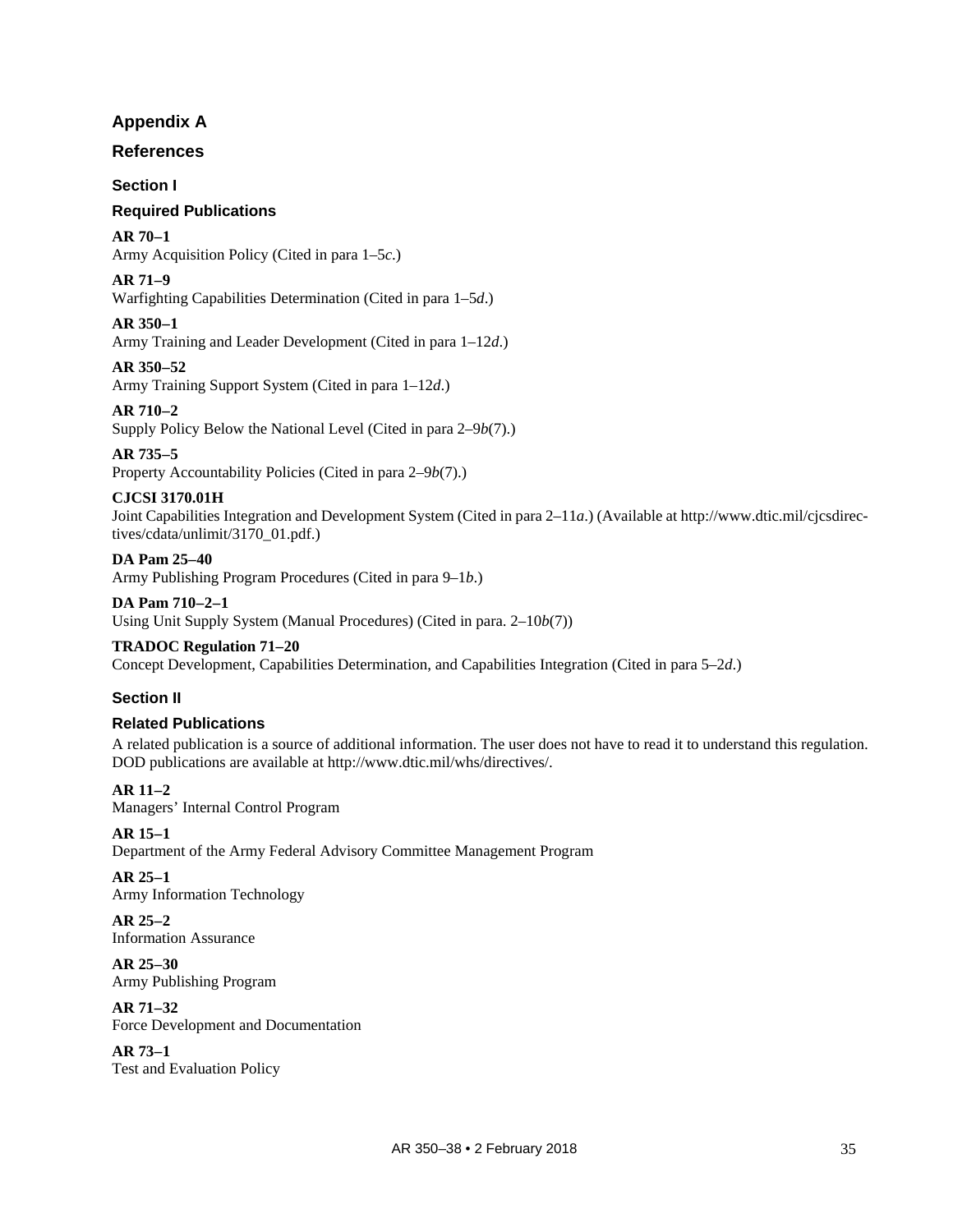# Appendix A

## References

### Section I

### Required Publications

**AR 70–1**
Army Acquisition Policy (Cited in para 1–5*c*.)

**AR 71–9**
Warfighting Capabilities Determination (Cited in para 1–5*d*.)

**AR 350–1**
Army Training and Leader Development (Cited in para 1–12*d*.)

**AR 350–52**
Army Training Support System (Cited in para 1–12*d*.)

**AR 710–2**
Supply Policy Below the National Level (Cited in para 2–9*b*(7).)

**AR 735–5**
Property Accountability Policies (Cited in para 2–9*b*(7).)

**CJCSI 3170.01H**
Joint Capabilities Integration and Development System (Cited in para 2–11*a*.) (Available at http://www.dtic.mil/cjcsdirectives/cdata/unlimit/3170_01.pdf.)

**DA Pam 25–40**
Army Publishing Program Procedures (Cited in para 9–1*b*.)

**DA Pam 710–2–1**
Using Unit Supply System (Manual Procedures) (Cited in para. 2–10*b*(7))

**TRADOC Regulation 71–20**
Concept Development, Capabilities Determination, and Capabilities Integration (Cited in para 5–2*d*.)

### Section II

### Related Publications

A related publication is a source of additional information. The user does not have to read it to understand this regulation. DOD publications are available at http://www.dtic.mil/whs/directives/.

**AR 11–2**
Managers' Internal Control Program

**AR 15–1**
Department of the Army Federal Advisory Committee Management Program

**AR 25–1**
Army Information Technology

**AR 25–2**
Information Assurance

**AR 25–30**
Army Publishing Program

**AR 71–32**
Force Development and Documentation

**AR 73–1**
Test and Evaluation Policy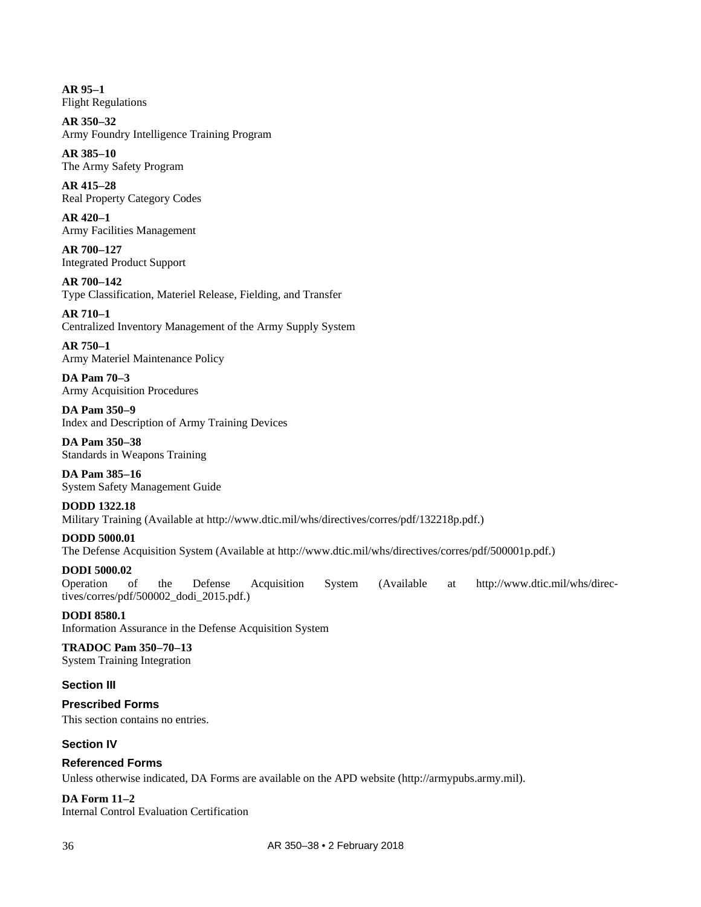**AR 95–1**
Flight Regulations

**AR 350–32**
Army Foundry Intelligence Training Program

**AR 385–10**
The Army Safety Program

**AR 415–28**
Real Property Category Codes

**AR 420–1**
Army Facilities Management

**AR 700–127**
Integrated Product Support

**AR 700–142**
Type Classification, Materiel Release, Fielding, and Transfer

**AR 710–1**
Centralized Inventory Management of the Army Supply System

**AR 750–1**
Army Materiel Maintenance Policy

**DA Pam 70–3**
Army Acquisition Procedures

**DA Pam 350–9**
Index and Description of Army Training Devices

**DA Pam 350–38**
Standards in Weapons Training

**DA Pam 385–16**
System Safety Management Guide

**DODD 1322.18**
Military Training (Available at http://www.dtic.mil/whs/directives/corres/pdf/132218p.pdf.)

**DODD 5000.01**
The Defense Acquisition System (Available at http://www.dtic.mil/whs/directives/corres/pdf/500001p.pdf.)

**DODI 5000.02**
Operation of the Defense Acquisition System (Available at http://www.dtic.mil/whs/directives/corres/pdf/500002_dodi_2015.pdf.)

**DODI 8580.1**
Information Assurance in the Defense Acquisition System

**TRADOC Pam 350–70–13**
System Training Integration

## Section III

### Prescribed Forms

This section contains no entries.

## Section IV

### Referenced Forms

Unless otherwise indicated, DA Forms are available on the APD website (http://armypubs.army.mil).

**DA Form 11–2**
Internal Control Evaluation Certification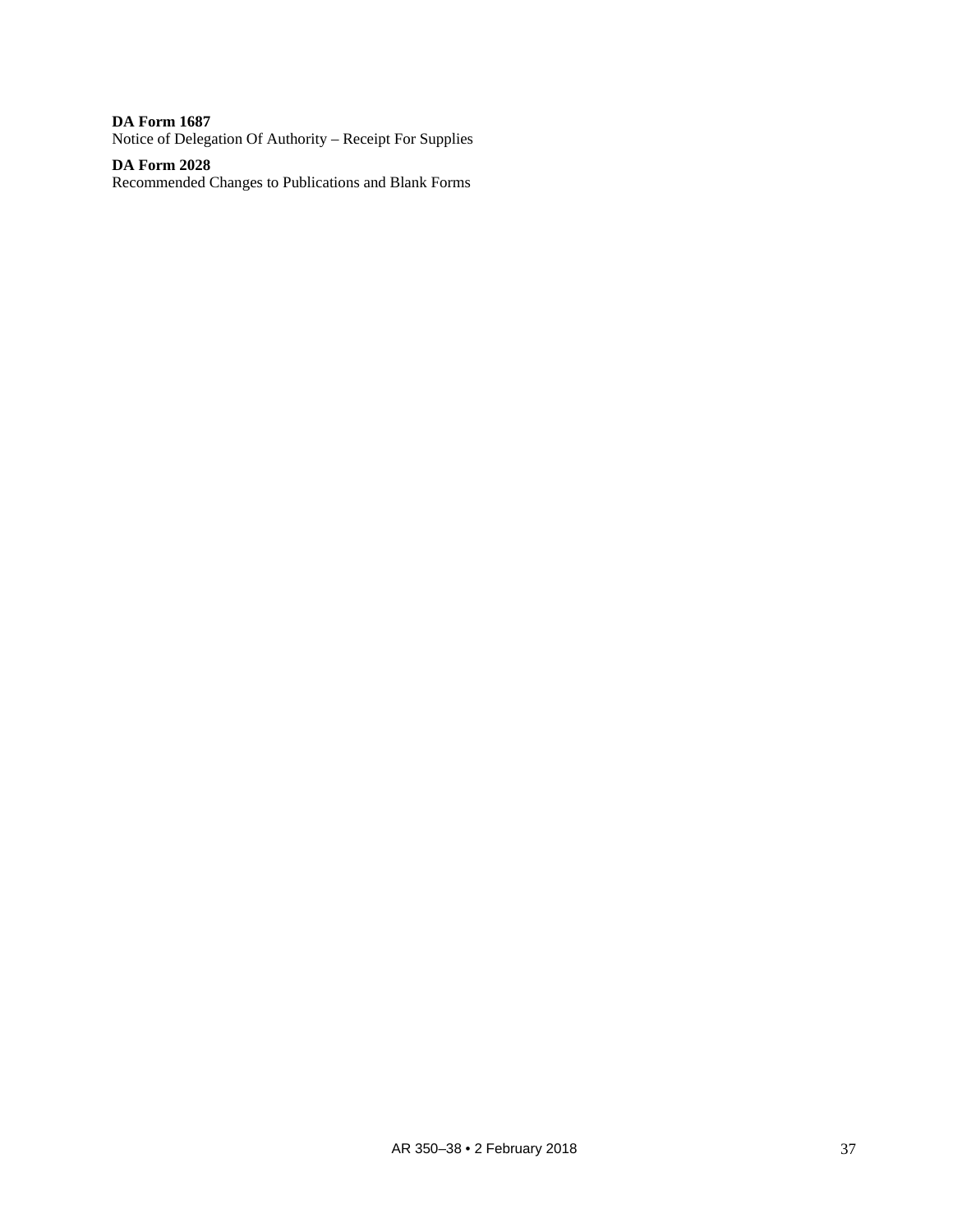**DA Form 1687**
Notice of Delegation Of Authority – Receipt For Supplies

**DA Form 2028**
Recommended Changes to Publications and Blank Forms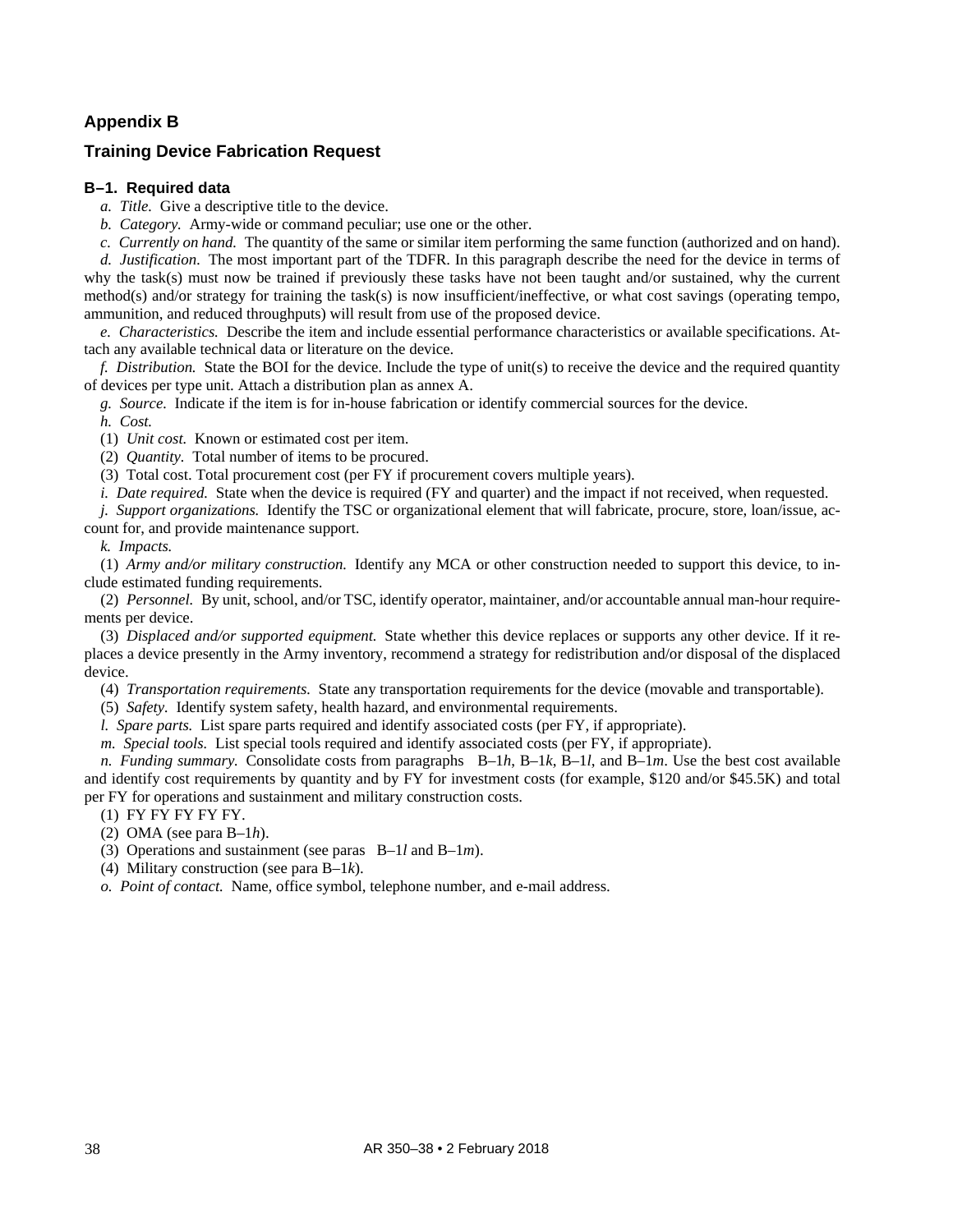# Appendix B

## Training Device Fabrication Request

### B–1. Required data

*a. Title.* Give a descriptive title to the device.

*b. Category.* Army-wide or command peculiar; use one or the other.

*c. Currently on hand.* The quantity of the same or similar item performing the same function (authorized and on hand).

*d. Justification.* The most important part of the TDFR. In this paragraph describe the need for the device in terms of why the task(s) must now be trained if previously these tasks have not been taught and/or sustained, why the current method(s) and/or strategy for training the task(s) is now insufficient/ineffective, or what cost savings (operating tempo, ammunition, and reduced throughputs) will result from use of the proposed device.

*e. Characteristics.* Describe the item and include essential performance characteristics or available specifications. Attach any available technical data or literature on the device.

*f. Distribution.* State the BOI for the device. Include the type of unit(s) to receive the device and the required quantity of devices per type unit. Attach a distribution plan as annex A.

*g. Source.* Indicate if the item is for in-house fabrication or identify commercial sources for the device.

*h. Cost.*

(1) *Unit cost.* Known or estimated cost per item.

(2) *Quantity.* Total number of items to be procured.

(3) Total cost. Total procurement cost (per FY if procurement covers multiple years).

*i. Date required.* State when the device is required (FY and quarter) and the impact if not received, when requested.

*j. Support organizations.* Identify the TSC or organizational element that will fabricate, procure, store, loan/issue, account for, and provide maintenance support.

*k. Impacts.*

(1) *Army and/or military construction.* Identify any MCA or other construction needed to support this device, to include estimated funding requirements.

(2) *Personnel.* By unit, school, and/or TSC, identify operator, maintainer, and/or accountable annual man-hour requirements per device.

(3) *Displaced and/or supported equipment.* State whether this device replaces or supports any other device. If it replaces a device presently in the Army inventory, recommend a strategy for redistribution and/or disposal of the displaced device.

(4) *Transportation requirements.* State any transportation requirements for the device (movable and transportable).

(5) *Safety.* Identify system safety, health hazard, and environmental requirements.

*l. Spare parts.* List spare parts required and identify associated costs (per FY, if appropriate).

*m. Special tools.* List special tools required and identify associated costs (per FY, if appropriate).

*n. Funding summary.* Consolidate costs from paragraphs B–1*h*, B–1*k*, B–1*l*, and B–1*m*. Use the best cost available and identify cost requirements by quantity and by FY for investment costs (for example, $120 and/or $45.5K) and total per FY for operations and sustainment and military construction costs.

(1) FY FY FY FY FY.

(2) OMA (see para B–1*h*).

(3) Operations and sustainment (see paras B–1*l* and B–1*m*).

(4) Military construction (see para B–1*k*).

*o. Point of contact.* Name, office symbol, telephone number, and e-mail address.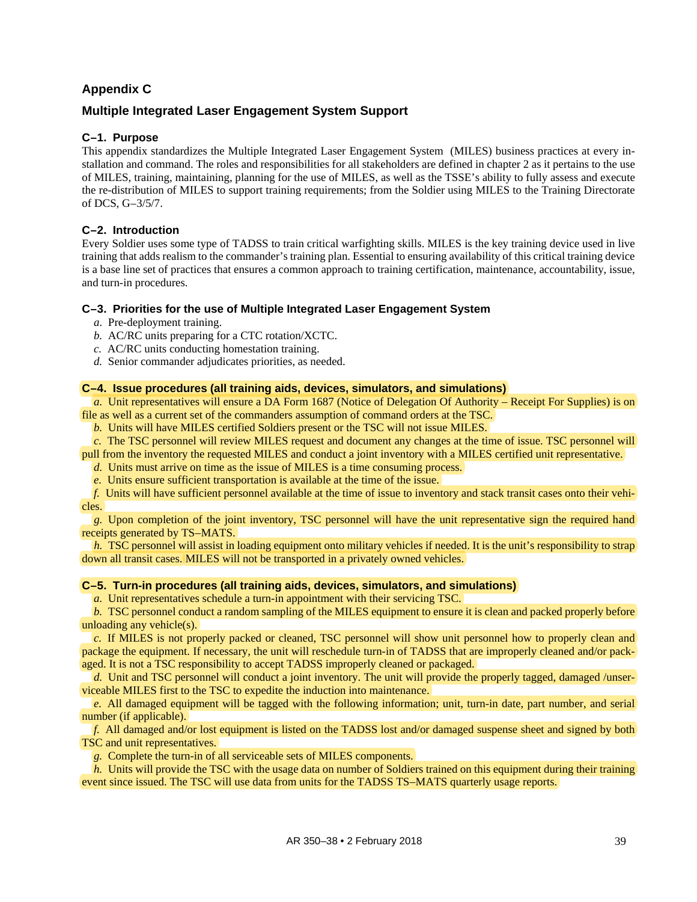## Appendix C

## Multiple Integrated Laser Engagement System Support

### C–1. Purpose

This appendix standardizes the Multiple Integrated Laser Engagement System (MILES) business practices at every installation and command. The roles and responsibilities for all stakeholders are defined in chapter 2 as it pertains to the use of MILES, training, maintaining, planning for the use of MILES, as well as the TSSE's ability to fully assess and execute the re-distribution of MILES to support training requirements; from the Soldier using MILES to the Training Directorate of DCS, G–3/5/7.

### C–2. Introduction

Every Soldier uses some type of TADSS to train critical warfighting skills. MILES is the key training device used in live training that adds realism to the commander's training plan. Essential to ensuring availability of this critical training device is a base line set of practices that ensures a common approach to training certification, maintenance, accountability, issue, and turn-in procedures.

### C–3. Priorities for the use of Multiple Integrated Laser Engagement System

*a.* Pre-deployment training.

*b.* AC/RC units preparing for a CTC rotation/XCTC.

*c.* AC/RC units conducting homestation training.

*d.* Senior commander adjudicates priorities, as needed.

### C–4. Issue procedures (all training aids, devices, simulators, and simulations)

*a.* Unit representatives will ensure a DA Form 1687 (Notice of Delegation Of Authority – Receipt For Supplies) is on file as well as a current set of the commanders assumption of command orders at the TSC.

*b.* Units will have MILES certified Soldiers present or the TSC will not issue MILES.

*c.* The TSC personnel will review MILES request and document any changes at the time of issue. TSC personnel will pull from the inventory the requested MILES and conduct a joint inventory with a MILES certified unit representative.

*d.* Units must arrive on time as the issue of MILES is a time consuming process.

*e.* Units ensure sufficient transportation is available at the time of the issue.

*f.* Units will have sufficient personnel available at the time of issue to inventory and stack transit cases onto their vehicles.

*g.* Upon completion of the joint inventory, TSC personnel will have the unit representative sign the required hand receipts generated by TS–MATS.

*h.* TSC personnel will assist in loading equipment onto military vehicles if needed. It is the unit's responsibility to strap down all transit cases. MILES will not be transported in a privately owned vehicles.

### C–5. Turn-in procedures (all training aids, devices, simulators, and simulations)

*a.* Unit representatives schedule a turn-in appointment with their servicing TSC.

*b.* TSC personnel conduct a random sampling of the MILES equipment to ensure it is clean and packed properly before unloading any vehicle(s).

*c.* If MILES is not properly packed or cleaned, TSC personnel will show unit personnel how to properly clean and package the equipment. If necessary, the unit will reschedule turn-in of TADSS that are improperly cleaned and/or packaged. It is not a TSC responsibility to accept TADSS improperly cleaned or packaged.

*d.* Unit and TSC personnel will conduct a joint inventory. The unit will provide the properly tagged, damaged /unserviceable MILES first to the TSC to expedite the induction into maintenance.

*e.* All damaged equipment will be tagged with the following information; unit, turn-in date, part number, and serial number (if applicable).

*f.* All damaged and/or lost equipment is listed on the TADSS lost and/or damaged suspense sheet and signed by both TSC and unit representatives.

*g.* Complete the turn-in of all serviceable sets of MILES components.

*h.* Units will provide the TSC with the usage data on number of Soldiers trained on this equipment during their training event since issued. The TSC will use data from units for the TADSS TS–MATS quarterly usage reports.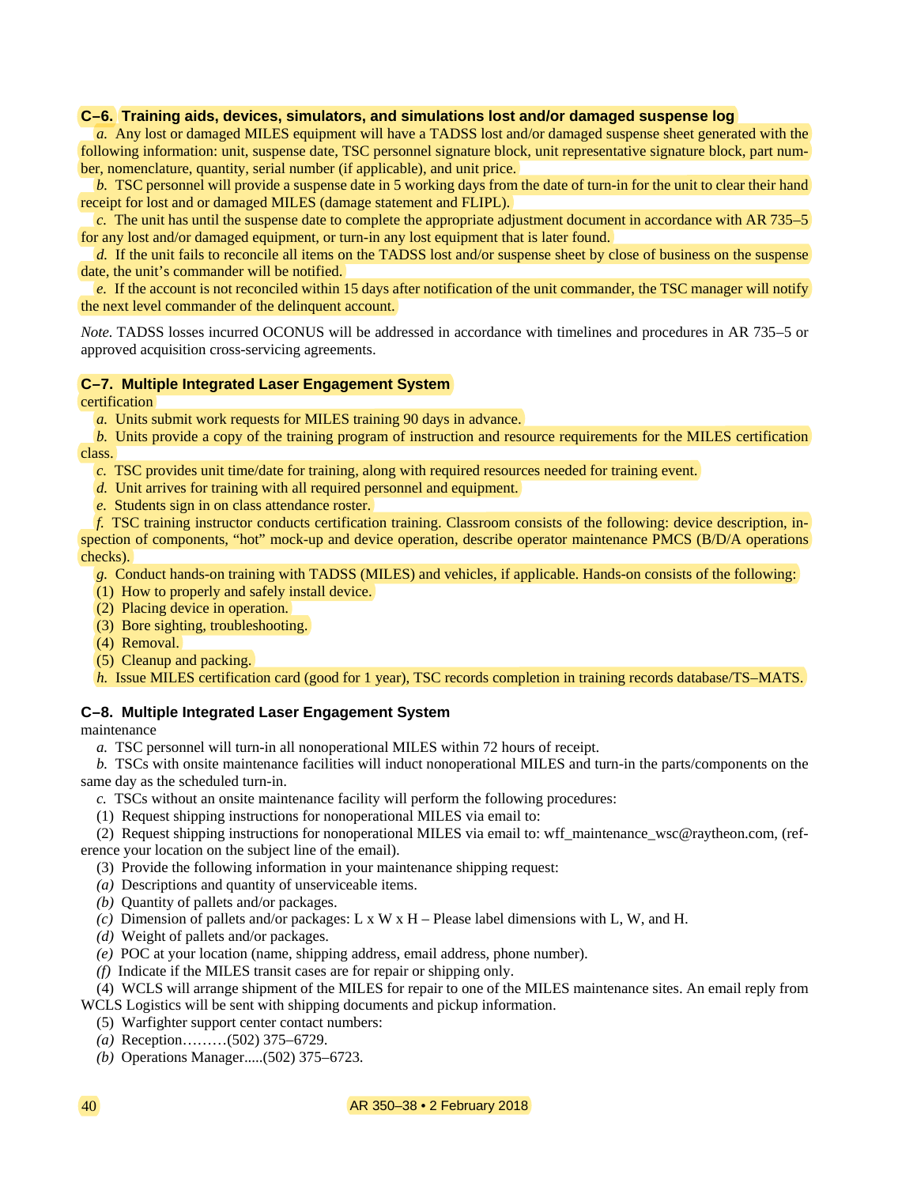### C–6. Training aids, devices, simulators, and simulations lost and/or damaged suspense log

*a.* Any lost or damaged MILES equipment will have a TADSS lost and/or damaged suspense sheet generated with the following information: unit, suspense date, TSC personnel signature block, unit representative signature block, part number, nomenclature, quantity, serial number (if applicable), and unit price.

*b.* TSC personnel will provide a suspense date in 5 working days from the date of turn-in for the unit to clear their hand receipt for lost and or damaged MILES (damage statement and FLIPL).

*c.* The unit has until the suspense date to complete the appropriate adjustment document in accordance with AR 735–5 for any lost and/or damaged equipment, or turn-in any lost equipment that is later found.

*d.* If the unit fails to reconcile all items on the TADSS lost and/or suspense sheet by close of business on the suspense date, the unit's commander will be notified.

*e.* If the account is not reconciled within 15 days after notification of the unit commander, the TSC manager will notify the next level commander of the delinquent account.

*Note.* TADSS losses incurred OCONUS will be addressed in accordance with timelines and procedures in AR 735–5 or approved acquisition cross-servicing agreements.

### C–7. Multiple Integrated Laser Engagement System certification

*a.* Units submit work requests for MILES training 90 days in advance.

*b.* Units provide a copy of the training program of instruction and resource requirements for the MILES certification class.

*c.* TSC provides unit time/date for training, along with required resources needed for training event.

*d.* Unit arrives for training with all required personnel and equipment.

*e.* Students sign in on class attendance roster.

*f.* TSC training instructor conducts certification training. Classroom consists of the following: device description, inspection of components, "hot" mock-up and device operation, describe operator maintenance PMCS (B/D/A operations checks).

*g.* Conduct hands-on training with TADSS (MILES) and vehicles, if applicable. Hands-on consists of the following:

(1) How to properly and safely install device.

(2) Placing device in operation.

(3) Bore sighting, troubleshooting.

(4) Removal.

(5) Cleanup and packing.

*h.* Issue MILES certification card (good for 1 year), TSC records completion in training records database/TS–MATS.

### C–8. Multiple Integrated Laser Engagement System maintenance

*a.* TSC personnel will turn-in all nonoperational MILES within 72 hours of receipt.

*b.* TSCs with onsite maintenance facilities will induct nonoperational MILES and turn-in the parts/components on the same day as the scheduled turn-in.

*c.* TSCs without an onsite maintenance facility will perform the following procedures:

(1) Request shipping instructions for nonoperational MILES via email to:

(2) Request shipping instructions for nonoperational MILES via email to: wff_maintenance_wsc@raytheon.com, (reference your location on the subject line of the email).

(3) Provide the following information in your maintenance shipping request:

*(a)* Descriptions and quantity of unserviceable items.

*(b)* Quantity of pallets and/or packages.

*(c)* Dimension of pallets and/or packages: L x W x H – Please label dimensions with L, W, and H.

*(d)* Weight of pallets and/or packages.

*(e)* POC at your location (name, shipping address, email address, phone number).

*(f)* Indicate if the MILES transit cases are for repair or shipping only.

(4) WCLS will arrange shipment of the MILES for repair to one of the MILES maintenance sites. An email reply from WCLS Logistics will be sent with shipping documents and pickup information.

(5) Warfighter support center contact numbers:

*(a)* Reception………(502) 375–6729.

*(b)* Operations Manager.....(502) 375–6723.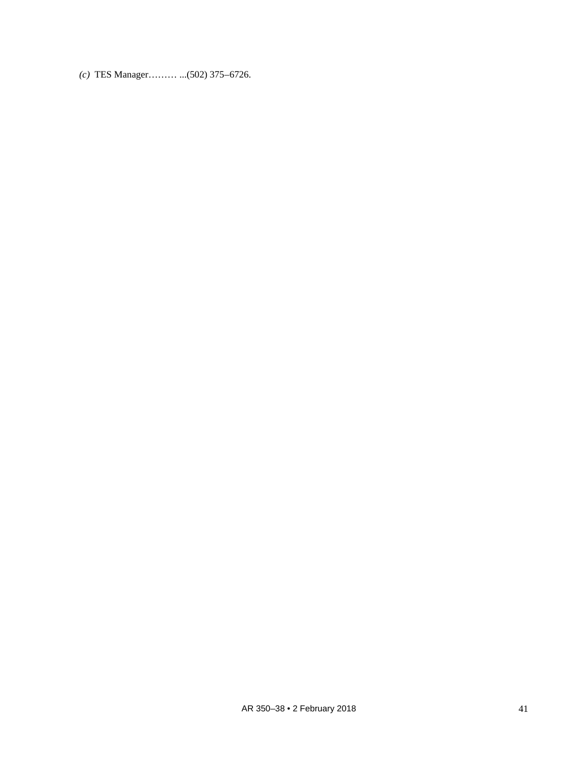*(c)* TES Manager……… ...(502) 375–6726.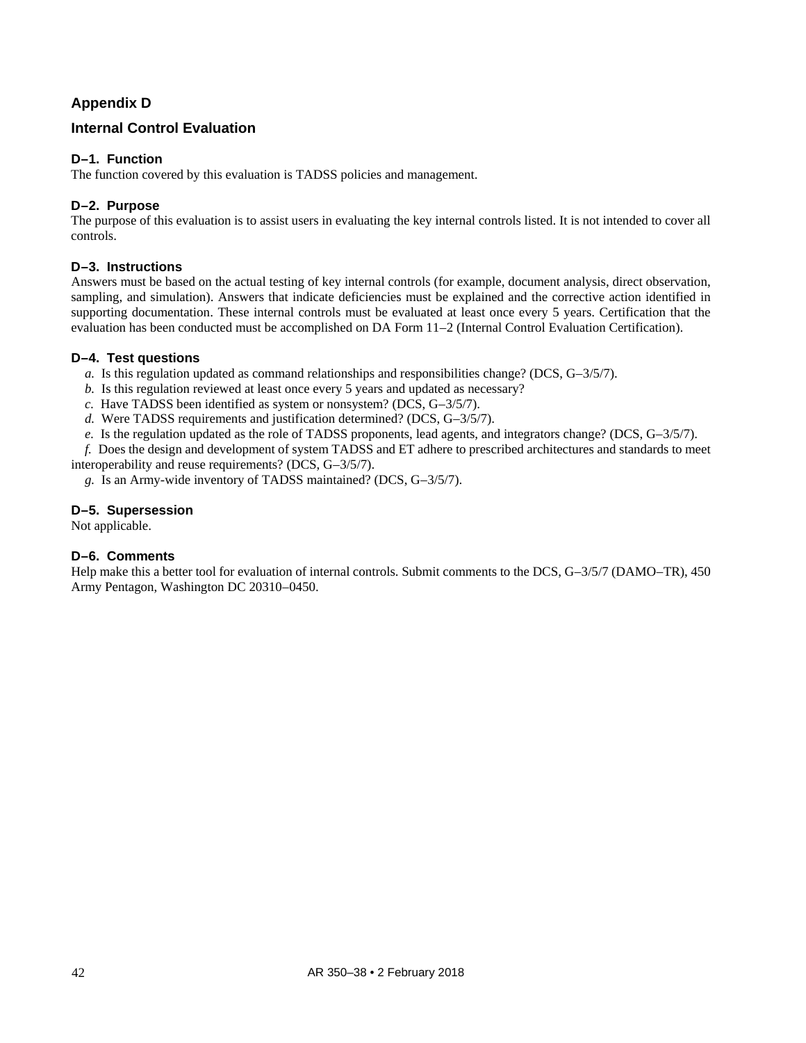## Appendix D

## Internal Control Evaluation

### D–1. Function

The function covered by this evaluation is TADSS policies and management.

### D–2. Purpose

The purpose of this evaluation is to assist users in evaluating the key internal controls listed. It is not intended to cover all controls.

### D–3. Instructions

Answers must be based on the actual testing of key internal controls (for example, document analysis, direct observation, sampling, and simulation). Answers that indicate deficiencies must be explained and the corrective action identified in supporting documentation. These internal controls must be evaluated at least once every 5 years. Certification that the evaluation has been conducted must be accomplished on DA Form 11–2 (Internal Control Evaluation Certification).

### D–4. Test questions

*a.* Is this regulation updated as command relationships and responsibilities change? (DCS, G–3/5/7).

*b.* Is this regulation reviewed at least once every 5 years and updated as necessary?

*c.* Have TADSS been identified as system or nonsystem? (DCS, G–3/5/7).

*d.* Were TADSS requirements and justification determined? (DCS, G–3/5/7).

*e.* Is the regulation updated as the role of TADSS proponents, lead agents, and integrators change? (DCS, G–3/5/7).

*f.* Does the design and development of system TADSS and ET adhere to prescribed architectures and standards to meet interoperability and reuse requirements? (DCS, G–3/5/7).

*g.* Is an Army-wide inventory of TADSS maintained? (DCS, G–3/5/7).

### D–5. Supersession

Not applicable.

### D–6. Comments

Help make this a better tool for evaluation of internal controls. Submit comments to the DCS, G–3/5/7 (DAMO–TR), 450 Army Pentagon, Washington DC 20310–0450.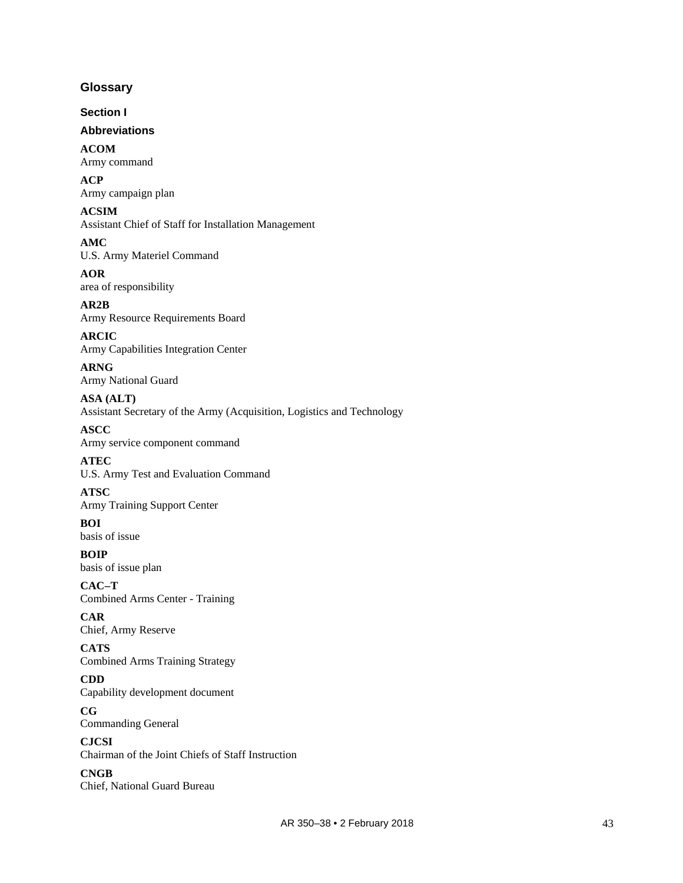# Glossary

## Section I

### Abbreviations

**ACOM**
Army command

**ACP**
Army campaign plan

**ACSIM**
Assistant Chief of Staff for Installation Management

**AMC**
U.S. Army Materiel Command

**AOR**
area of responsibility

**AR2B**
Army Resource Requirements Board

**ARCIC**
Army Capabilities Integration Center

**ARNG**
Army National Guard

**ASA (ALT)**
Assistant Secretary of the Army (Acquisition, Logistics and Technology

**ASCC**
Army service component command

**ATEC**
U.S. Army Test and Evaluation Command

**ATSC**
Army Training Support Center

**BOI**
basis of issue

**BOIP**
basis of issue plan

**CAC–T**
Combined Arms Center - Training

**CAR**
Chief, Army Reserve

**CATS**
Combined Arms Training Strategy

**CDD**
Capability development document

**CG**
Commanding General

**CJCSI**
Chairman of the Joint Chiefs of Staff Instruction

**CNGB**
Chief, National Guard Bureau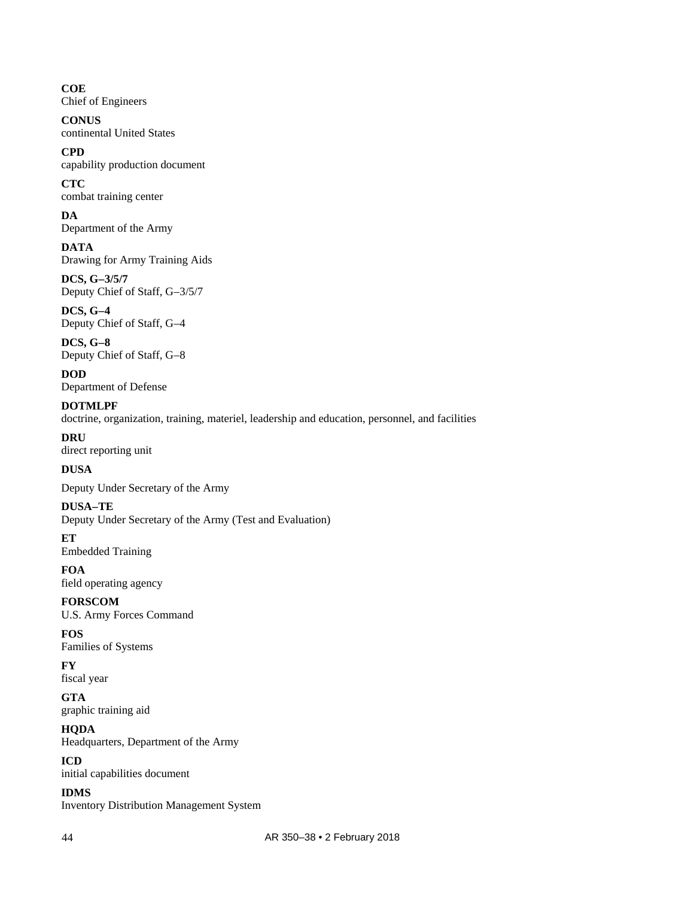**COE**
Chief of Engineers

**CONUS**
continental United States

**CPD**
capability production document

**CTC**
combat training center

**DA**
Department of the Army

**DATA**
Drawing for Army Training Aids

**DCS, G–3/5/7**
Deputy Chief of Staff, G–3/5/7

**DCS, G–4**
Deputy Chief of Staff, G–4

**DCS, G–8**
Deputy Chief of Staff, G–8

**DOD**
Department of Defense

**DOTMLPF**
doctrine, organization, training, materiel, leadership and education, personnel, and facilities

**DRU**
direct reporting unit

**DUSA**

Deputy Under Secretary of the Army

**DUSA–TE**
Deputy Under Secretary of the Army (Test and Evaluation)

**ET**
Embedded Training

**FOA**
field operating agency

**FORSCOM**
U.S. Army Forces Command

**FOS**
Families of Systems

**FY**
fiscal year

**GTA**
graphic training aid

**HQDA**
Headquarters, Department of the Army

**ICD**
initial capabilities document

**IDMS**
Inventory Distribution Management System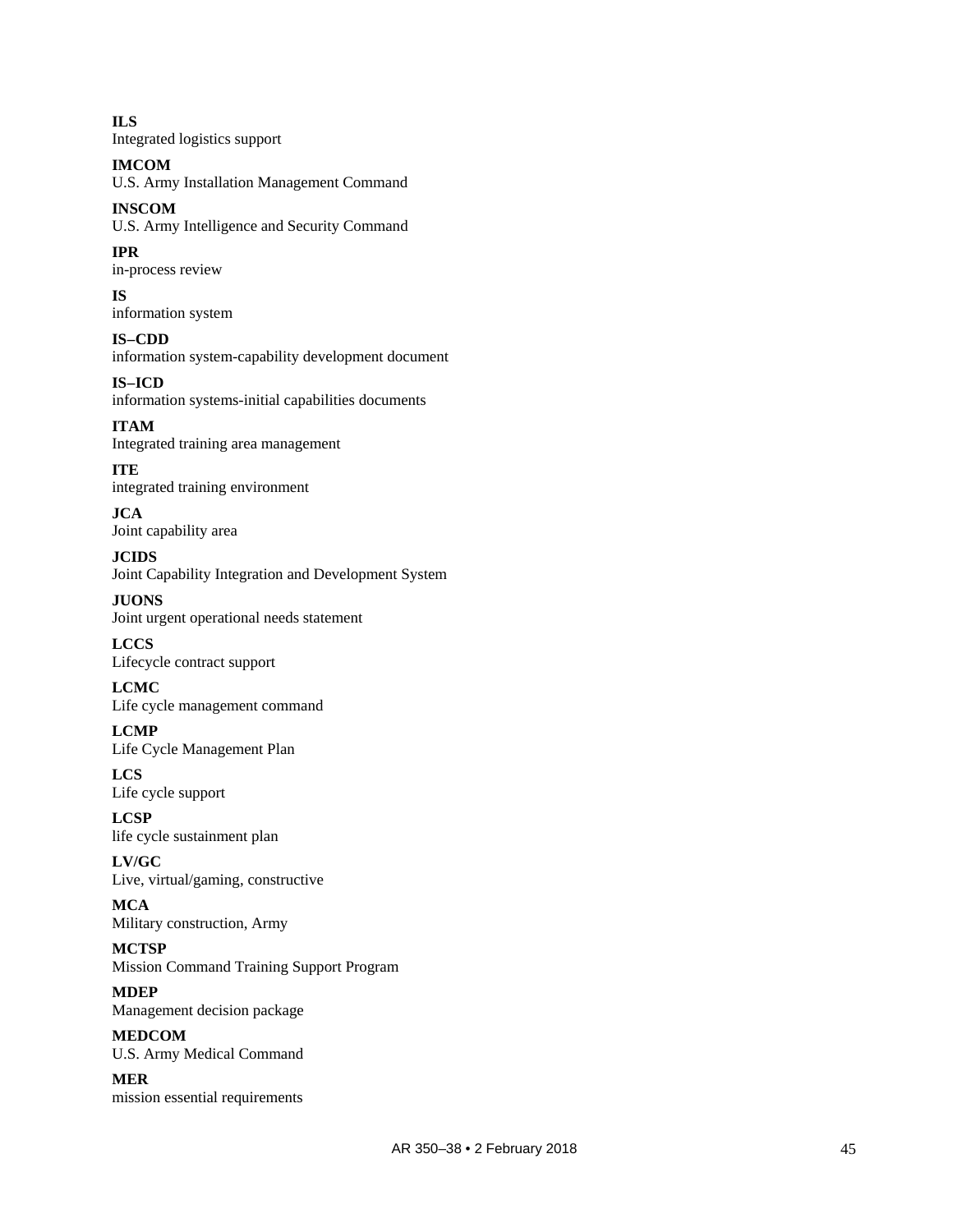**ILS**
Integrated logistics support

**IMCOM**
U.S. Army Installation Management Command

**INSCOM**
U.S. Army Intelligence and Security Command

**IPR**
in-process review

**IS**
information system

**IS–CDD**
information system-capability development document

**IS–ICD**
information systems-initial capabilities documents

**ITAM**
Integrated training area management

**ITE**
integrated training environment

**JCA**
Joint capability area

**JCIDS**
Joint Capability Integration and Development System

**JUONS**
Joint urgent operational needs statement

**LCCS**
Lifecycle contract support

**LCMC**
Life cycle management command

**LCMP**
Life Cycle Management Plan

**LCS**
Life cycle support

**LCSP**
life cycle sustainment plan

**LV/GC**
Live, virtual/gaming, constructive

**MCA**
Military construction, Army

**MCTSP**
Mission Command Training Support Program

**MDEP**
Management decision package

**MEDCOM**
U.S. Army Medical Command

**MER**
mission essential requirements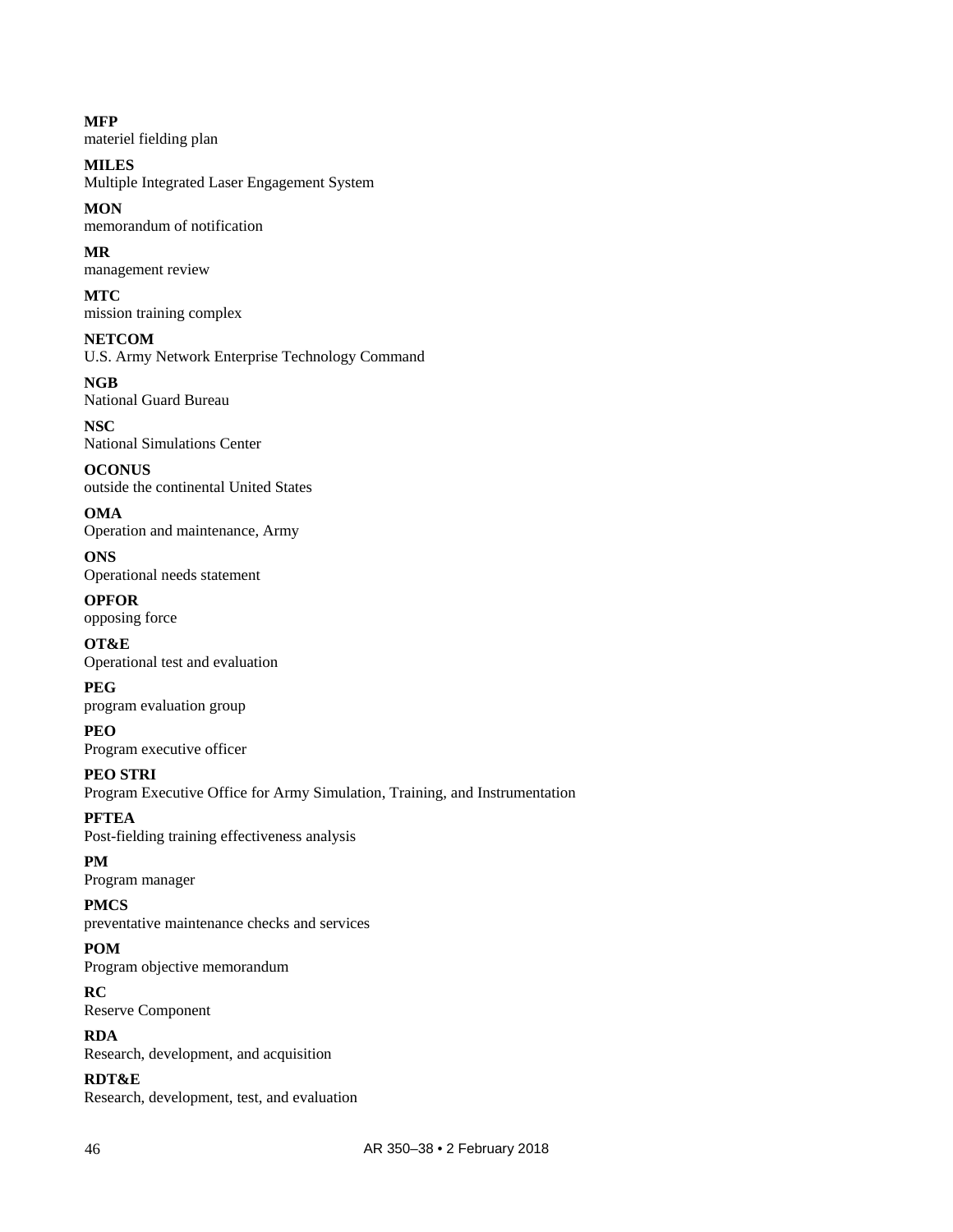**MFP**
materiel fielding plan

**MILES**
Multiple Integrated Laser Engagement System

**MON**
memorandum of notification

**MR**
management review

**MTC**
mission training complex

**NETCOM**
U.S. Army Network Enterprise Technology Command

**NGB**
National Guard Bureau

**NSC**
National Simulations Center

**OCONUS**
outside the continental United States

**OMA**
Operation and maintenance, Army

**ONS**
Operational needs statement

**OPFOR**
opposing force

**OT&E**
Operational test and evaluation

**PEG**
program evaluation group

**PEO**
Program executive officer

**PEO STRI**
Program Executive Office for Army Simulation, Training, and Instrumentation

**PFTEA**
Post-fielding training effectiveness analysis

**PM**
Program manager

**PMCS**
preventative maintenance checks and services

**POM**
Program objective memorandum

**RC**
Reserve Component

**RDA**
Research, development, and acquisition

**RDT&E**
Research, development, test, and evaluation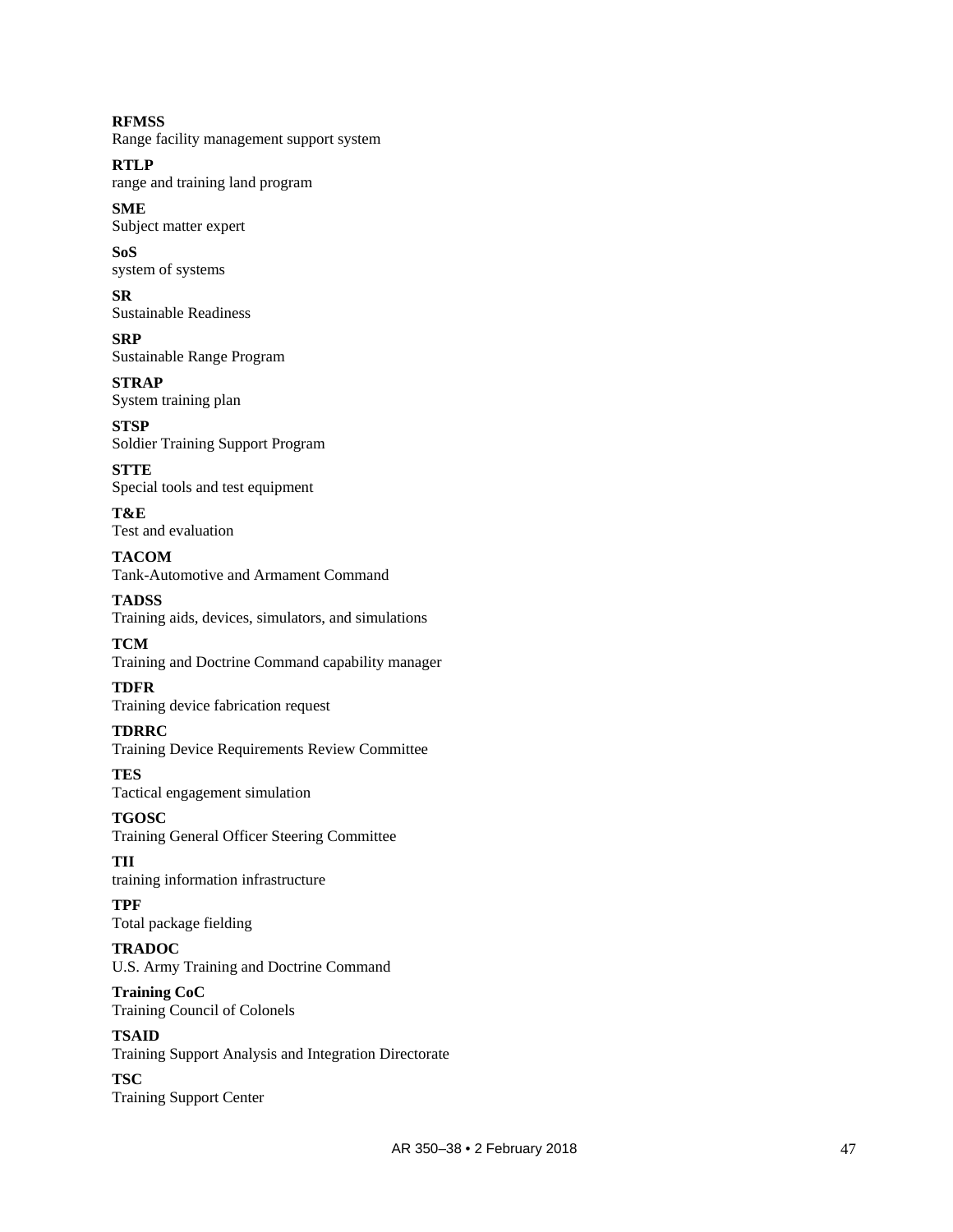**RFMSS**
Range facility management support system

**RTLP**
range and training land program

**SME**
Subject matter expert

**SoS**
system of systems

**SR**
Sustainable Readiness

**SRP**
Sustainable Range Program

**STRAP**
System training plan

**STSP**
Soldier Training Support Program

**STTE**
Special tools and test equipment

**T&E**
Test and evaluation

**TACOM**
Tank-Automotive and Armament Command

**TADSS**
Training aids, devices, simulators, and simulations

**TCM**
Training and Doctrine Command capability manager

**TDFR**
Training device fabrication request

**TDRRC**
Training Device Requirements Review Committee

**TES**
Tactical engagement simulation

**TGOSC**
Training General Officer Steering Committee

**TII**
training information infrastructure

**TPF**
Total package fielding

**TRADOC**
U.S. Army Training and Doctrine Command

**Training CoC**
Training Council of Colonels

**TSAID**
Training Support Analysis and Integration Directorate

**TSC**
Training Support Center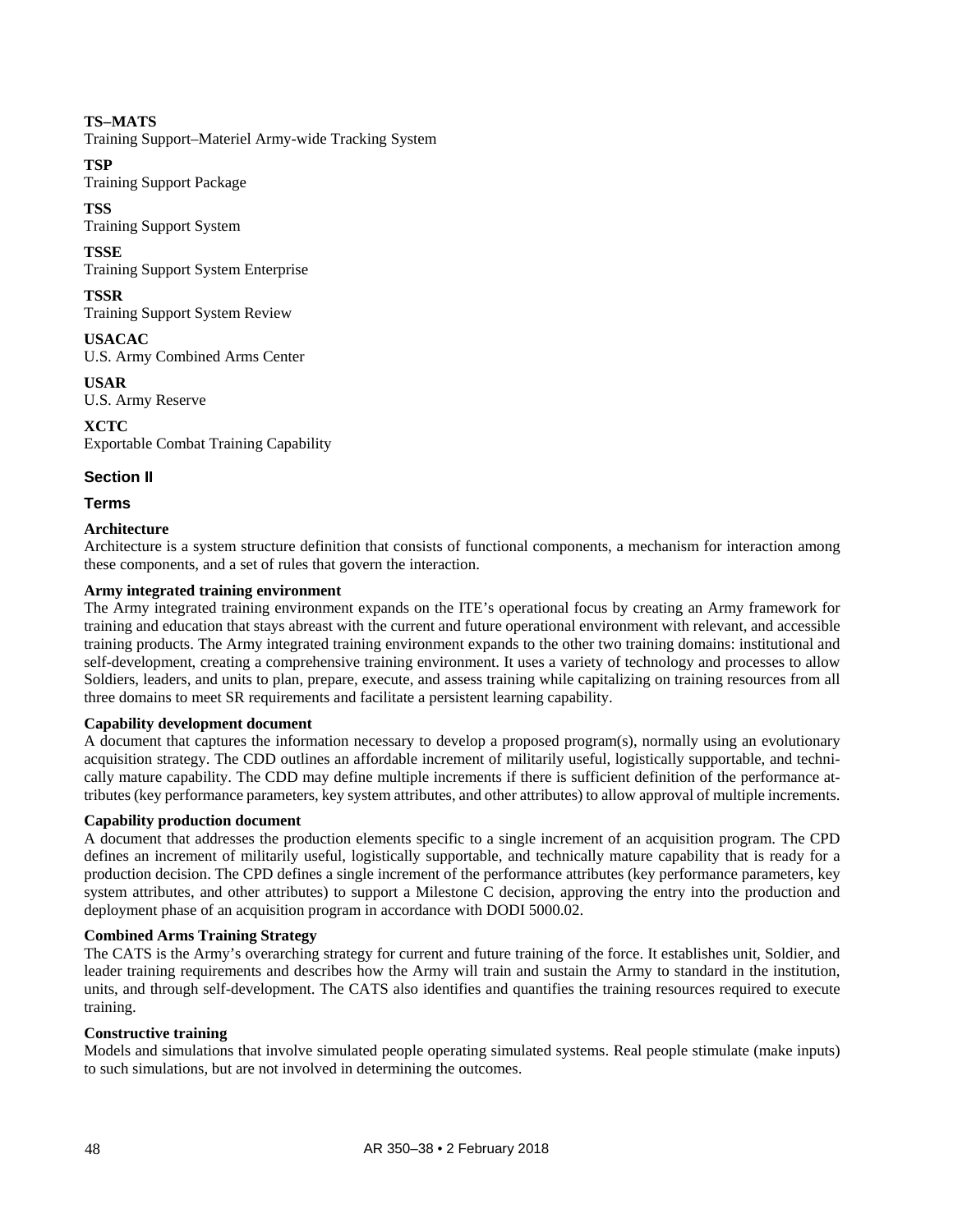**TS–MATS**
Training Support–Materiel Army-wide Tracking System

**TSP**
Training Support Package

**TSS**
Training Support System

**TSSE**
Training Support System Enterprise

**TSSR**
Training Support System Review

**USACAC**
U.S. Army Combined Arms Center

**USAR**
U.S. Army Reserve

**XCTC**
Exportable Combat Training Capability

## Section II

## Terms

**Architecture**
Architecture is a system structure definition that consists of functional components, a mechanism for interaction among these components, and a set of rules that govern the interaction.

**Army integrated training environment**
The Army integrated training environment expands on the ITE's operational focus by creating an Army framework for training and education that stays abreast with the current and future operational environment with relevant, and accessible training products. The Army integrated training environment expands to the other two training domains: institutional and self-development, creating a comprehensive training environment. It uses a variety of technology and processes to allow Soldiers, leaders, and units to plan, prepare, execute, and assess training while capitalizing on training resources from all three domains to meet SR requirements and facilitate a persistent learning capability.

**Capability development document**
A document that captures the information necessary to develop a proposed program(s), normally using an evolutionary acquisition strategy. The CDD outlines an affordable increment of militarily useful, logistically supportable, and technically mature capability. The CDD may define multiple increments if there is sufficient definition of the performance attributes (key performance parameters, key system attributes, and other attributes) to allow approval of multiple increments.

**Capability production document**
A document that addresses the production elements specific to a single increment of an acquisition program. The CPD defines an increment of militarily useful, logistically supportable, and technically mature capability that is ready for a production decision. The CPD defines a single increment of the performance attributes (key performance parameters, key system attributes, and other attributes) to support a Milestone C decision, approving the entry into the production and deployment phase of an acquisition program in accordance with DODI 5000.02.

**Combined Arms Training Strategy**
The CATS is the Army's overarching strategy for current and future training of the force. It establishes unit, Soldier, and leader training requirements and describes how the Army will train and sustain the Army to standard in the institution, units, and through self-development. The CATS also identifies and quantifies the training resources required to execute training.

**Constructive training**
Models and simulations that involve simulated people operating simulated systems. Real people stimulate (make inputs) to such simulations, but are not involved in determining the outcomes.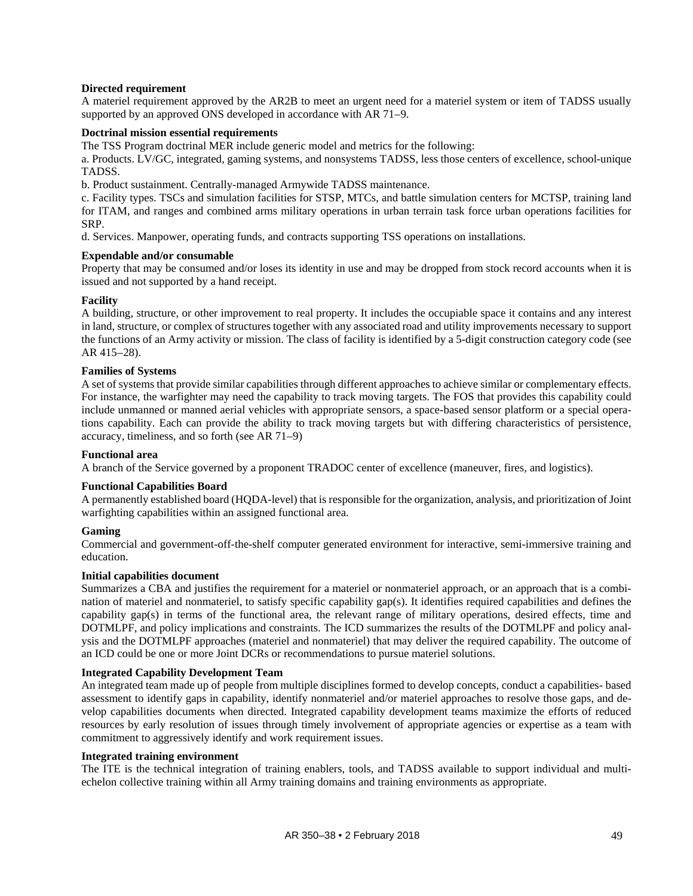**Directed requirement**

A materiel requirement approved by the AR2B to meet an urgent need for a materiel system or item of TADSS usually supported by an approved ONS developed in accordance with AR 71–9.

**Doctrinal mission essential requirements**

The TSS Program doctrinal MER include generic model and metrics for the following:

a. Products. LV/GC, integrated, gaming systems, and nonsystems TADSS, less those centers of excellence, school-unique TADSS.

b. Product sustainment. Centrally-managed Armywide TADSS maintenance.

c. Facility types. TSCs and simulation facilities for STSP, MTCs, and battle simulation centers for MCTSP, training land for ITAM, and ranges and combined arms military operations in urban terrain task force urban operations facilities for SRP.

d. Services. Manpower, operating funds, and contracts supporting TSS operations on installations.

**Expendable and/or consumable**

Property that may be consumed and/or loses its identity in use and may be dropped from stock record accounts when it is issued and not supported by a hand receipt.

**Facility**

A building, structure, or other improvement to real property. It includes the occupiable space it contains and any interest in land, structure, or complex of structures together with any associated road and utility improvements necessary to support the functions of an Army activity or mission. The class of facility is identified by a 5-digit construction category code (see AR 415–28).

**Families of Systems**

A set of systems that provide similar capabilities through different approaches to achieve similar or complementary effects. For instance, the warfighter may need the capability to track moving targets. The FOS that provides this capability could include unmanned or manned aerial vehicles with appropriate sensors, a space-based sensor platform or a special operations capability. Each can provide the ability to track moving targets but with differing characteristics of persistence, accuracy, timeliness, and so forth (see AR 71–9)

**Functional area**

A branch of the Service governed by a proponent TRADOC center of excellence (maneuver, fires, and logistics).

**Functional Capabilities Board**

A permanently established board (HQDA-level) that is responsible for the organization, analysis, and prioritization of Joint warfighting capabilities within an assigned functional area.

**Gaming**

Commercial and government-off-the-shelf computer generated environment for interactive, semi-immersive training and education.

**Initial capabilities document**

Summarizes a CBA and justifies the requirement for a materiel or nonmateriel approach, or an approach that is a combination of materiel and nonmateriel, to satisfy specific capability gap(s). It identifies required capabilities and defines the capability gap(s) in terms of the functional area, the relevant range of military operations, desired effects, time and DOTMLPF, and policy implications and constraints. The ICD summarizes the results of the DOTMLPF and policy analysis and the DOTMLPF approaches (materiel and nonmateriel) that may deliver the required capability. The outcome of an ICD could be one or more Joint DCRs or recommendations to pursue materiel solutions.

**Integrated Capability Development Team**

An integrated team made up of people from multiple disciplines formed to develop concepts, conduct a capabilities- based assessment to identify gaps in capability, identify nonmateriel and/or materiel approaches to resolve those gaps, and develop capabilities documents when directed. Integrated capability development teams maximize the efforts of reduced resources by early resolution of issues through timely involvement of appropriate agencies or expertise as a team with commitment to aggressively identify and work requirement issues.

**Integrated training environment**

The ITE is the technical integration of training enablers, tools, and TADSS available to support individual and multi-echelon collective training within all Army training domains and training environments as appropriate.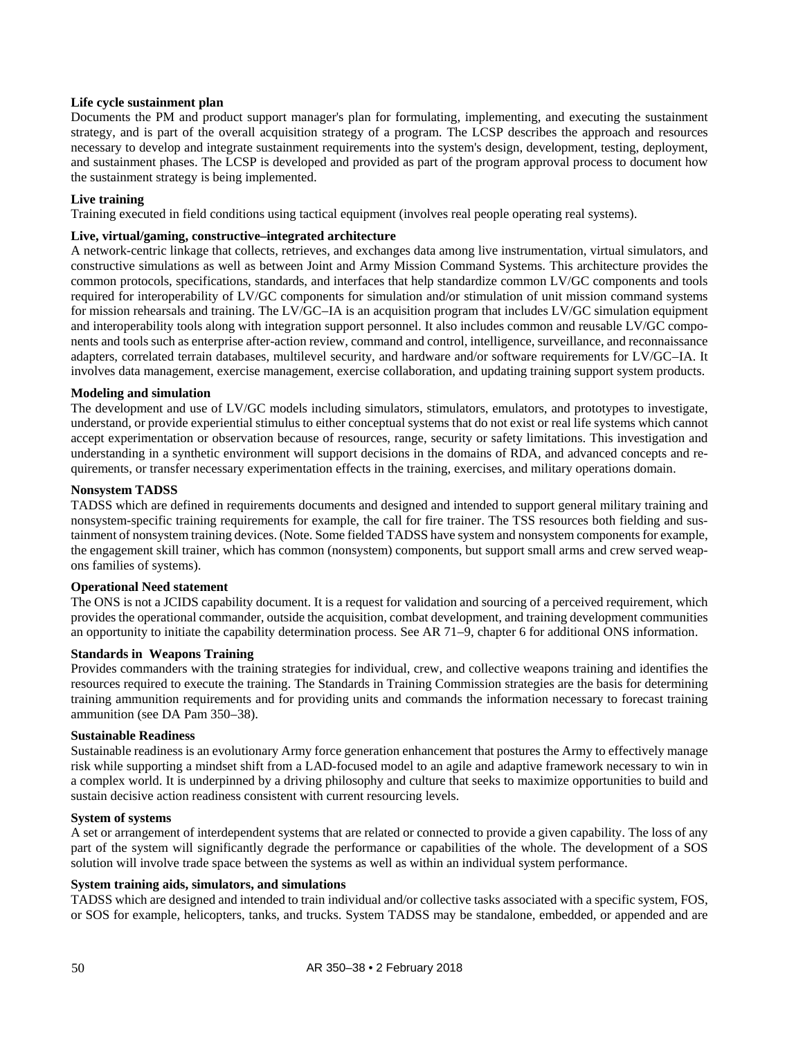**Life cycle sustainment plan**
Documents the PM and product support manager's plan for formulating, implementing, and executing the sustainment strategy, and is part of the overall acquisition strategy of a program. The LCSP describes the approach and resources necessary to develop and integrate sustainment requirements into the system's design, development, testing, deployment, and sustainment phases. The LCSP is developed and provided as part of the program approval process to document how the sustainment strategy is being implemented.

**Live training**
Training executed in field conditions using tactical equipment (involves real people operating real systems).

**Live, virtual/gaming, constructive–integrated architecture**
A network-centric linkage that collects, retrieves, and exchanges data among live instrumentation, virtual simulators, and constructive simulations as well as between Joint and Army Mission Command Systems. This architecture provides the common protocols, specifications, standards, and interfaces that help standardize common LV/GC components and tools required for interoperability of LV/GC components for simulation and/or stimulation of unit mission command systems for mission rehearsals and training. The LV/GC–IA is an acquisition program that includes LV/GC simulation equipment and interoperability tools along with integration support personnel. It also includes common and reusable LV/GC components and tools such as enterprise after-action review, command and control, intelligence, surveillance, and reconnaissance adapters, correlated terrain databases, multilevel security, and hardware and/or software requirements for LV/GC–IA. It involves data management, exercise management, exercise collaboration, and updating training support system products.

**Modeling and simulation**
The development and use of LV/GC models including simulators, stimulators, emulators, and prototypes to investigate, understand, or provide experiential stimulus to either conceptual systems that do not exist or real life systems which cannot accept experimentation or observation because of resources, range, security or safety limitations. This investigation and understanding in a synthetic environment will support decisions in the domains of RDA, and advanced concepts and requirements, or transfer necessary experimentation effects in the training, exercises, and military operations domain.

**Nonsystem TADSS**
TADSS which are defined in requirements documents and designed and intended to support general military training and nonsystem-specific training requirements for example, the call for fire trainer. The TSS resources both fielding and sustainment of nonsystem training devices. (Note. Some fielded TADSS have system and nonsystem components for example, the engagement skill trainer, which has common (nonsystem) components, but support small arms and crew served weapons families of systems).

**Operational Need statement**
The ONS is not a JCIDS capability document. It is a request for validation and sourcing of a perceived requirement, which provides the operational commander, outside the acquisition, combat development, and training development communities an opportunity to initiate the capability determination process. See AR 71–9, chapter 6 for additional ONS information.

**Standards in Weapons Training**
Provides commanders with the training strategies for individual, crew, and collective weapons training and identifies the resources required to execute the training. The Standards in Training Commission strategies are the basis for determining training ammunition requirements and for providing units and commands the information necessary to forecast training ammunition (see DA Pam 350–38).

**Sustainable Readiness**
Sustainable readiness is an evolutionary Army force generation enhancement that postures the Army to effectively manage risk while supporting a mindset shift from a LAD-focused model to an agile and adaptive framework necessary to win in a complex world. It is underpinned by a driving philosophy and culture that seeks to maximize opportunities to build and sustain decisive action readiness consistent with current resourcing levels.

**System of systems**
A set or arrangement of interdependent systems that are related or connected to provide a given capability. The loss of any part of the system will significantly degrade the performance or capabilities of the whole. The development of a SOS solution will involve trade space between the systems as well as within an individual system performance.

**System training aids, simulators, and simulations**
TADSS which are designed and intended to train individual and/or collective tasks associated with a specific system, FOS, or SOS for example, helicopters, tanks, and trucks. System TADSS may be standalone, embedded, or appended and are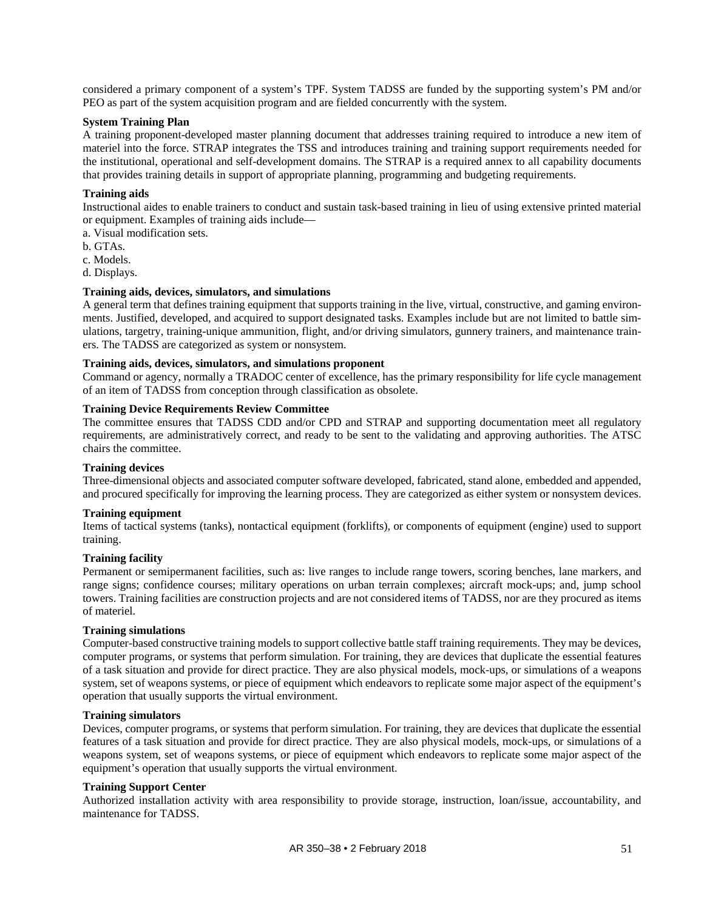considered a primary component of a system's TPF. System TADSS are funded by the supporting system's PM and/or PEO as part of the system acquisition program and are fielded concurrently with the system.

**System Training Plan**
A training proponent-developed master planning document that addresses training required to introduce a new item of materiel into the force. STRAP integrates the TSS and introduces training and training support requirements needed for the institutional, operational and self-development domains. The STRAP is a required annex to all capability documents that provides training details in support of appropriate planning, programming and budgeting requirements.

**Training aids**
Instructional aides to enable trainers to conduct and sustain task-based training in lieu of using extensive printed material or equipment. Examples of training aids include—
a. Visual modification sets.
b. GTAs.
c. Models.
d. Displays.

**Training aids, devices, simulators, and simulations**
A general term that defines training equipment that supports training in the live, virtual, constructive, and gaming environments. Justified, developed, and acquired to support designated tasks. Examples include but are not limited to battle simulations, targetry, training-unique ammunition, flight, and/or driving simulators, gunnery trainers, and maintenance trainers. The TADSS are categorized as system or nonsystem.

**Training aids, devices, simulators, and simulations proponent**
Command or agency, normally a TRADOC center of excellence, has the primary responsibility for life cycle management of an item of TADSS from conception through classification as obsolete.

**Training Device Requirements Review Committee**
The committee ensures that TADSS CDD and/or CPD and STRAP and supporting documentation meet all regulatory requirements, are administratively correct, and ready to be sent to the validating and approving authorities. The ATSC chairs the committee.

**Training devices**
Three-dimensional objects and associated computer software developed, fabricated, stand alone, embedded and appended, and procured specifically for improving the learning process. They are categorized as either system or nonsystem devices.

**Training equipment**
Items of tactical systems (tanks), nontactical equipment (forklifts), or components of equipment (engine) used to support training.

**Training facility**
Permanent or semipermanent facilities, such as: live ranges to include range towers, scoring benches, lane markers, and range signs; confidence courses; military operations on urban terrain complexes; aircraft mock-ups; and, jump school towers. Training facilities are construction projects and are not considered items of TADSS, nor are they procured as items of materiel.

**Training simulations**
Computer-based constructive training models to support collective battle staff training requirements. They may be devices, computer programs, or systems that perform simulation. For training, they are devices that duplicate the essential features of a task situation and provide for direct practice. They are also physical models, mock-ups, or simulations of a weapons system, set of weapons systems, or piece of equipment which endeavors to replicate some major aspect of the equipment's operation that usually supports the virtual environment.

**Training simulators**
Devices, computer programs, or systems that perform simulation. For training, they are devices that duplicate the essential features of a task situation and provide for direct practice. They are also physical models, mock-ups, or simulations of a weapons system, set of weapons systems, or piece of equipment which endeavors to replicate some major aspect of the equipment's operation that usually supports the virtual environment.

**Training Support Center**
Authorized installation activity with area responsibility to provide storage, instruction, loan/issue, accountability, and maintenance for TADSS.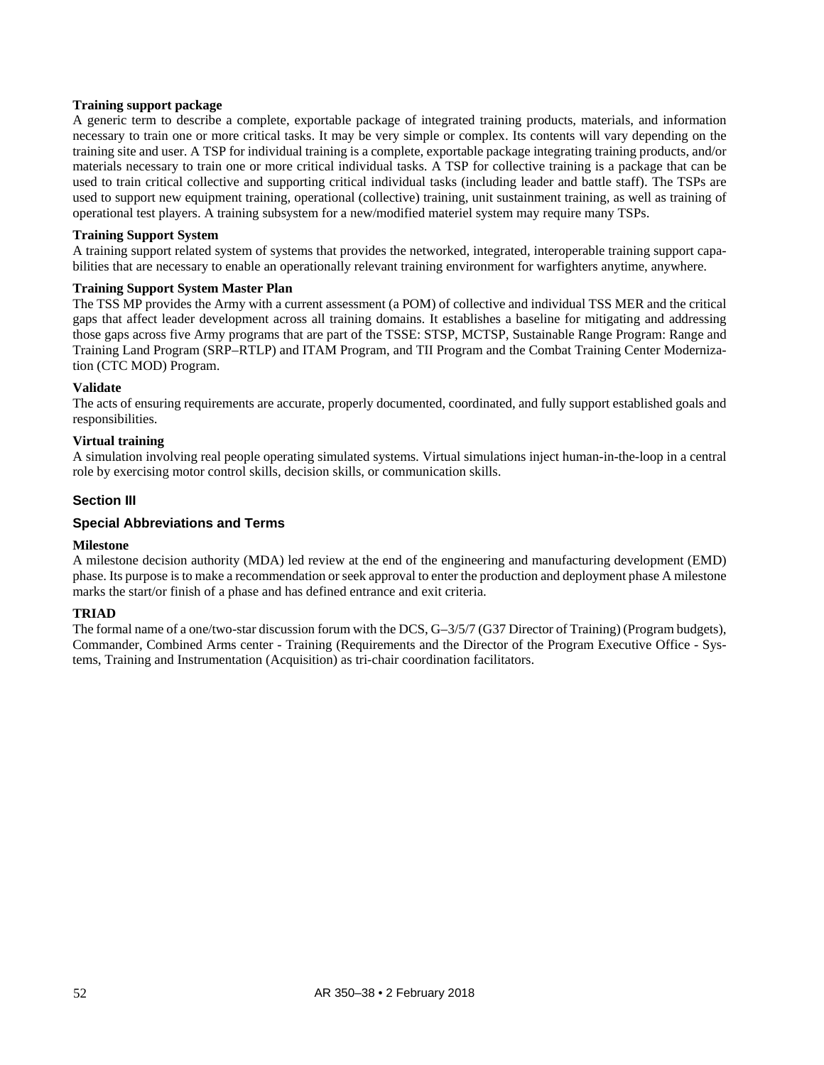**Training support package**

A generic term to describe a complete, exportable package of integrated training products, materials, and information necessary to train one or more critical tasks. It may be very simple or complex. Its contents will vary depending on the training site and user. A TSP for individual training is a complete, exportable package integrating training products, and/or materials necessary to train one or more critical individual tasks. A TSP for collective training is a package that can be used to train critical collective and supporting critical individual tasks (including leader and battle staff). The TSPs are used to support new equipment training, operational (collective) training, unit sustainment training, as well as training of operational test players. A training subsystem for a new/modified materiel system may require many TSPs.

**Training Support System**

A training support related system of systems that provides the networked, integrated, interoperable training support capabilities that are necessary to enable an operationally relevant training environment for warfighters anytime, anywhere.

**Training Support System Master Plan**

The TSS MP provides the Army with a current assessment (a POM) of collective and individual TSS MER and the critical gaps that affect leader development across all training domains. It establishes a baseline for mitigating and addressing those gaps across five Army programs that are part of the TSSE: STSP, MCTSP, Sustainable Range Program: Range and Training Land Program (SRP–RTLP) and ITAM Program, and TII Program and the Combat Training Center Modernization (CTC MOD) Program.

**Validate**

The acts of ensuring requirements are accurate, properly documented, coordinated, and fully support established goals and responsibilities.

**Virtual training**

A simulation involving real people operating simulated systems. Virtual simulations inject human-in-the-loop in a central role by exercising motor control skills, decision skills, or communication skills.

## Section III

## Special Abbreviations and Terms

**Milestone**

A milestone decision authority (MDA) led review at the end of the engineering and manufacturing development (EMD) phase. Its purpose is to make a recommendation or seek approval to enter the production and deployment phase A milestone marks the start/or finish of a phase and has defined entrance and exit criteria.

**TRIAD**

The formal name of a one/two-star discussion forum with the DCS, G–3/5/7 (G37 Director of Training) (Program budgets), Commander, Combined Arms center - Training (Requirements and the Director of the Program Executive Office - Systems, Training and Instrumentation (Acquisition) as tri-chair coordination facilitators.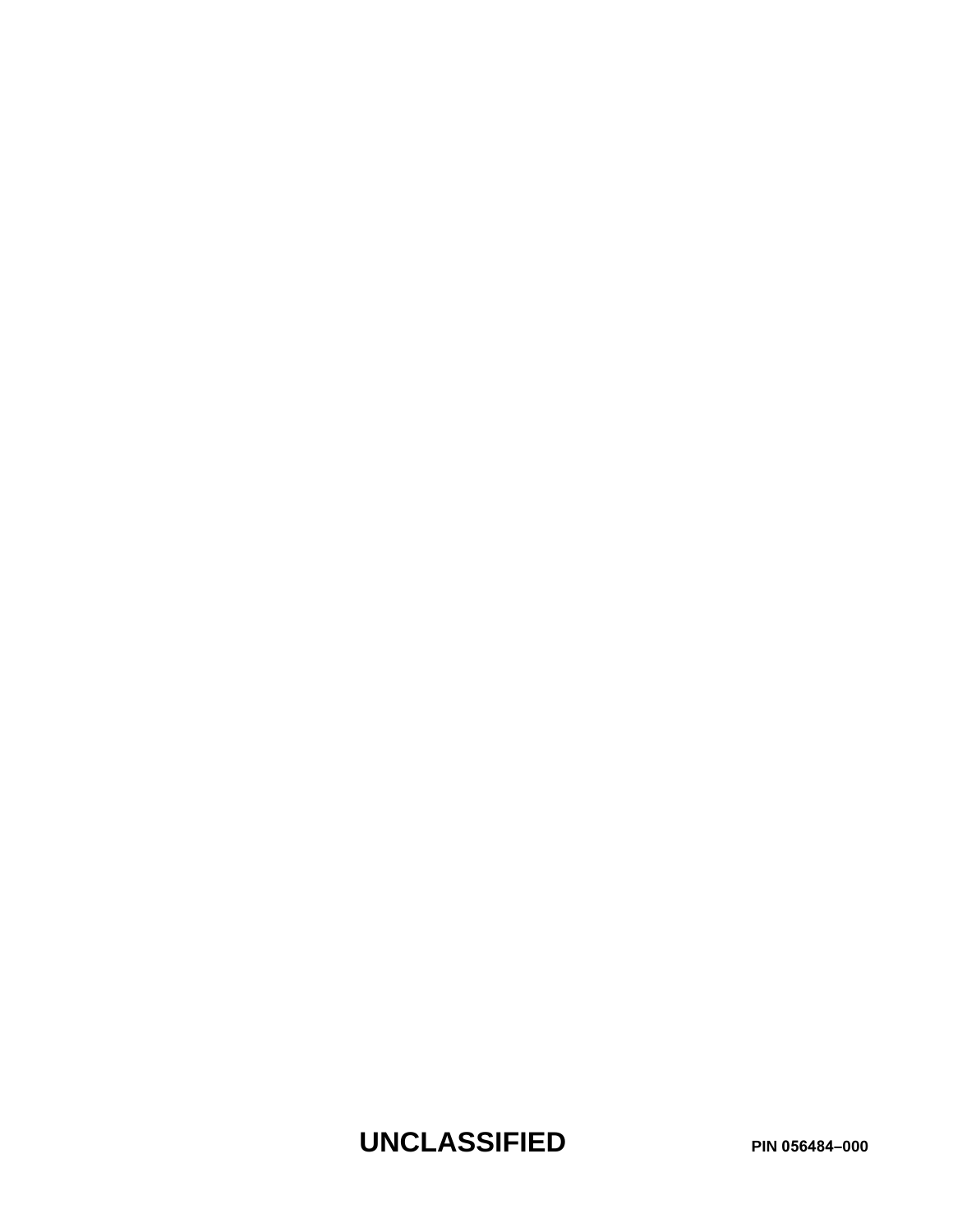UNCLASSIFIED

PIN 056484–000